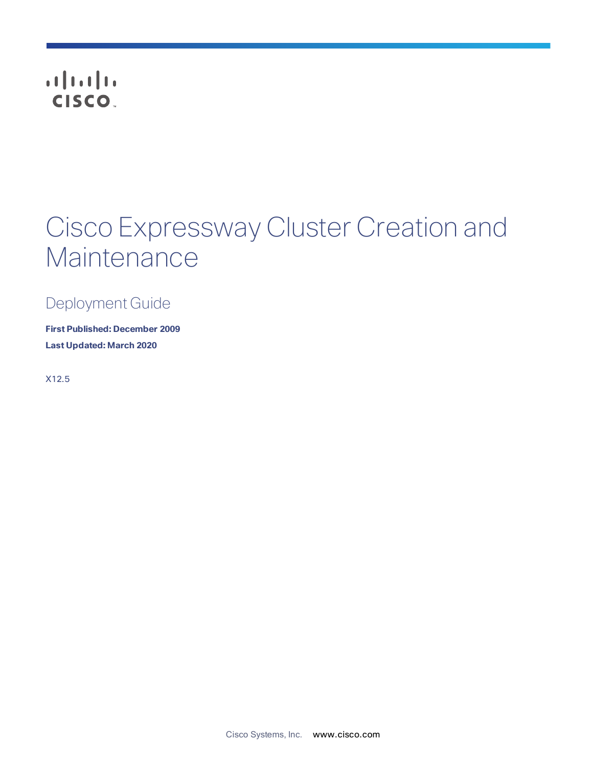# Cisco Expressway Cluster Creation and Maintenance

## Deployment Guide

**First Published: December 2009**

**Last Updated: March 2020**

X12.5

Cisco Systems, Inc. www.cisco.com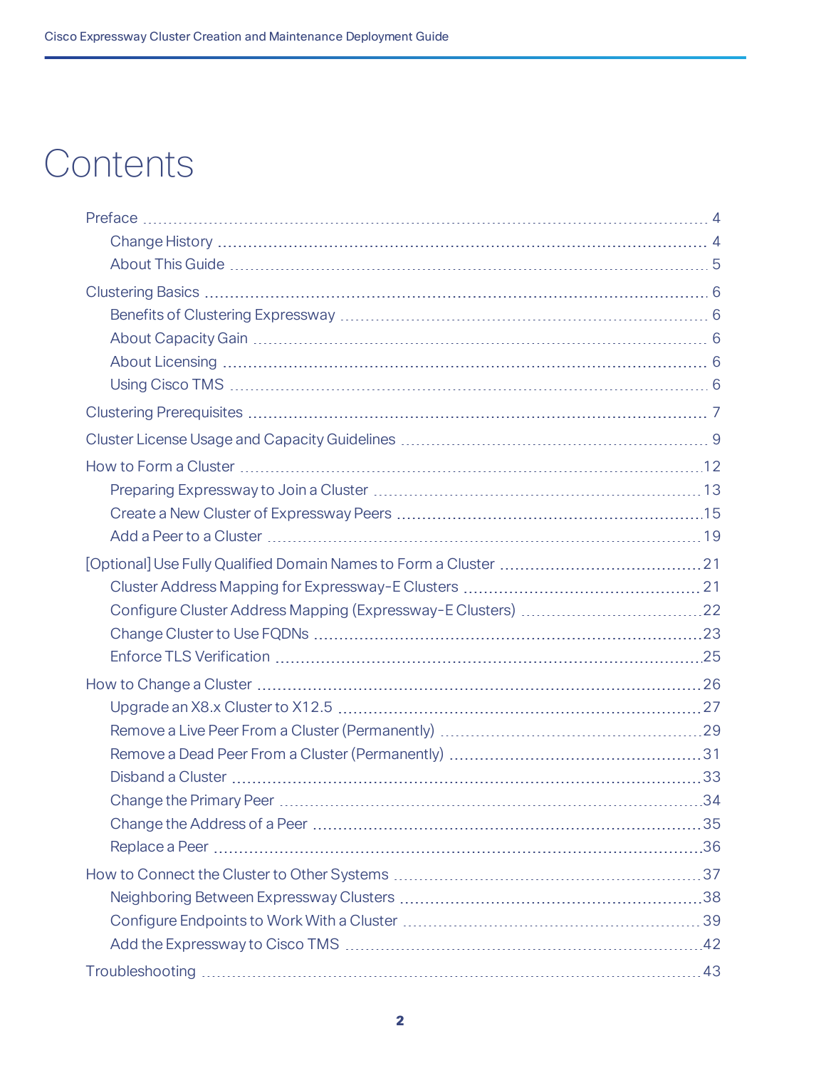# Contents

- Preface 4
  - Change History 4
  - About This Guide 5
- Clustering Basics 6
  - Benefits of Clustering Expressway 6
  - About Capacity Gain 6
  - About Licensing 6
  - Using Cisco TMS 6
- Clustering Prerequisites 7
- Cluster License Usage and Capacity Guidelines 9
- How to Form a Cluster 12
  - Preparing Expressway to Join a Cluster 13
  - Create a New Cluster of Expressway Peers 15
  - Add a Peer to a Cluster 19
- [Optional] Use Fully Qualified Domain Names to Form a Cluster 21
  - Cluster Address Mapping for Expressway-E Clusters 21
  - Configure Cluster Address Mapping (Expressway-E Clusters) 22
  - Change Cluster to Use FQDNs 23
  - Enforce TLS Verification 25
- How to Change a Cluster 26
  - Upgrade an X8.x Cluster to X12.5 27
  - Remove a Live Peer From a Cluster (Permanently) 29
  - Remove a Dead Peer From a Cluster (Permanently) 31
  - Disband a Cluster 33
  - Change the Primary Peer 34
  - Change the Address of a Peer 35
  - Replace a Peer 36
- How to Connect the Cluster to Other Systems 37
  - Neighboring Between Expressway Clusters 38
  - Configure Endpoints to Work With a Cluster 39
  - Add the Expressway to Cisco TMS 42
- Troubleshooting 43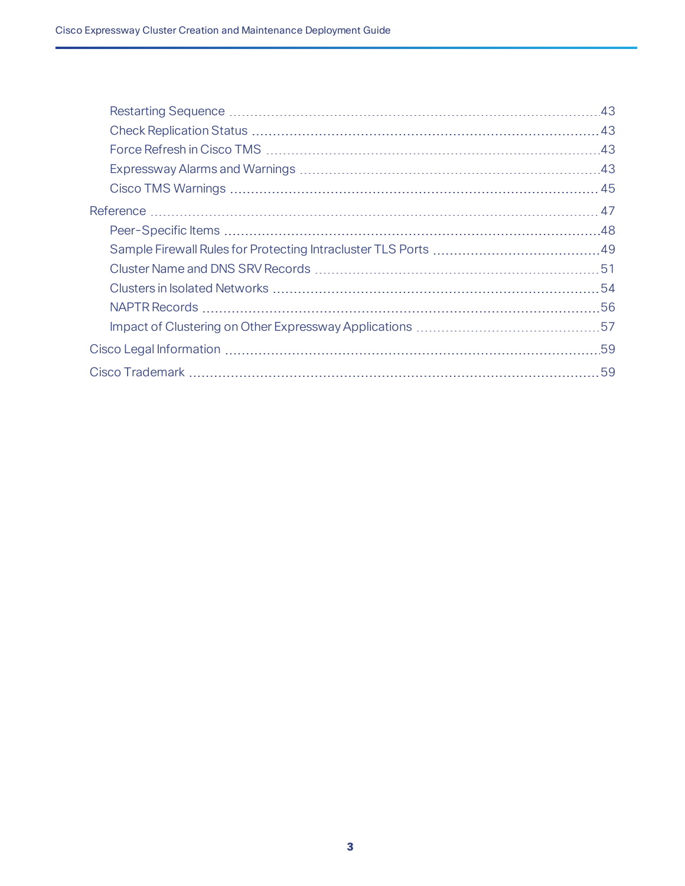- Restarting Sequence 43
- Check Replication Status 43
- Force Refresh in Cisco TMS 43
- Expressway Alarms and Warnings 43
- Cisco TMS Warnings 45

Reference 47

- Peer-Specific Items 48
- Sample Firewall Rules for Protecting Intracluster TLS Ports 49
- Cluster Name and DNS SRV Records 51
- Clusters in Isolated Networks 54
- NAPTR Records 56
- Impact of Clustering on Other Expressway Applications 57

Cisco Legal Information 59

Cisco Trademark 59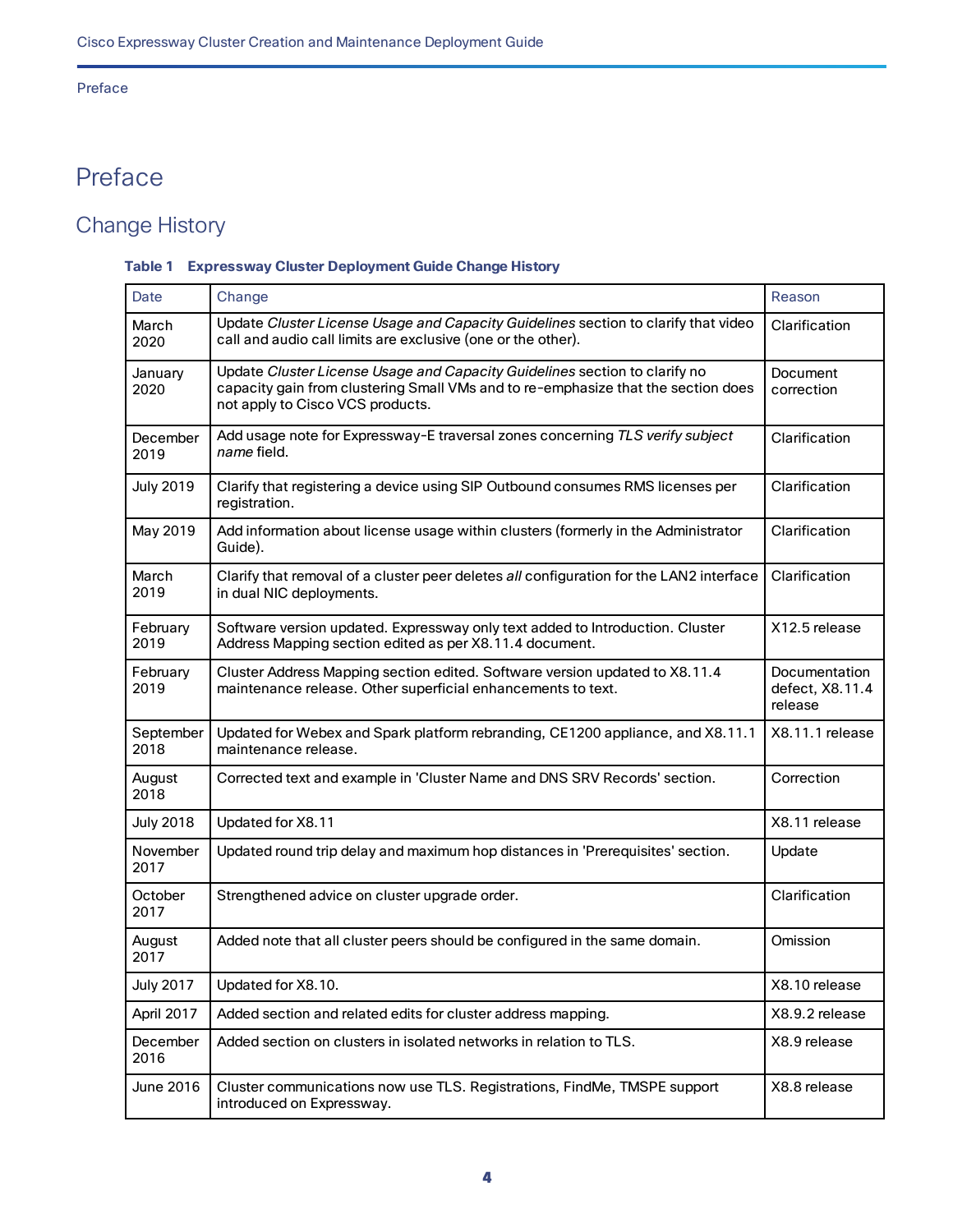# Preface

## Change History

**Table 1 Expressway Cluster Deployment Guide Change History**

| Date | Change | Reason |
|---|---|---|
| March 2020 | Update *Cluster License Usage and Capacity Guidelines* section to clarify that video call and audio call limits are exclusive (one or the other). | Clarification |
| January 2020 | Update *Cluster License Usage and Capacity Guidelines* section to clarify no capacity gain from clustering Small VMs and to re-emphasize that the section does not apply to Cisco VCS products. | Document correction |
| December 2019 | Add usage note for Expressway-E traversal zones concerning *TLS verify subject name* field. | Clarification |
| July 2019 | Clarify that registering a device using SIP Outbound consumes RMS licenses per registration. | Clarification |
| May 2019 | Add information about license usage within clusters (formerly in the Administrator Guide). | Clarification |
| March 2019 | Clarify that removal of a cluster peer deletes *all* configuration for the LAN2 interface in dual NIC deployments. | Clarification |
| February 2019 | Software version updated. Expressway only text added to Introduction. Cluster Address Mapping section edited as per X8.11.4 document. | X12.5 release |
| February 2019 | Cluster Address Mapping section edited. Software version updated to X8.11.4 maintenance release. Other superficial enhancements to text. | Documentation defect, X8.11.4 release |
| September 2018 | Updated for Webex and Spark platform rebranding, CE1200 appliance, and X8.11.1 maintenance release. | X8.11.1 release |
| August 2018 | Corrected text and example in 'Cluster Name and DNS SRV Records' section. | Correction |
| July 2018 | Updated for X8.11 | X8.11 release |
| November 2017 | Updated round trip delay and maximum hop distances in 'Prerequisites' section. | Update |
| October 2017 | Strengthened advice on cluster upgrade order. | Clarification |
| August 2017 | Added note that all cluster peers should be configured in the same domain. | Omission |
| July 2017 | Updated for X8.10. | X8.10 release |
| April 2017 | Added section and related edits for cluster address mapping. | X8.9.2 release |
| December 2016 | Added section on clusters in isolated networks in relation to TLS. | X8.9 release |
| June 2016 | Cluster communications now use TLS. Registrations, FindMe, TMSPE support introduced on Expressway. | X8.8 release |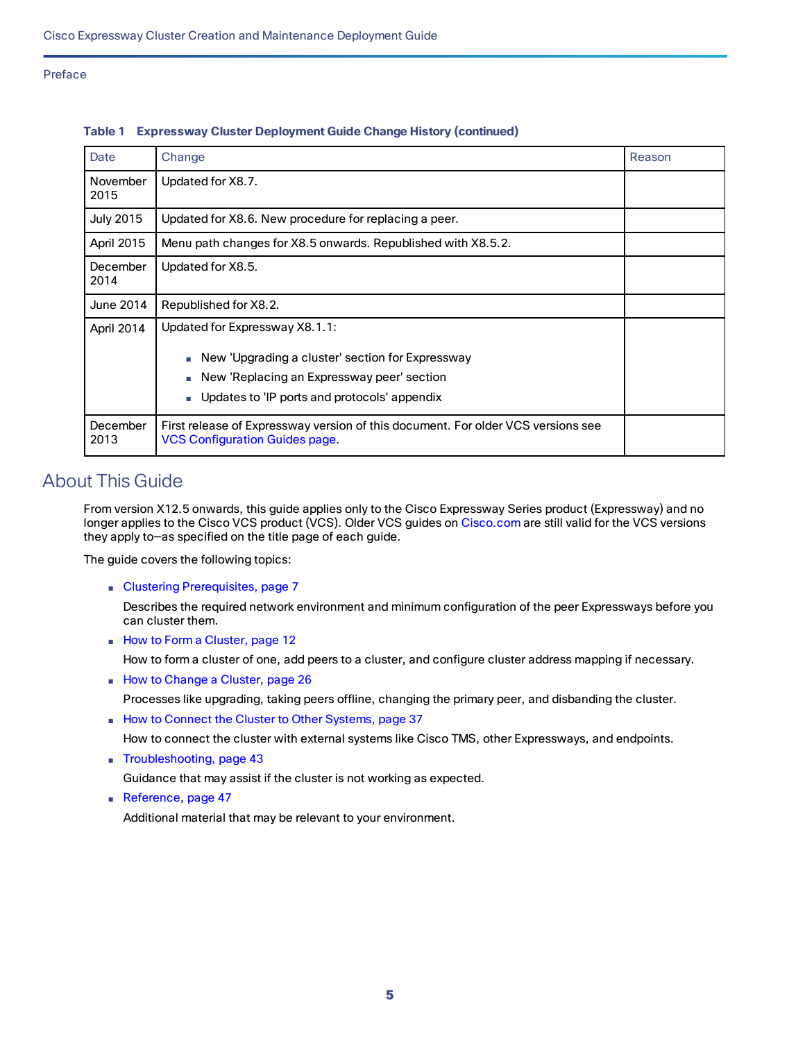Table 1 Expressway Cluster Deployment Guide Change History (continued)

| Date | Change | Reason |
|---|---|---|
| November 2015 | Updated for X8.7. | |
| July 2015 | Updated for X8.6. New procedure for replacing a peer. | |
| April 2015 | Menu path changes for X8.5 onwards. Republished with X8.5.2. | |
| December 2014 | Updated for X8.5. | |
| June 2014 | Republished for X8.2. | |
| April 2014 | Updated for Expressway X8.1.1:<br>▪ New 'Upgrading a cluster' section for Expressway<br>▪ New 'Replacing an Expressway peer' section<br>▪ Updates to 'IP ports and protocols' appendix | |
| December 2013 | First release of Expressway version of this document. For older VCS versions see VCS Configuration Guides page. | |

## About This Guide

From version X12.5 onwards, this guide applies only to the Cisco Expressway Series product (Expressway) and no longer applies to the Cisco VCS product (VCS). Older VCS guides on Cisco.com are still valid for the VCS versions they apply to–as specified on the title page of each guide.

The guide covers the following topics:

- Clustering Prerequisites, page 7

  Describes the required network environment and minimum configuration of the peer Expressways before you can cluster them.
- How to Form a Cluster, page 12

  How to form a cluster of one, add peers to a cluster, and configure cluster address mapping if necessary.
- How to Change a Cluster, page 26

  Processes like upgrading, taking peers offline, changing the primary peer, and disbanding the cluster.
- How to Connect the Cluster to Other Systems, page 37

  How to connect the cluster with external systems like Cisco TMS, other Expressways, and endpoints.
- Troubleshooting, page 43

  Guidance that may assist if the cluster is not working as expected.
- Reference, page 47

  Additional material that may be relevant to your environment.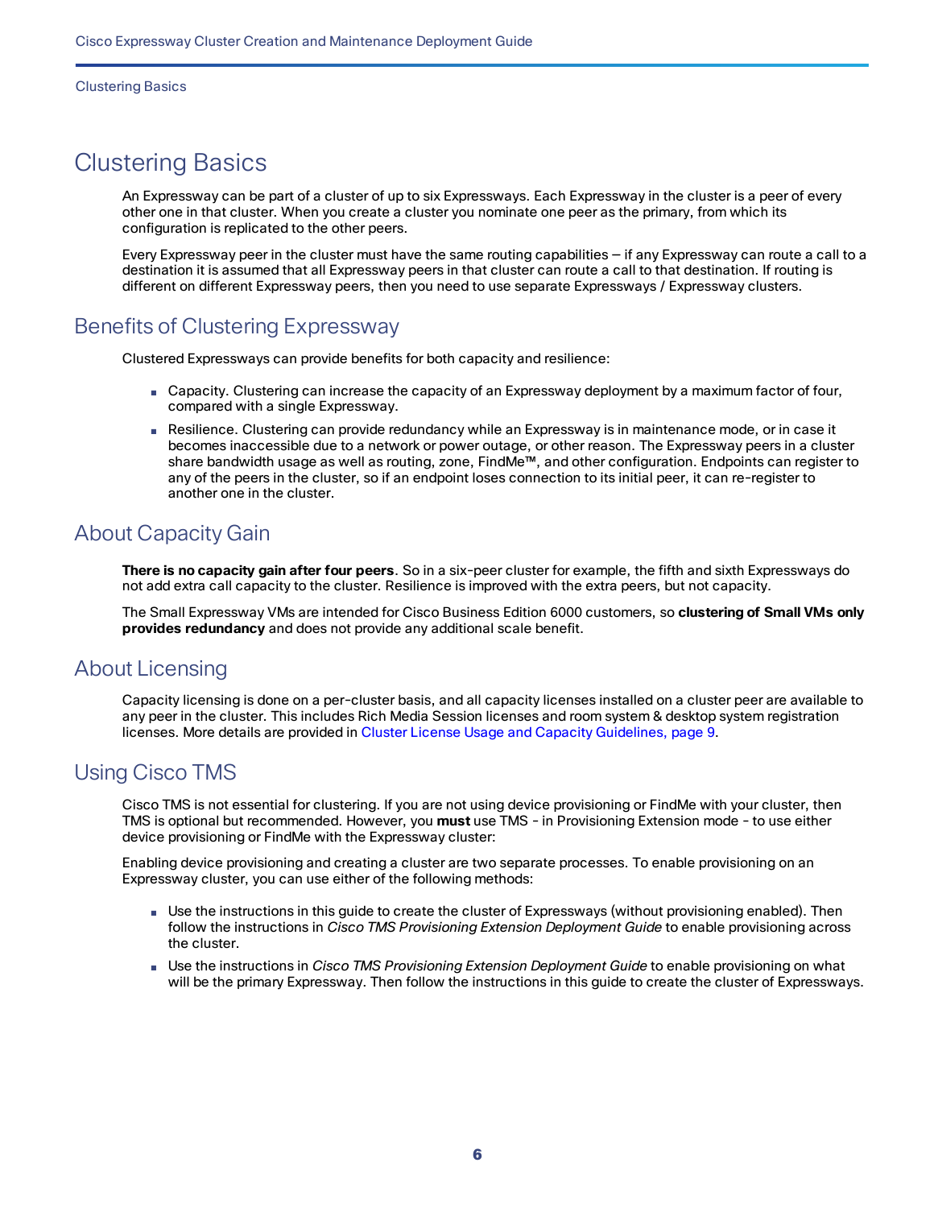# Clustering Basics

An Expressway can be part of a cluster of up to six Expressways. Each Expressway in the cluster is a peer of every other one in that cluster. When you create a cluster you nominate one peer as the primary, from which its configuration is replicated to the other peers.

Every Expressway peer in the cluster must have the same routing capabilities – if any Expressway can route a call to a destination it is assumed that all Expressway peers in that cluster can route a call to that destination. If routing is different on different Expressway peers, then you need to use separate Expressways / Expressway clusters.

## Benefits of Clustering Expressway

Clustered Expressways can provide benefits for both capacity and resilience:

- Capacity. Clustering can increase the capacity of an Expressway deployment by a maximum factor of four, compared with a single Expressway.
- Resilience. Clustering can provide redundancy while an Expressway is in maintenance mode, or in case it becomes inaccessible due to a network or power outage, or other reason. The Expressway peers in a cluster share bandwidth usage as well as routing, zone, FindMe™, and other configuration. Endpoints can register to any of the peers in the cluster, so if an endpoint loses connection to its initial peer, it can re-register to another one in the cluster.

## About Capacity Gain

**There is no capacity gain after four peers**. So in a six-peer cluster for example, the fifth and sixth Expressways do not add extra call capacity to the cluster. Resilience is improved with the extra peers, but not capacity.

The Small Expressway VMs are intended for Cisco Business Edition 6000 customers, so **clustering of Small VMs only provides redundancy** and does not provide any additional scale benefit.

## About Licensing

Capacity licensing is done on a per-cluster basis, and all capacity licenses installed on a cluster peer are available to any peer in the cluster. This includes Rich Media Session licenses and room system & desktop system registration licenses. More details are provided in Cluster License Usage and Capacity Guidelines, page 9.

## Using Cisco TMS

Cisco TMS is not essential for clustering. If you are not using device provisioning or FindMe with your cluster, then TMS is optional but recommended. However, you **must** use TMS - in Provisioning Extension mode - to use either device provisioning or FindMe with the Expressway cluster:

Enabling device provisioning and creating a cluster are two separate processes. To enable provisioning on an Expressway cluster, you can use either of the following methods:

- Use the instructions in this guide to create the cluster of Expressways (without provisioning enabled). Then follow the instructions in *Cisco TMS Provisioning Extension Deployment Guide* to enable provisioning across the cluster.
- Use the instructions in *Cisco TMS Provisioning Extension Deployment Guide* to enable provisioning on what will be the primary Expressway. Then follow the instructions in this guide to create the cluster of Expressways.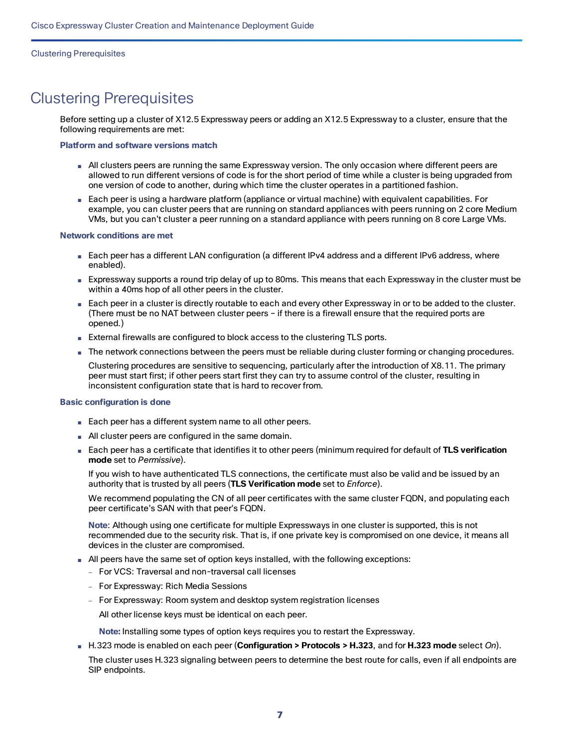# Clustering Prerequisites

Before setting up a cluster of X12.5 Expressway peers or adding an X12.5 Expressway to a cluster, ensure that the following requirements are met:

### Platform and software versions match

- All clusters peers are running the same Expressway version. The only occasion where different peers are allowed to run different versions of code is for the short period of time while a cluster is being upgraded from one version of code to another, during which time the cluster operates in a partitioned fashion.
- Each peer is using a hardware platform (appliance or virtual machine) with equivalent capabilities. For example, you can cluster peers that are running on standard appliances with peers running on 2 core Medium VMs, but you can't cluster a peer running on a standard appliance with peers running on 8 core Large VMs.

### Network conditions are met

- Each peer has a different LAN configuration (a different IPv4 address and a different IPv6 address, where enabled).
- Expressway supports a round trip delay of up to 80ms. This means that each Expressway in the cluster must be within a 40ms hop of all other peers in the cluster.
- Each peer in a cluster is directly routable to each and every other Expressway in or to be added to the cluster. (There must be no NAT between cluster peers – if there is a firewall ensure that the required ports are opened.)
- External firewalls are configured to block access to the clustering TLS ports.
- The network connections between the peers must be reliable during cluster forming or changing procedures.

  Clustering procedures are sensitive to sequencing, particularly after the introduction of X8.11. The primary peer must start first; if other peers start first they can try to assume control of the cluster, resulting in inconsistent configuration state that is hard to recover from.

### Basic configuration is done

- Each peer has a different system name to all other peers.
- All cluster peers are configured in the same domain.
- Each peer has a certificate that identifies it to other peers (minimum required for default of **TLS verification mode** set to *Permissive*).

  If you wish to have authenticated TLS connections, the certificate must also be valid and be issued by an authority that is trusted by all peers (**TLS Verification mode** set to *Enforce*).

  We recommend populating the CN of all peer certificates with the same cluster FQDN, and populating each peer certificate's SAN with that peer's FQDN.

  **Note**: Although using one certificate for multiple Expressways in one cluster is supported, this is not recommended due to the security risk. That is, if one private key is compromised on one device, it means all devices in the cluster are compromised.
- All peers have the same set of option keys installed, with the following exceptions:
  - For VCS: Traversal and non-traversal call licenses
  - For Expressway: Rich Media Sessions
  - For Expressway: Room system and desktop system registration licenses

    All other license keys must be identical on each peer.

    **Note:** Installing some types of option keys requires you to restart the Expressway.
- H.323 mode is enabled on each peer (**Configuration > Protocols > H.323**, and for **H.323 mode** select *On*).

  The cluster uses H.323 signaling between peers to determine the best route for calls, even if all endpoints are SIP endpoints.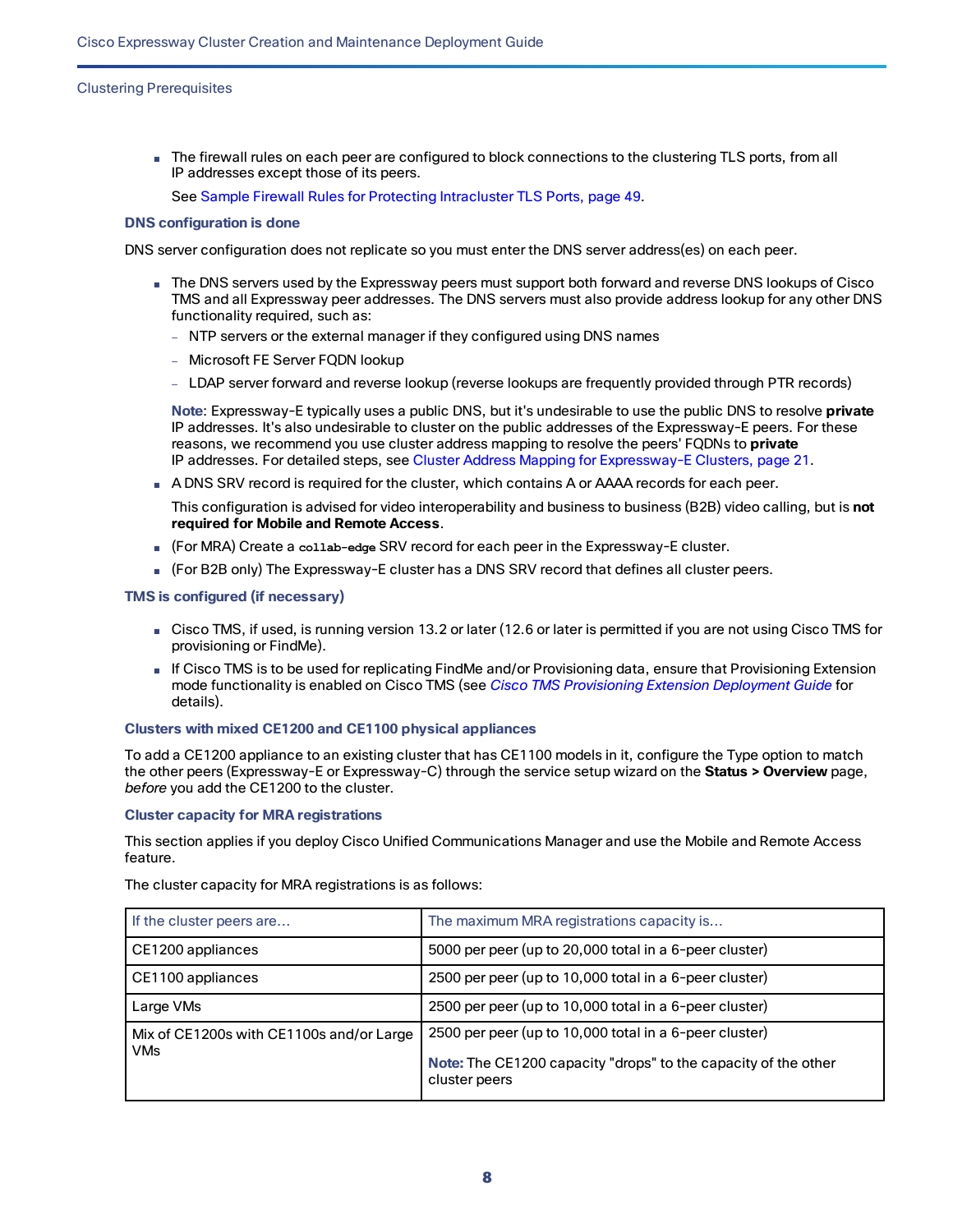- The firewall rules on each peer are configured to block connections to the clustering TLS ports, from all IP addresses except those of its peers.

  See Sample Firewall Rules for Protecting Intracluster TLS Ports, page 49.

### DNS configuration is done

DNS server configuration does not replicate so you must enter the DNS server address(es) on each peer.

- The DNS servers used by the Expressway peers must support both forward and reverse DNS lookups of Cisco TMS and all Expressway peer addresses. The DNS servers must also provide address lookup for any other DNS functionality required, such as:
  - NTP servers or the external manager if they configured using DNS names
  - Microsoft FE Server FQDN lookup
  - LDAP server forward and reverse lookup (reverse lookups are frequently provided through PTR records)

  **Note**: Expressway-E typically uses a public DNS, but it's undesirable to use the public DNS to resolve **private** IP addresses. It's also undesirable to cluster on the public addresses of the Expressway-E peers. For these reasons, we recommend you use cluster address mapping to resolve the peers' FQDNs to **private** IP addresses. For detailed steps, see Cluster Address Mapping for Expressway-E Clusters, page 21.
- A DNS SRV record is required for the cluster, which contains A or AAAA records for each peer.

  This configuration is advised for video interoperability and business to business (B2B) video calling, but is **not required for Mobile and Remote Access**.
- (For MRA) Create a `collab-edge` SRV record for each peer in the Expressway-E cluster.
- (For B2B only) The Expressway-E cluster has a DNS SRV record that defines all cluster peers.

### TMS is configured (if necessary)

- Cisco TMS, if used, is running version 13.2 or later (12.6 or later is permitted if you are not using Cisco TMS for provisioning or FindMe).
- If Cisco TMS is to be used for replicating FindMe and/or Provisioning data, ensure that Provisioning Extension mode functionality is enabled on Cisco TMS (see *Cisco TMS Provisioning Extension Deployment Guide* for details).

### Clusters with mixed CE1200 and CE1100 physical appliances

To add a CE1200 appliance to an existing cluster that has CE1100 models in it, configure the Type option to match the other peers (Expressway-E or Expressway-C) through the service setup wizard on the **Status > Overview** page, *before* you add the CE1200 to the cluster.

### Cluster capacity for MRA registrations

This section applies if you deploy Cisco Unified Communications Manager and use the Mobile and Remote Access feature.

The cluster capacity for MRA registrations is as follows:

| If the cluster peers are... | The maximum MRA registrations capacity is... |
|---|---|
| CE1200 appliances | 5000 per peer (up to 20,000 total in a 6-peer cluster) |
| CE1100 appliances | 2500 per peer (up to 10,000 total in a 6-peer cluster) |
| Large VMs | 2500 per peer (up to 10,000 total in a 6-peer cluster) |
| Mix of CE1200s with CE1100s and/or Large VMs | 2500 per peer (up to 10,000 total in a 6-peer cluster)<br><br>**Note:** The CE1200 capacity "drops" to the capacity of the other cluster peers |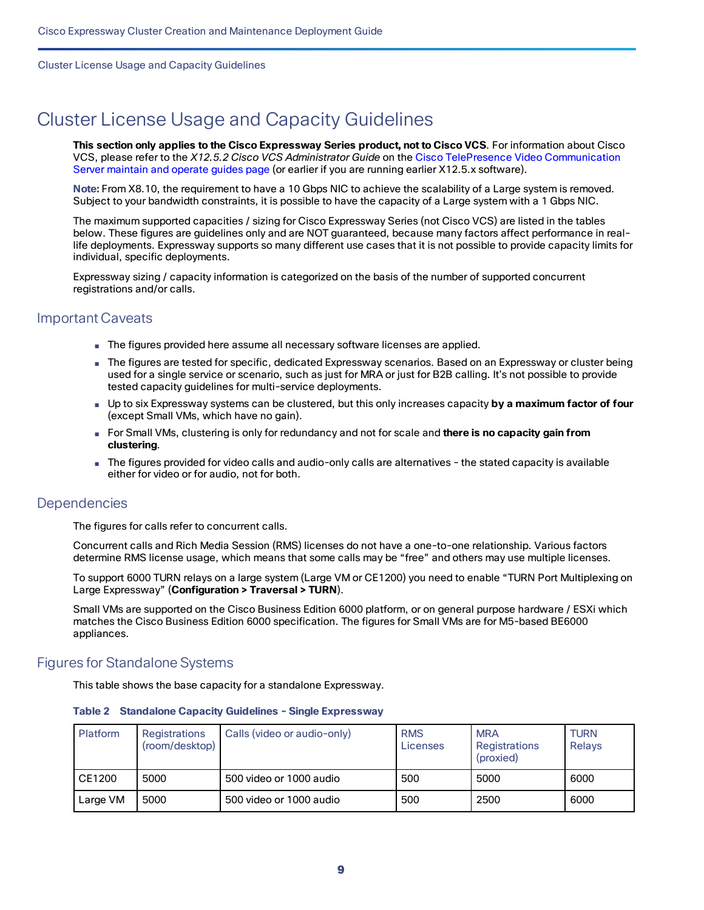# Cluster License Usage and Capacity Guidelines

**This section only applies to the Cisco Expressway Series product, not to Cisco VCS**. For information about Cisco VCS, please refer to the *X12.5.2 Cisco VCS Administrator Guide* on the Cisco TelePresence Video Communication Server maintain and operate guides page (or earlier if you are running earlier X12.5.x software).

**Note:** From X8.10, the requirement to have a 10 Gbps NIC to achieve the scalability of a Large system is removed. Subject to your bandwidth constraints, it is possible to have the capacity of a Large system with a 1 Gbps NIC.

The maximum supported capacities / sizing for Cisco Expressway Series (not Cisco VCS) are listed in the tables below. These figures are guidelines only and are NOT guaranteed, because many factors affect performance in real-life deployments. Expressway supports so many different use cases that it is not possible to provide capacity limits for individual, specific deployments.

Expressway sizing / capacity information is categorized on the basis of the number of supported concurrent registrations and/or calls.

## Important Caveats

- The figures provided here assume all necessary software licenses are applied.
- The figures are tested for specific, dedicated Expressway scenarios. Based on an Expressway or cluster being used for a single service or scenario, such as just for MRA or just for B2B calling. It's not possible to provide tested capacity guidelines for multi-service deployments.
- Up to six Expressway systems can be clustered, but this only increases capacity **by a maximum factor of four** (except Small VMs, which have no gain).
- For Small VMs, clustering is only for redundancy and not for scale and **there is no capacity gain from clustering**.
- The figures provided for video calls and audio-only calls are alternatives - the stated capacity is available either for video or for audio, not for both.

## Dependencies

The figures for calls refer to concurrent calls.

Concurrent calls and Rich Media Session (RMS) licenses do not have a one-to-one relationship. Various factors determine RMS license usage, which means that some calls may be “free” and others may use multiple licenses.

To support 6000 TURN relays on a large system (Large VM or CE1200) you need to enable “TURN Port Multiplexing on Large Expressway” (**Configuration > Traversal > TURN**).

Small VMs are supported on the Cisco Business Edition 6000 platform, or on general purpose hardware / ESXi which matches the Cisco Business Edition 6000 specification. The figures for Small VMs are for M5-based BE6000 appliances.

## Figures for Standalone Systems

This table shows the base capacity for a standalone Expressway.

**Table 2 Standalone Capacity Guidelines - Single Expressway**

| Platform | Registrations (room/desktop) | Calls (video or audio-only) | RMS Licenses | MRA Registrations (proxied) | TURN Relays |
|---|---|---|---|---|---|
| CE1200 | 5000 | 500 video or 1000 audio | 500 | 5000 | 6000 |
| Large VM | 5000 | 500 video or 1000 audio | 500 | 2500 | 6000 |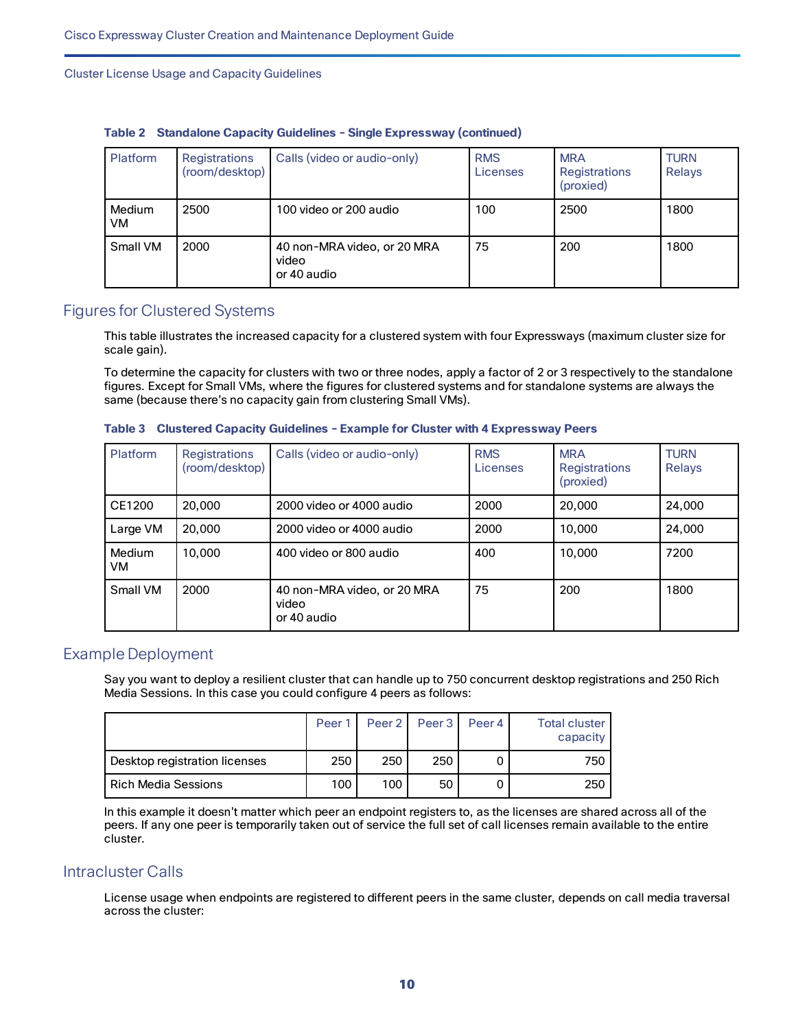**Table 2 Standalone Capacity Guidelines - Single Expressway (continued)**

| Platform | Registrations (room/desktop) | Calls (video or audio-only) | RMS Licenses | MRA Registrations (proxied) | TURN Relays |
|---|---|---|---|---|---|
| Medium VM | 2500 | 100 video or 200 audio | 100 | 2500 | 1800 |
| Small VM | 2000 | 40 non-MRA video, or 20 MRA video or 40 audio | 75 | 200 | 1800 |

## Figures for Clustered Systems

This table illustrates the increased capacity for a clustered system with four Expressways (maximum cluster size for scale gain).

To determine the capacity for clusters with two or three nodes, apply a factor of 2 or 3 respectively to the standalone figures. Except for Small VMs, where the figures for clustered systems and for standalone systems are always the same (because there's no capacity gain from clustering Small VMs).

**Table 3 Clustered Capacity Guidelines - Example for Cluster with 4 Expressway Peers**

| Platform | Registrations (room/desktop) | Calls (video or audio-only) | RMS Licenses | MRA Registrations (proxied) | TURN Relays |
|---|---|---|---|---|---|
| CE1200 | 20,000 | 2000 video or 4000 audio | 2000 | 20,000 | 24,000 |
| Large VM | 20,000 | 2000 video or 4000 audio | 2000 | 10,000 | 24,000 |
| Medium VM | 10,000 | 400 video or 800 audio | 400 | 10,000 | 7200 |
| Small VM | 2000 | 40 non-MRA video, or 20 MRA video or 40 audio | 75 | 200 | 1800 |

## Example Deployment

Say you want to deploy a resilient cluster that can handle up to 750 concurrent desktop registrations and 250 Rich Media Sessions. In this case you could configure 4 peers as follows:

| | Peer 1 | Peer 2 | Peer 3 | Peer 4 | Total cluster capacity |
|---|---|---|---|---|---|
| Desktop registration licenses | 250 | 250 | 250 | 0 | 750 |
| Rich Media Sessions | 100 | 100 | 50 | 0 | 250 |

In this example it doesn't matter which peer an endpoint registers to, as the licenses are shared across all of the peers. If any one peer is temporarily taken out of service the full set of call licenses remain available to the entire cluster.

## Intracluster Calls

License usage when endpoints are registered to different peers in the same cluster, depends on call media traversal across the cluster: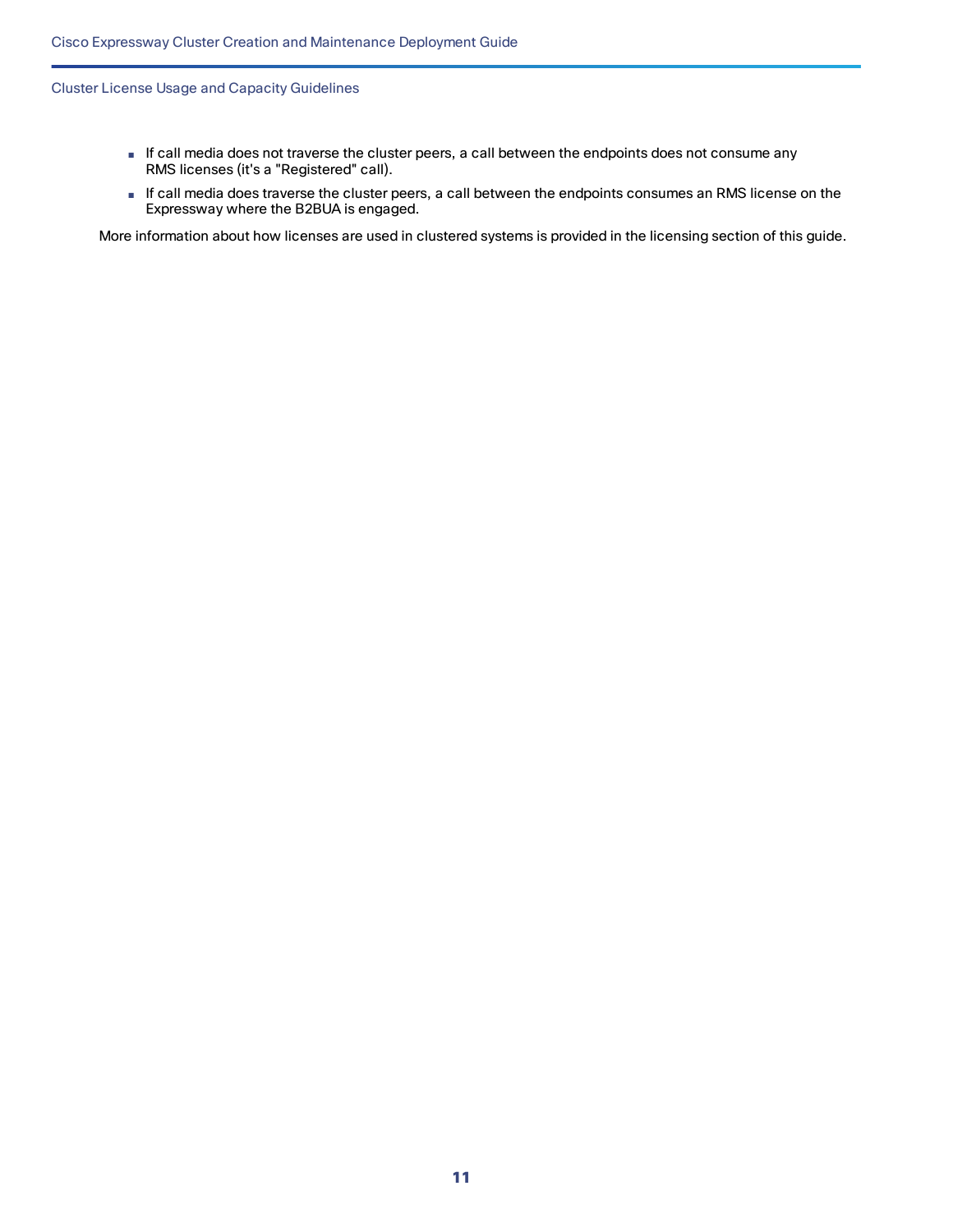- If call media does not traverse the cluster peers, a call between the endpoints does not consume any RMS licenses (it's a "Registered" call).
- If call media does traverse the cluster peers, a call between the endpoints consumes an RMS license on the Expressway where the B2BUA is engaged.

More information about how licenses are used in clustered systems is provided in the licensing section of this guide.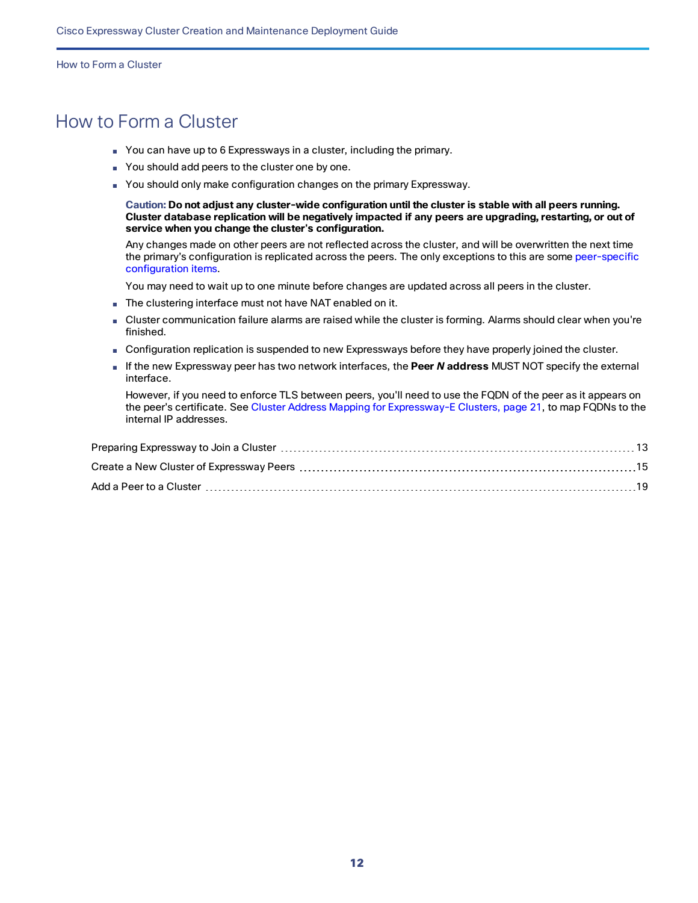# How to Form a Cluster

- You can have up to 6 Expressways in a cluster, including the primary.
- You should add peers to the cluster one by one.
- You should only make configuration changes on the primary Expressway.

  **Caution: Do not adjust any cluster-wide configuration until the cluster is stable with all peers running. Cluster database replication will be negatively impacted if any peers are upgrading, restarting, or out of service when you change the cluster's configuration.**

  Any changes made on other peers are not reflected across the cluster, and will be overwritten the next time the primary's configuration is replicated across the peers. The only exceptions to this are some peer-specific configuration items.

  You may need to wait up to one minute before changes are updated across all peers in the cluster.

- The clustering interface must not have NAT enabled on it.
- Cluster communication failure alarms are raised while the cluster is forming. Alarms should clear when you're finished.
- Configuration replication is suspended to new Expressways before they have properly joined the cluster.
- If the new Expressway peer has two network interfaces, the **Peer *N* address** MUST NOT specify the external interface.

  However, if you need to enforce TLS between peers, you'll need to use the FQDN of the peer as it appears on the peer's certificate. See Cluster Address Mapping for Expressway-E Clusters, page 21, to map FQDNs to the internal IP addresses.

Preparing Expressway to Join a Cluster ..... 13

Create a New Cluster of Expressway Peers ..... 15

Add a Peer to a Cluster ..... 19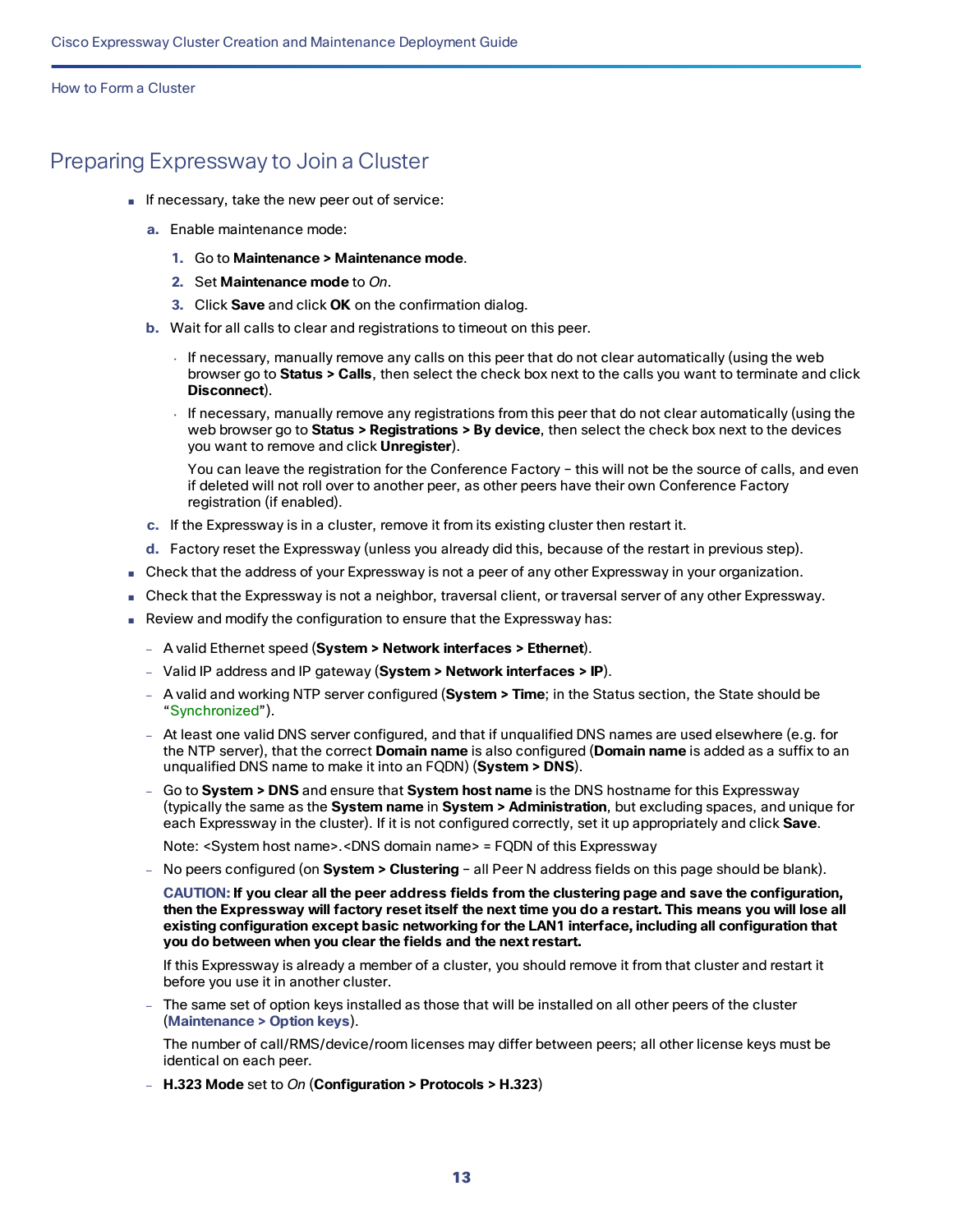## Preparing Expressway to Join a Cluster

- If necessary, take the new peer out of service:
  a. Enable maintenance mode:
     1. Go to **Maintenance > Maintenance mode**.
     2. Set **Maintenance mode** to *On*.
     3. Click **Save** and click **OK** on the confirmation dialog.
  b. Wait for all calls to clear and registrations to timeout on this peer.
     - If necessary, manually remove any calls on this peer that do not clear automatically (using the web browser go to **Status > Calls**, then select the check box next to the calls you want to terminate and click **Disconnect**).
     - If necessary, manually remove any registrations from this peer that do not clear automatically (using the web browser go to **Status > Registrations > By device**, then select the check box next to the devices you want to remove and click **Unregister**).

       You can leave the registration for the Conference Factory – this will not be the source of calls, and even if deleted will not roll over to another peer, as other peers have their own Conference Factory registration (if enabled).
  c. If the Expressway is in a cluster, remove it from its existing cluster then restart it.
  d. Factory reset the Expressway (unless you already did this, because of the restart in previous step).
- Check that the address of your Expressway is not a peer of any other Expressway in your organization.
- Check that the Expressway is not a neighbor, traversal client, or traversal server of any other Expressway.
- Review and modify the configuration to ensure that the Expressway has:
  - A valid Ethernet speed (**System > Network interfaces > Ethernet**).
  - Valid IP address and IP gateway (**System > Network interfaces > IP**).
  - A valid and working NTP server configured (**System > Time**; in the Status section, the State should be "Synchronized").
  - At least one valid DNS server configured, and that if unqualified DNS names are used elsewhere (e.g. for the NTP server), that the correct **Domain name** is also configured (**Domain name** is added as a suffix to an unqualified DNS name to make it into an FQDN) (**System > DNS**).
  - Go to **System > DNS** and ensure that **System host name** is the DNS hostname for this Expressway (typically the same as the **System name** in **System > Administration**, but excluding spaces, and unique for each Expressway in the cluster). If it is not configured correctly, set it up appropriately and click **Save**.

    Note: <System host name>.<DNS domain name> = FQDN of this Expressway
  - No peers configured (on **System > Clustering** – all Peer N address fields on this page should be blank).

    **CAUTION: If you clear all the peer address fields from the clustering page and save the configuration, then the Expressway will factory reset itself the next time you do a restart. This means you will lose all existing configuration except basic networking for the LAN1 interface, including all configuration that you do between when you clear the fields and the next restart.**

    If this Expressway is already a member of a cluster, you should remove it from that cluster and restart it before you use it in another cluster.
  - The same set of option keys installed as those that will be installed on all other peers of the cluster (**Maintenance > Option keys**).

    The number of call/RMS/device/room licenses may differ between peers; all other license keys must be identical on each peer.
  - **H.323 Mode** set to *On* (**Configuration > Protocols > H.323**)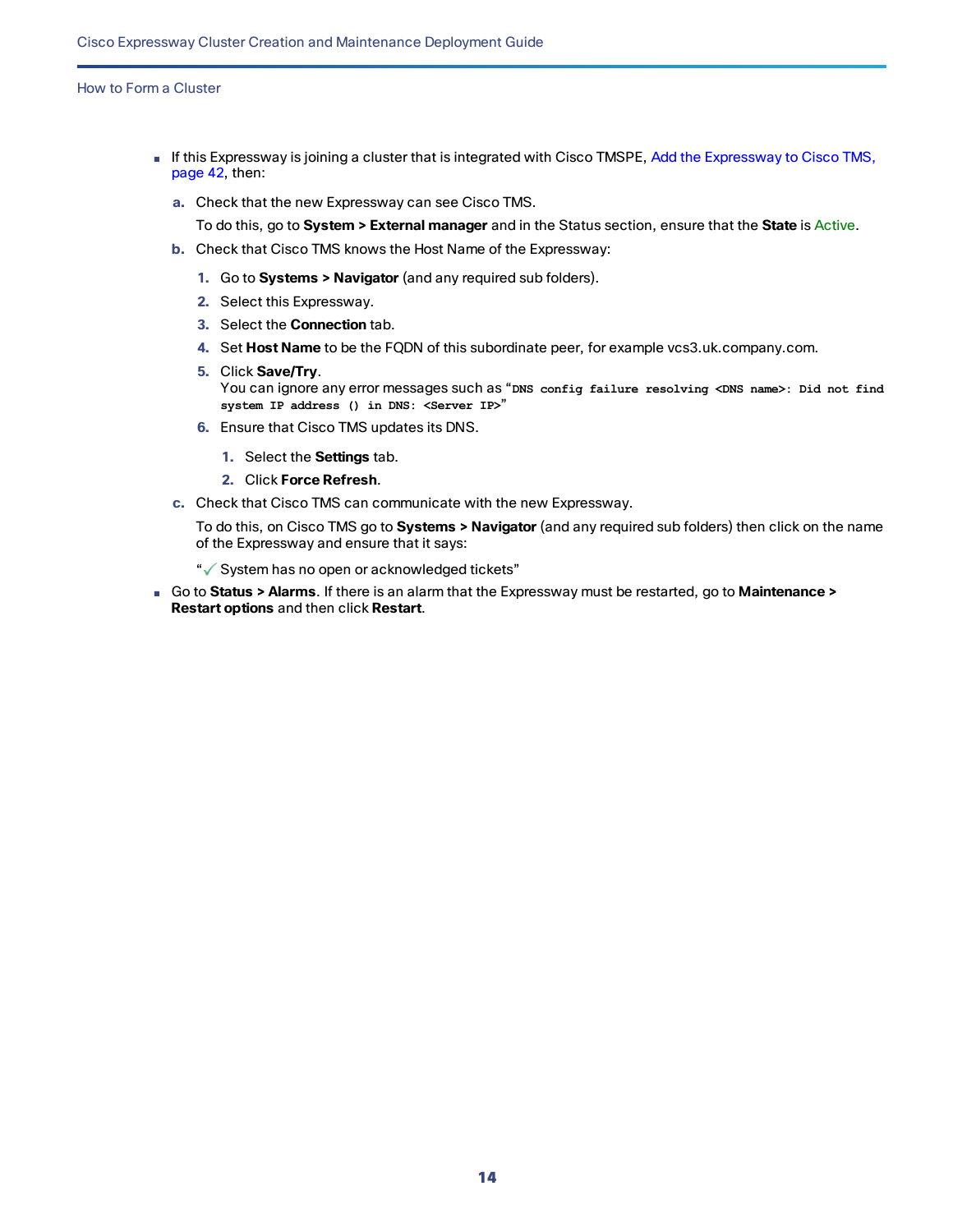- If this Expressway is joining a cluster that is integrated with Cisco TMSPE, Add the Expressway to Cisco TMS, page 42, then:
  a. Check that the new Expressway can see Cisco TMS.
     To do this, go to **System > External manager** and in the Status section, ensure that the **State** is Active.
  b. Check that Cisco TMS knows the Host Name of the Expressway:
     1. Go to **Systems > Navigator** (and any required sub folders).
     2. Select this Expressway.
     3. Select the **Connection** tab.
     4. Set **Host Name** to be the FQDN of this subordinate peer, for example vcs3.uk.company.com.
     5. Click **Save/Try**.
        You can ignore any error messages such as "`DNS config failure resolving <DNS name>: Did not find system IP address () in DNS: <Server IP>`"
     6. Ensure that Cisco TMS updates its DNS.
        1. Select the **Settings** tab.
        2. Click **Force Refresh**.
  c. Check that Cisco TMS can communicate with the new Expressway.
     To do this, on Cisco TMS go to **Systems > Navigator** (and any required sub folders) then click on the name of the Expressway and ensure that it says:
     "✓ System has no open or acknowledged tickets"
- Go to **Status > Alarms**. If there is an alarm that the Expressway must be restarted, go to **Maintenance > Restart options** and then click **Restart**.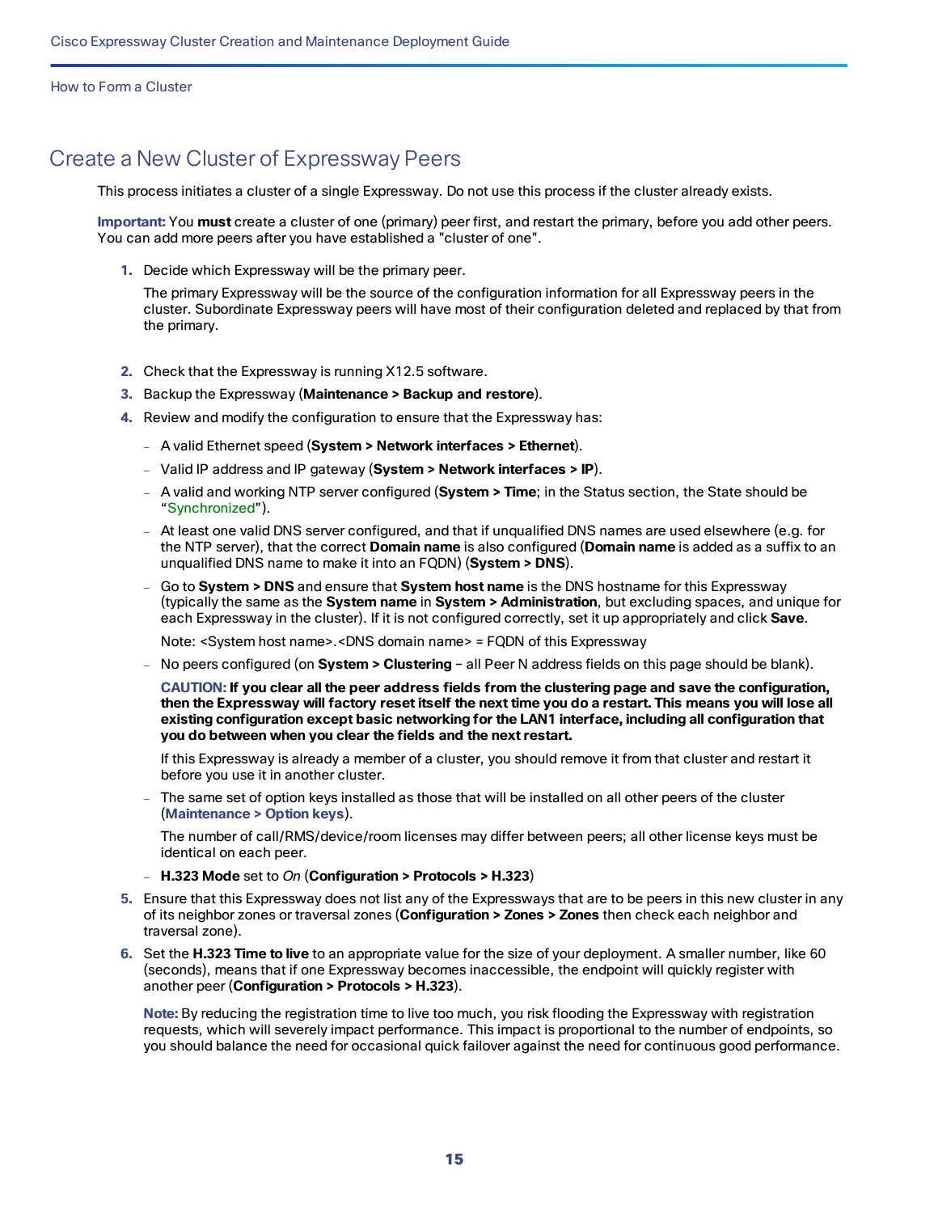## Create a New Cluster of Expressway Peers

This process initiates a cluster of a single Expressway. Do not use this process if the cluster already exists.

**Important:** You **must** create a cluster of one (primary) peer first, and restart the primary, before you add other peers. You can add more peers after you have established a "cluster of one".

1. Decide which Expressway will be the primary peer.

   The primary Expressway will be the source of the configuration information for all Expressway peers in the cluster. Subordinate Expressway peers will have most of their configuration deleted and replaced by that from the primary.

2. Check that the Expressway is running X12.5 software.
3. Backup the Expressway (**Maintenance > Backup and restore**).
4. Review and modify the configuration to ensure that the Expressway has:
   - A valid Ethernet speed (**System > Network interfaces > Ethernet**).
   - Valid IP address and IP gateway (**System > Network interfaces > IP**).
   - A valid and working NTP server configured (**System > Time**; in the Status section, the State should be "Synchronized").
   - At least one valid DNS server configured, and that if unqualified DNS names are used elsewhere (e.g. for the NTP server), that the correct **Domain name** is also configured (**Domain name** is added as a suffix to an unqualified DNS name to make it into an FQDN) (**System > DNS**).
   - Go to **System > DNS** and ensure that **System host name** is the DNS hostname for this Expressway (typically the same as the **System name** in **System > Administration**, but excluding spaces, and unique for each Expressway in the cluster). If it is not configured correctly, set it up appropriately and click **Save**.

     Note: <System host name>.<DNS domain name> = FQDN of this Expressway
   - No peers configured (on **System > Clustering** – all Peer N address fields on this page should be blank).

     **CAUTION: If you clear all the peer address fields from the clustering page and save the configuration, then the Expressway will factory reset itself the next time you do a restart. This means you will lose all existing configuration except basic networking for the LAN1 interface, including all configuration that you do between when you clear the fields and the next restart.**

     If this Expressway is already a member of a cluster, you should remove it from that cluster and restart it before you use it in another cluster.
   - The same set of option keys installed as those that will be installed on all other peers of the cluster (**Maintenance > Option keys**).

     The number of call/RMS/device/room licenses may differ between peers; all other license keys must be identical on each peer.
   - **H.323 Mode** set to *On* (**Configuration > Protocols > H.323**)
5. Ensure that this Expressway does not list any of the Expressways that are to be peers in this new cluster in any of its neighbor zones or traversal zones (**Configuration > Zones > Zones** then check each neighbor and traversal zone).
6. Set the **H.323 Time to live** to an appropriate value for the size of your deployment. A smaller number, like 60 (seconds), means that if one Expressway becomes inaccessible, the endpoint will quickly register with another peer (**Configuration > Protocols > H.323**).

   **Note:** By reducing the registration time to live too much, you risk flooding the Expressway with registration requests, which will severely impact performance. This impact is proportional to the number of endpoints, so you should balance the need for occasional quick failover against the need for continuous good performance.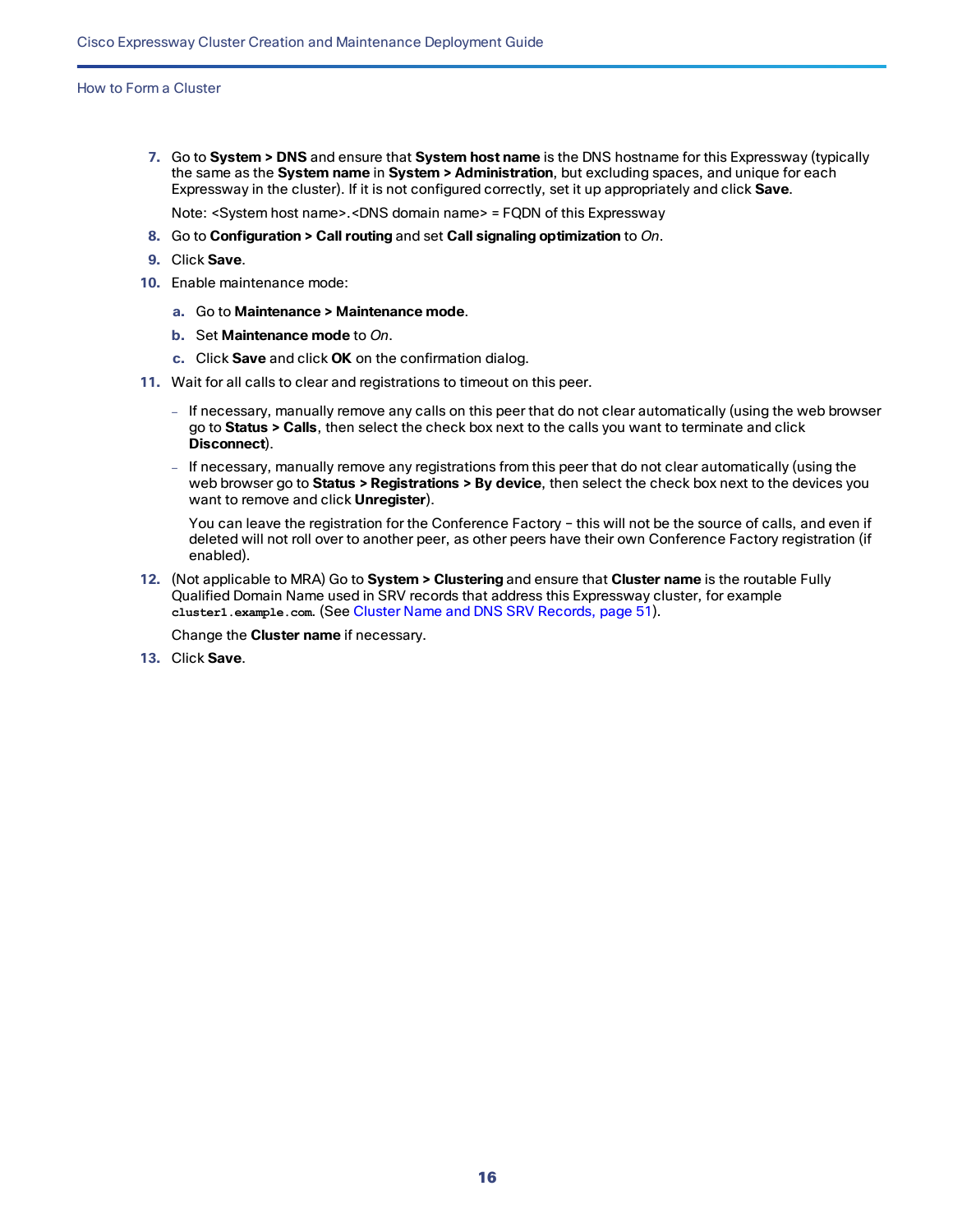7. Go to **System > DNS** and ensure that **System host name** is the DNS hostname for this Expressway (typically the same as the **System name** in **System > Administration**, but excluding spaces, and unique for each Expressway in the cluster). If it is not configured correctly, set it up appropriately and click **Save**.

   Note: <System host name>.<DNS domain name> = FQDN of this Expressway

8. Go to **Configuration > Call routing** and set **Call signaling optimization** to *On*.
9. Click **Save**.
10. Enable maintenance mode:
    a. Go to **Maintenance > Maintenance mode**.
    b. Set **Maintenance mode** to *On*.
    c. Click **Save** and click **OK** on the confirmation dialog.
11. Wait for all calls to clear and registrations to timeout on this peer.
    - If necessary, manually remove any calls on this peer that do not clear automatically (using the web browser go to **Status > Calls**, then select the check box next to the calls you want to terminate and click **Disconnect**).
    - If necessary, manually remove any registrations from this peer that do not clear automatically (using the web browser go to **Status > Registrations > By device**, then select the check box next to the devices you want to remove and click **Unregister**).

      You can leave the registration for the Conference Factory – this will not be the source of calls, and even if deleted will not roll over to another peer, as other peers have their own Conference Factory registration (if enabled).
12. (Not applicable to MRA) Go to **System > Clustering** and ensure that **Cluster name** is the routable Fully Qualified Domain Name used in SRV records that address this Expressway cluster, for example `cluster1.example.com`. (See Cluster Name and DNS SRV Records, page 51).

    Change the **Cluster name** if necessary.
13. Click **Save**.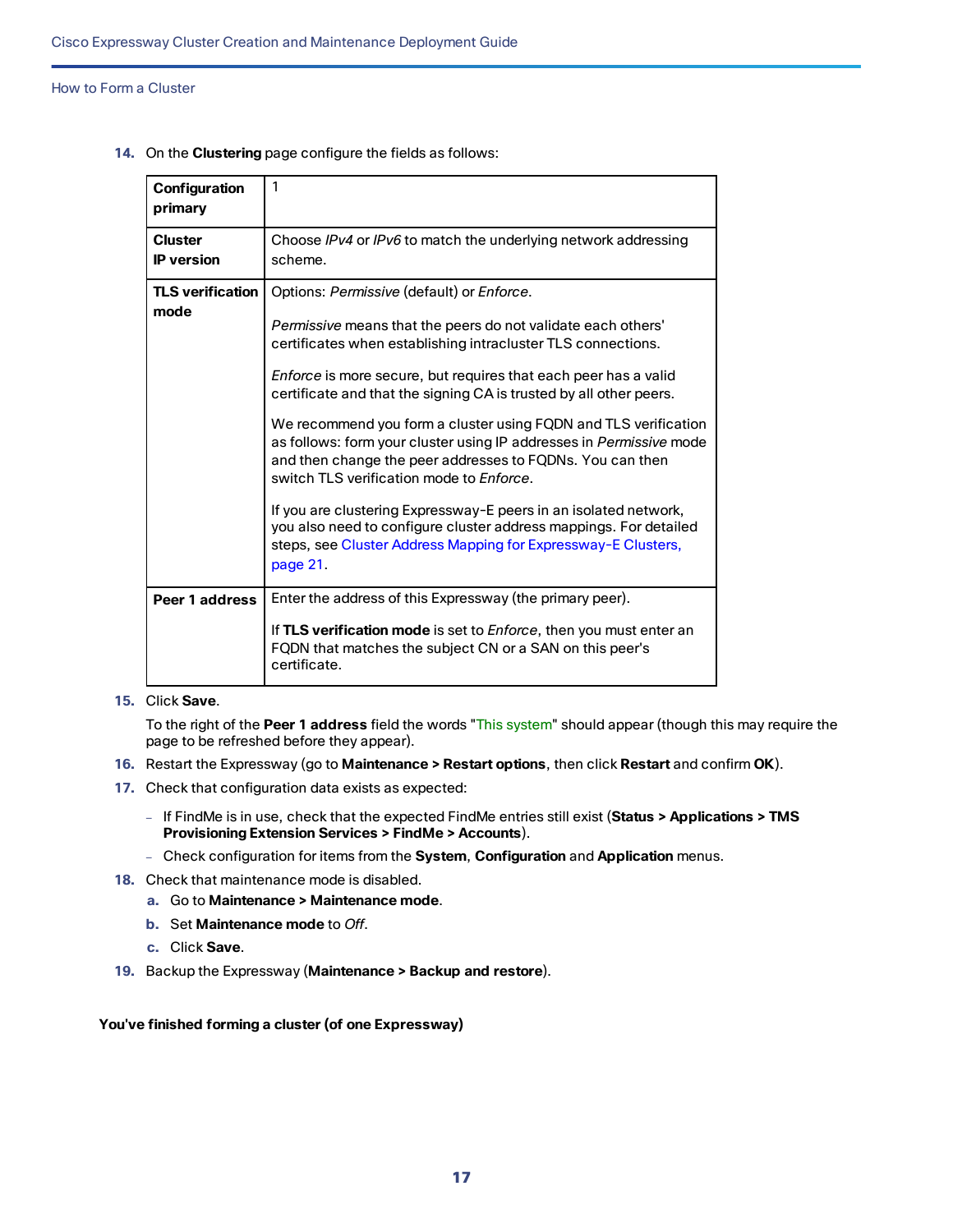14. On the **Clustering** page configure the fields as follows:

| **Configuration primary** | 1 |
|---|---|
| **Cluster IP version** | Choose *IPv4* or *IPv6* to match the underlying network addressing scheme. |
| **TLS verification mode** | Options: *Permissive* (default) or *Enforce*.<br><br>*Permissive* means that the peers do not validate each others' certificates when establishing intracluster TLS connections.<br><br>*Enforce* is more secure, but requires that each peer has a valid certificate and that the signing CA is trusted by all other peers.<br><br>We recommend you form a cluster using FQDN and TLS verification as follows: form your cluster using IP addresses in *Permissive* mode and then change the peer addresses to FQDNs. You can then switch TLS verification mode to *Enforce*.<br><br>If you are clustering Expressway-E peers in an isolated network, you also need to configure cluster address mappings. For detailed steps, see Cluster Address Mapping for Expressway-E Clusters, page 21. |
| **Peer 1 address** | Enter the address of this Expressway (the primary peer).<br><br>If **TLS verification mode** is set to *Enforce*, then you must enter an FQDN that matches the subject CN or a SAN on this peer's certificate. |

15. Click **Save**.

    To the right of the **Peer 1 address** field the words "This system" should appear (though this may require the page to be refreshed before they appear).

16. Restart the Expressway (go to **Maintenance > Restart options**, then click **Restart** and confirm **OK**).
17. Check that configuration data exists as expected:
    - If FindMe is in use, check that the expected FindMe entries still exist (**Status > Applications > TMS Provisioning Extension Services > FindMe > Accounts**).
    - Check configuration for items from the **System**, **Configuration** and **Application** menus.
18. Check that maintenance mode is disabled.
    a. Go to **Maintenance > Maintenance mode**.
    b. Set **Maintenance mode** to *Off*.
    c. Click **Save**.
19. Backup the Expressway (**Maintenance > Backup and restore**).

**You've finished forming a cluster (of one Expressway)**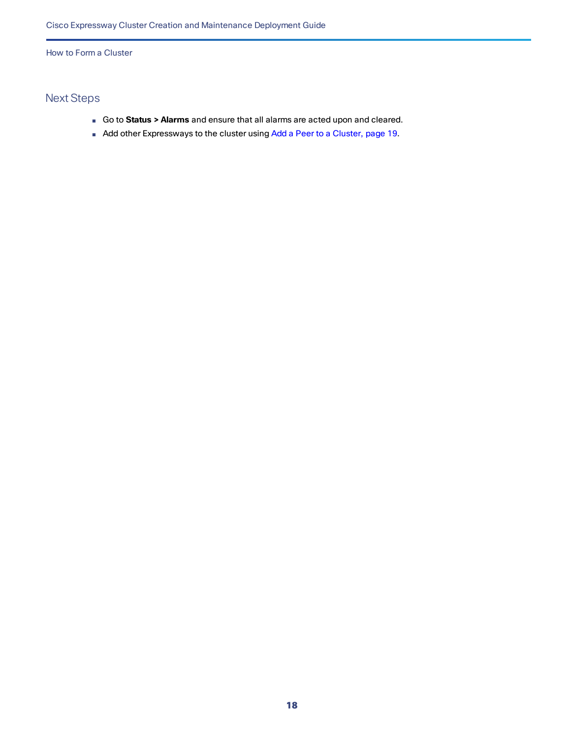## Next Steps

- Go to **Status > Alarms** and ensure that all alarms are acted upon and cleared.
- Add other Expressways to the cluster using Add a Peer to a Cluster, page 19.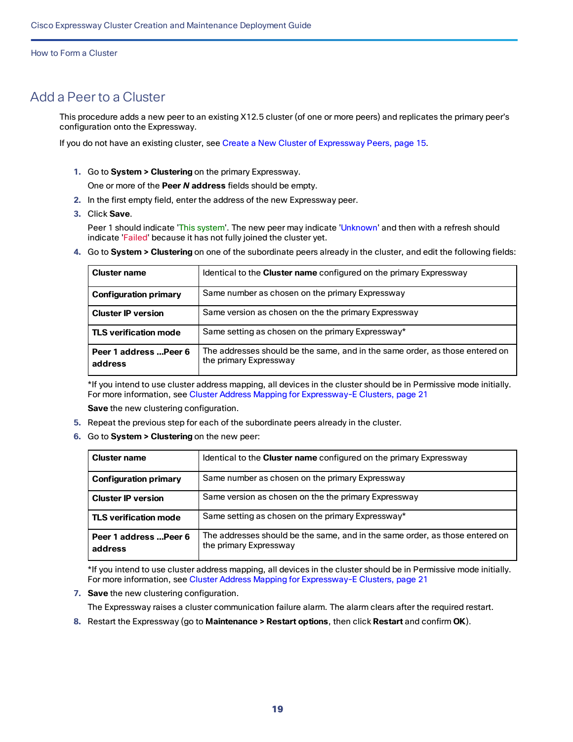## Add a Peer to a Cluster

This procedure adds a new peer to an existing X12.5 cluster (of one or more peers) and replicates the primary peer's configuration onto the Expressway.

If you do not have an existing cluster, see Create a New Cluster of Expressway Peers, page 15.

1. Go to **System > Clustering** on the primary Expressway.

   One or more of the **Peer *N* address** fields should be empty.

2. In the first empty field, enter the address of the new Expressway peer.
3. Click **Save**.

   Peer 1 should indicate 'This system'. The new peer may indicate 'Unknown' and then with a refresh should indicate 'Failed' because it has not fully joined the cluster yet.

4. Go to **System > Clustering** on one of the subordinate peers already in the cluster, and edit the following fields:

   | **Cluster name** | Identical to the **Cluster name** configured on the primary Expressway |
   |---|---|
   | **Configuration primary** | Same number as chosen on the primary Expressway |
   | **Cluster IP version** | Same version as chosen on the the primary Expressway |
   | **TLS verification mode** | Same setting as chosen on the primary Expressway* |
   | **Peer 1 address ...Peer 6 address** | The addresses should be the same, and in the same order, as those entered on the primary Expressway |

   *If you intend to use cluster address mapping, all devices in the cluster should be in Permissive mode initially. For more information, see Cluster Address Mapping for Expressway-E Clusters, page 21

   **Save** the new clustering configuration.

5. Repeat the previous step for each of the subordinate peers already in the cluster.
6. Go to **System > Clustering** on the new peer:

   | **Cluster name** | Identical to the **Cluster name** configured on the primary Expressway |
   |---|---|
   | **Configuration primary** | Same number as chosen on the primary Expressway |
   | **Cluster IP version** | Same version as chosen on the the primary Expressway |
   | **TLS verification mode** | Same setting as chosen on the primary Expressway* |
   | **Peer 1 address ...Peer 6 address** | The addresses should be the same, and in the same order, as those entered on the primary Expressway |

   *If you intend to use cluster address mapping, all devices in the cluster should be in Permissive mode initially. For more information, see Cluster Address Mapping for Expressway-E Clusters, page 21

7. **Save** the new clustering configuration.

   The Expressway raises a cluster communication failure alarm. The alarm clears after the required restart.

8. Restart the Expressway (go to **Maintenance > Restart options**, then click **Restart** and confirm **OK**).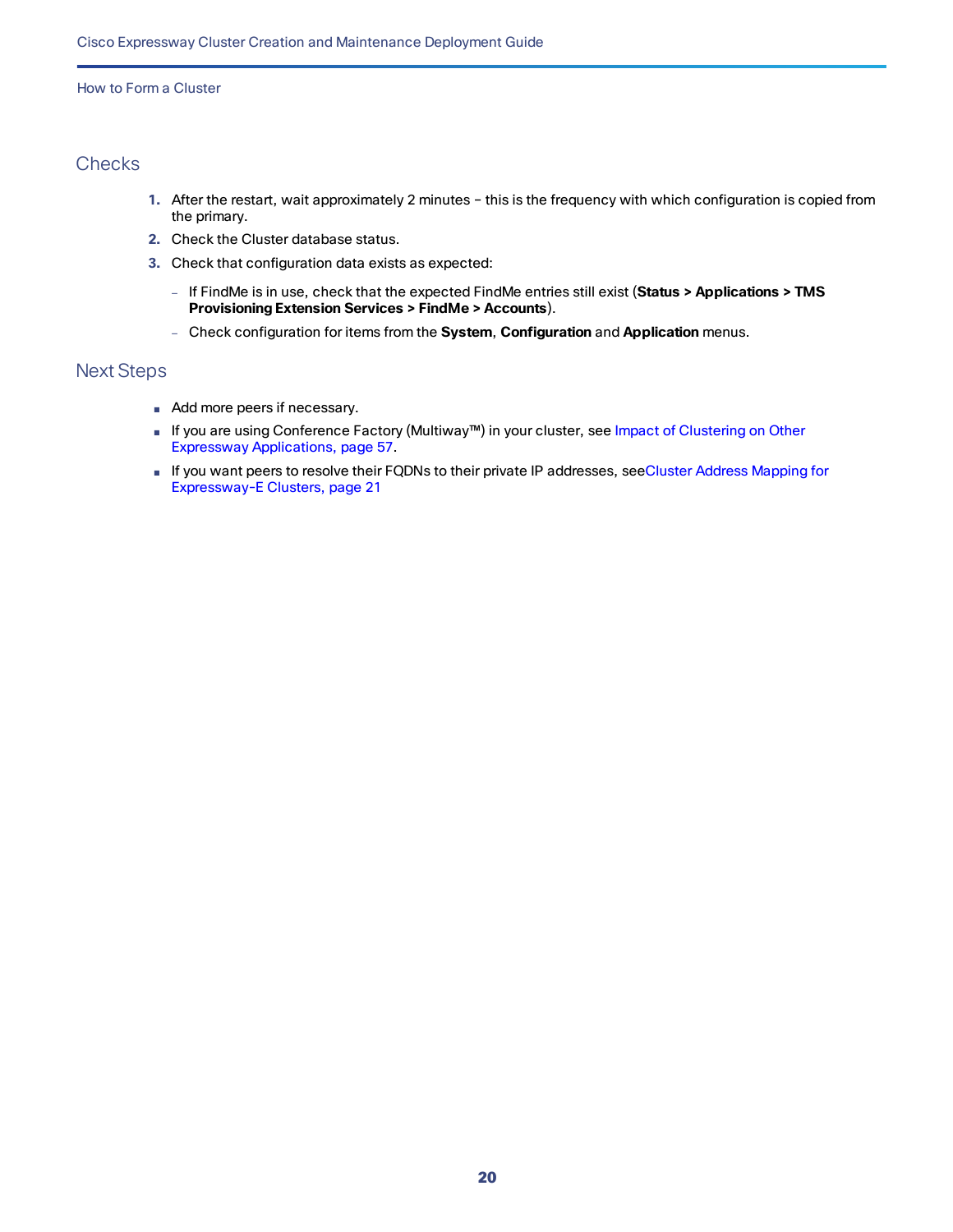## Checks

1. After the restart, wait approximately 2 minutes – this is the frequency with which configuration is copied from the primary.
2. Check the Cluster database status.
3. Check that configuration data exists as expected:
   - If FindMe is in use, check that the expected FindMe entries still exist (**Status > Applications > TMS Provisioning Extension Services > FindMe > Accounts**).
   - Check configuration for items from the **System**, **Configuration** and **Application** menus.

## Next Steps

- Add more peers if necessary.
- If you are using Conference Factory (Multiway™) in your cluster, see Impact of Clustering on Other Expressway Applications, page 57.
- If you want peers to resolve their FQDNs to their private IP addresses, seeCluster Address Mapping for Expressway-E Clusters, page 21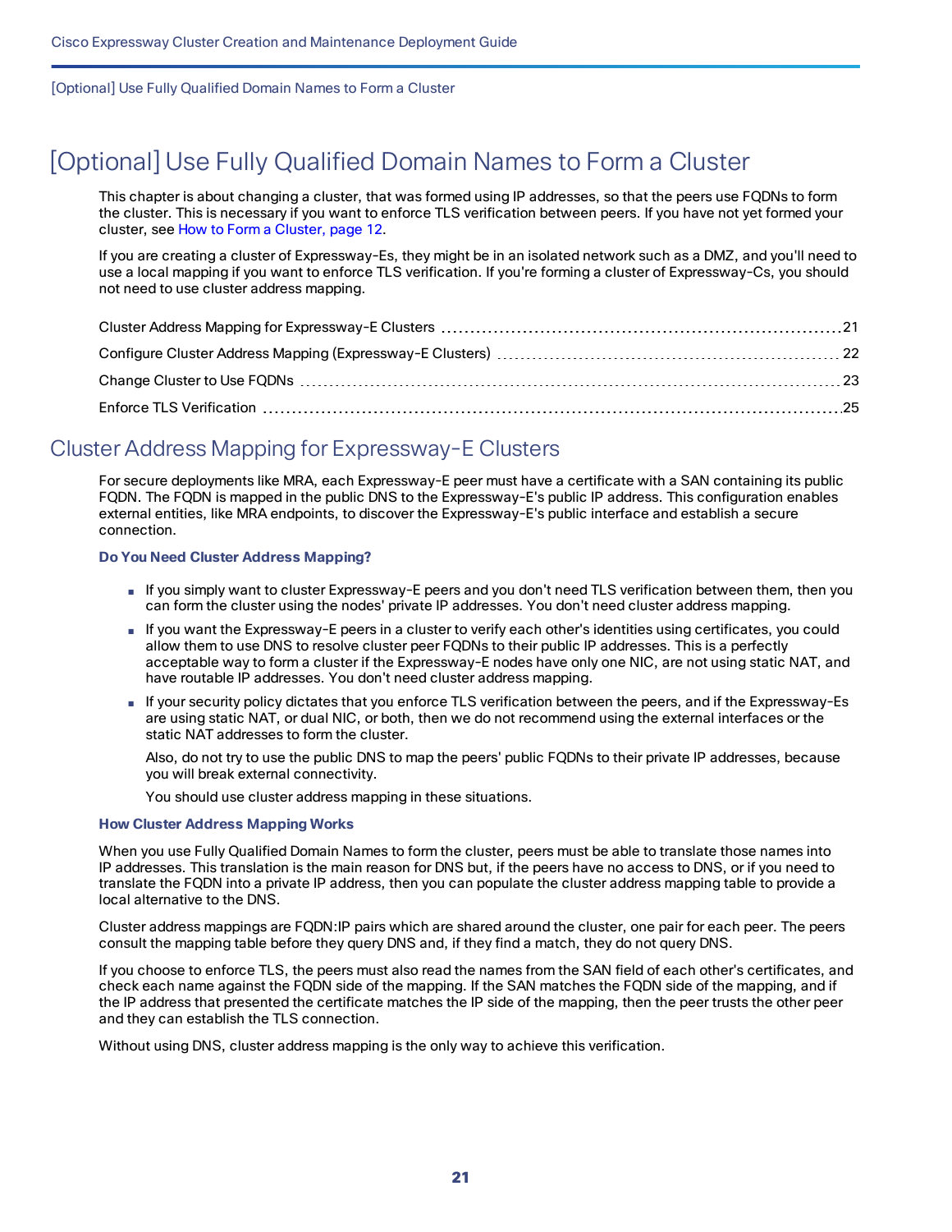# [Optional] Use Fully Qualified Domain Names to Form a Cluster

This chapter is about changing a cluster, that was formed using IP addresses, so that the peers use FQDNs to form the cluster. This is necessary if you want to enforce TLS verification between peers. If you have not yet formed your cluster, see How to Form a Cluster, page 12.

If you are creating a cluster of Expressway-Es, they might be in an isolated network such as a DMZ, and you'll need to use a local mapping if you want to enforce TLS verification. If you're forming a cluster of Expressway-Cs, you should not need to use cluster address mapping.

Cluster Address Mapping for Expressway-E Clusters ..... 21

Configure Cluster Address Mapping (Expressway-E Clusters) ..... 22

Change Cluster to Use FQDNs ..... 23

Enforce TLS Verification ..... 25

## Cluster Address Mapping for Expressway-E Clusters

For secure deployments like MRA, each Expressway-E peer must have a certificate with a SAN containing its public FQDN. The FQDN is mapped in the public DNS to the Expressway-E's public IP address. This configuration enables external entities, like MRA endpoints, to discover the Expressway-E's public interface and establish a secure connection.

### Do You Need Cluster Address Mapping?

- If you simply want to cluster Expressway-E peers and you don't need TLS verification between them, then you can form the cluster using the nodes' private IP addresses. You don't need cluster address mapping.
- If you want the Expressway-E peers in a cluster to verify each other's identities using certificates, you could allow them to use DNS to resolve cluster peer FQDNs to their public IP addresses. This is a perfectly acceptable way to form a cluster if the Expressway-E nodes have only one NIC, are not using static NAT, and have routable IP addresses. You don't need cluster address mapping.
- If your security policy dictates that you enforce TLS verification between the peers, and if the Expressway-Es are using static NAT, or dual NIC, or both, then we do not recommend using the external interfaces or the static NAT addresses to form the cluster.

  Also, do not try to use the public DNS to map the peers' public FQDNs to their private IP addresses, because you will break external connectivity.

  You should use cluster address mapping in these situations.

### How Cluster Address Mapping Works

When you use Fully Qualified Domain Names to form the cluster, peers must be able to translate those names into IP addresses. This translation is the main reason for DNS but, if the peers have no access to DNS, or if you need to translate the FQDN into a private IP address, then you can populate the cluster address mapping table to provide a local alternative to the DNS.

Cluster address mappings are FQDN:IP pairs which are shared around the cluster, one pair for each peer. The peers consult the mapping table before they query DNS and, if they find a match, they do not query DNS.

If you choose to enforce TLS, the peers must also read the names from the SAN field of each other's certificates, and check each name against the FQDN side of the mapping. If the SAN matches the FQDN side of the mapping, and if the IP address that presented the certificate matches the IP side of the mapping, then the peer trusts the other peer and they can establish the TLS connection.

Without using DNS, cluster address mapping is the only way to achieve this verification.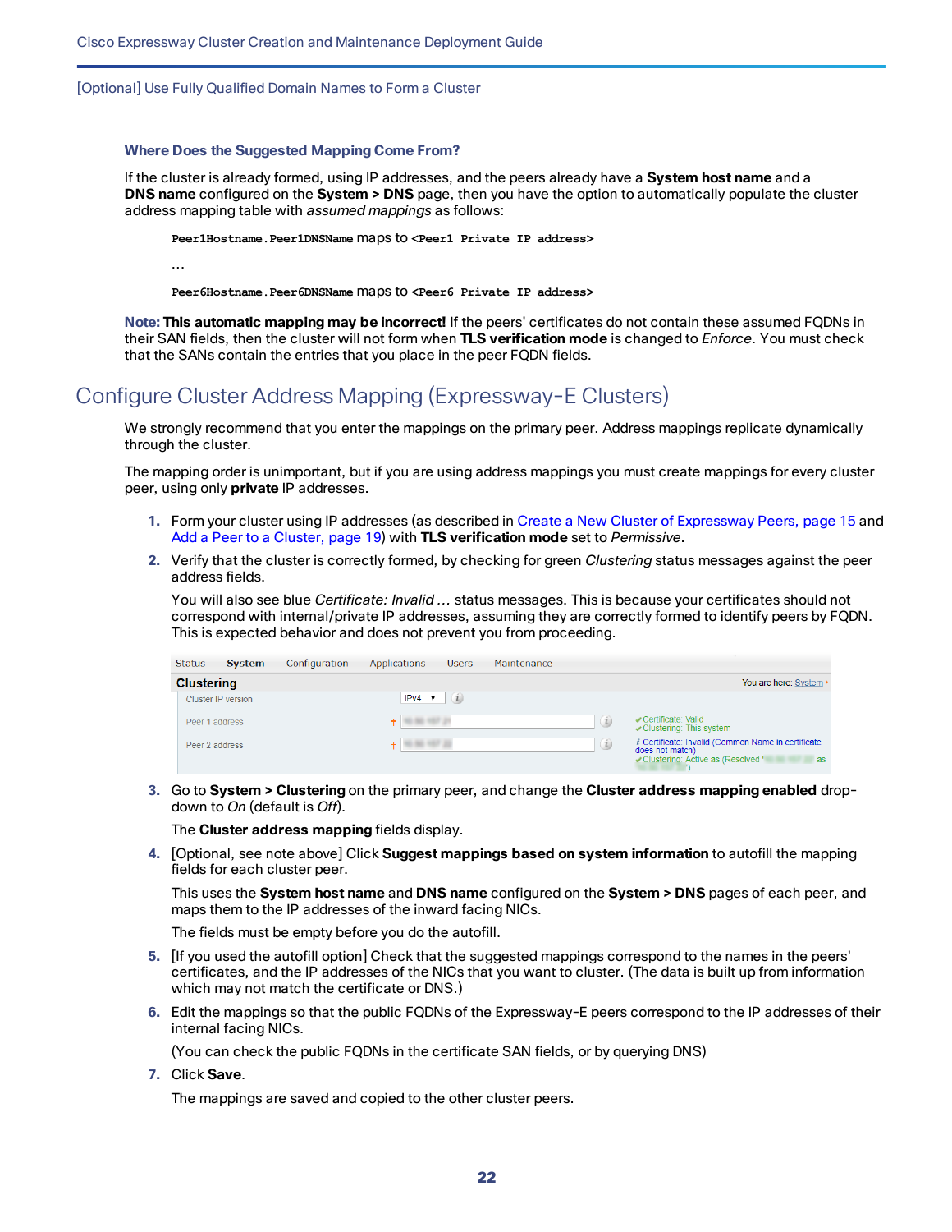### Where Does the Suggested Mapping Come From?

If the cluster is already formed, using IP addresses, and the peers already have a **System host name** and a **DNS name** configured on the **System > DNS** page, then you have the option to automatically populate the cluster address mapping table with *assumed mappings* as follows:

`Peer1Hostname.Peer1DNSName` maps to `<Peer1 Private IP address>`

…

`Peer6Hostname.Peer6DNSName` maps to `<Peer6 Private IP address>`

**Note: This automatic mapping may be incorrect!** If the peers' certificates do not contain these assumed FQDNs in their SAN fields, then the cluster will not form when **TLS verification mode** is changed to *Enforce*. You must check that the SANs contain the entries that you place in the peer FQDN fields.

## Configure Cluster Address Mapping (Expressway-E Clusters)

We strongly recommend that you enter the mappings on the primary peer. Address mappings replicate dynamically through the cluster.

The mapping order is unimportant, but if you are using address mappings you must create mappings for every cluster peer, using only **private** IP addresses.

1. Form your cluster using IP addresses (as described in Create a New Cluster of Expressway Peers, page 15 and Add a Peer to a Cluster, page 19) with **TLS verification mode** set to *Permissive*.
2. Verify that the cluster is correctly formed, by checking for green *Clustering* status messages against the peer address fields.

   You will also see blue *Certificate: Invalid ...* status messages. This is because your certificates should not correspond with internal/private IP addresses, assuming they are correctly formed to identify peers by FQDN. This is expected behavior and does not prevent you from proceeding.

3. Go to **System > Clustering** on the primary peer, and change the **Cluster address mapping enabled** drop-down to *On* (default is *Off*).

   The **Cluster address mapping** fields display.

4. [Optional, see note above] Click **Suggest mappings based on system information** to autofill the mapping fields for each cluster peer.

   This uses the **System host name** and **DNS name** configured on the **System > DNS** pages of each peer, and maps them to the IP addresses of the inward facing NICs.

   The fields must be empty before you do the autofill.

5. [If you used the autofill option] Check that the suggested mappings correspond to the names in the peers' certificates, and the IP addresses of the NICs that you want to cluster. (The data is built up from information which may not match the certificate or DNS.)
6. Edit the mappings so that the public FQDNs of the Expressway-E peers correspond to the IP addresses of their internal facing NICs.

   (You can check the public FQDNs in the certificate SAN fields, or by querying DNS)

7. Click **Save**.

   The mappings are saved and copied to the other cluster peers.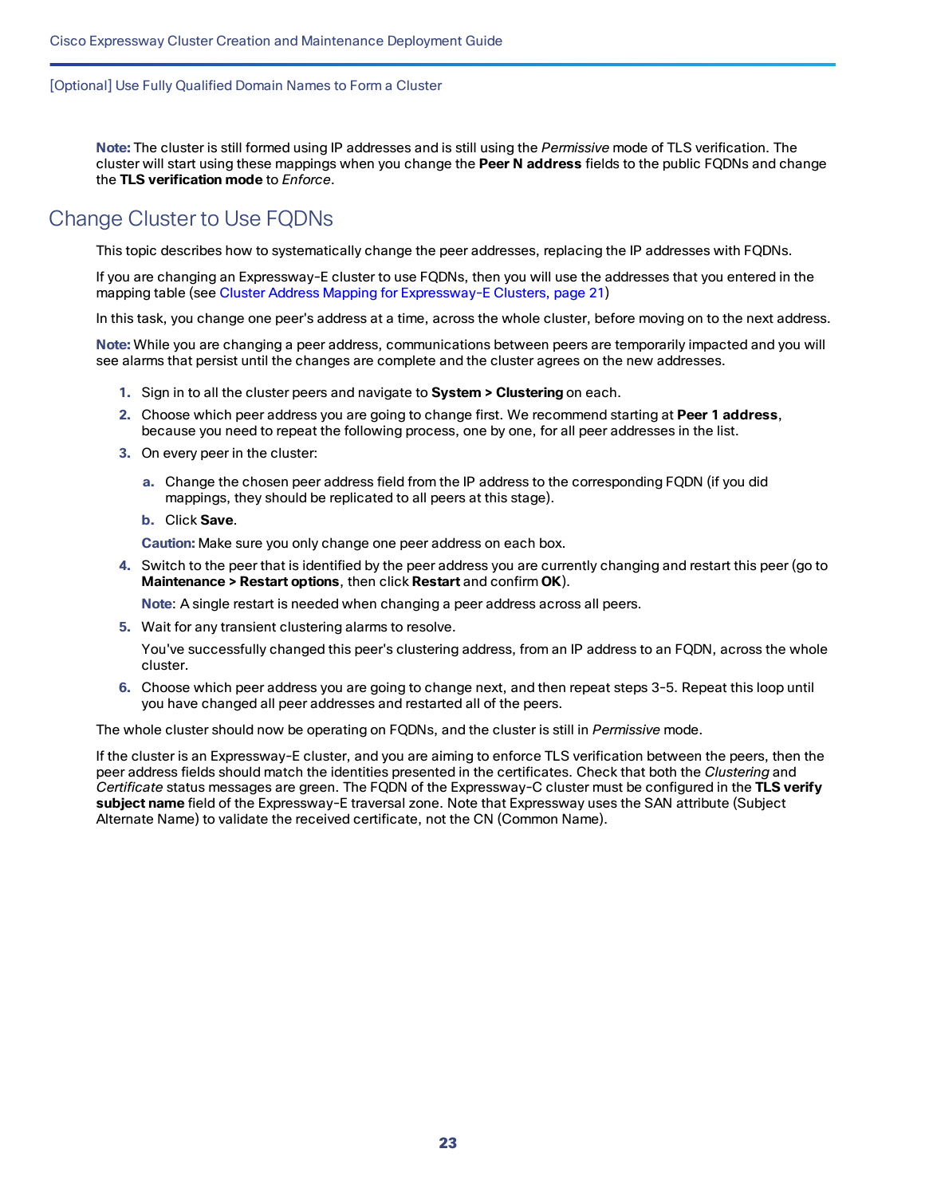**Note:** The cluster is still formed using IP addresses and is still using the *Permissive* mode of TLS verification. The cluster will start using these mappings when you change the **Peer N address** fields to the public FQDNs and change the **TLS verification mode** to *Enforce*.

## Change Cluster to Use FQDNs

This topic describes how to systematically change the peer addresses, replacing the IP addresses with FQDNs.

If you are changing an Expressway-E cluster to use FQDNs, then you will use the addresses that you entered in the mapping table (see Cluster Address Mapping for Expressway-E Clusters, page 21)

In this task, you change one peer's address at a time, across the whole cluster, before moving on to the next address.

**Note:** While you are changing a peer address, communications between peers are temporarily impacted and you will see alarms that persist until the changes are complete and the cluster agrees on the new addresses.

1. Sign in to all the cluster peers and navigate to **System > Clustering** on each.
2. Choose which peer address you are going to change first. We recommend starting at **Peer 1 address**, because you need to repeat the following process, one by one, for all peer addresses in the list.
3. On every peer in the cluster:
   a. Change the chosen peer address field from the IP address to the corresponding FQDN (if you did mappings, they should be replicated to all peers at this stage).
   b. Click **Save**.

   **Caution:** Make sure you only change one peer address on each box.
4. Switch to the peer that is identified by the peer address you are currently changing and restart this peer (go to **Maintenance > Restart options**, then click **Restart** and confirm **OK**).

   **Note**: A single restart is needed when changing a peer address across all peers.
5. Wait for any transient clustering alarms to resolve.

   You've successfully changed this peer's clustering address, from an IP address to an FQDN, across the whole cluster.
6. Choose which peer address you are going to change next, and then repeat steps 3-5. Repeat this loop until you have changed all peer addresses and restarted all of the peers.

The whole cluster should now be operating on FQDNs, and the cluster is still in *Permissive* mode.

If the cluster is an Expressway-E cluster, and you are aiming to enforce TLS verification between the peers, then the peer address fields should match the identities presented in the certificates. Check that both the *Clustering* and *Certificate* status messages are green. The FQDN of the Expressway-C cluster must be configured in the **TLS verify subject name** field of the Expressway-E traversal zone. Note that Expressway uses the SAN attribute (Subject Alternate Name) to validate the received certificate, not the CN (Common Name).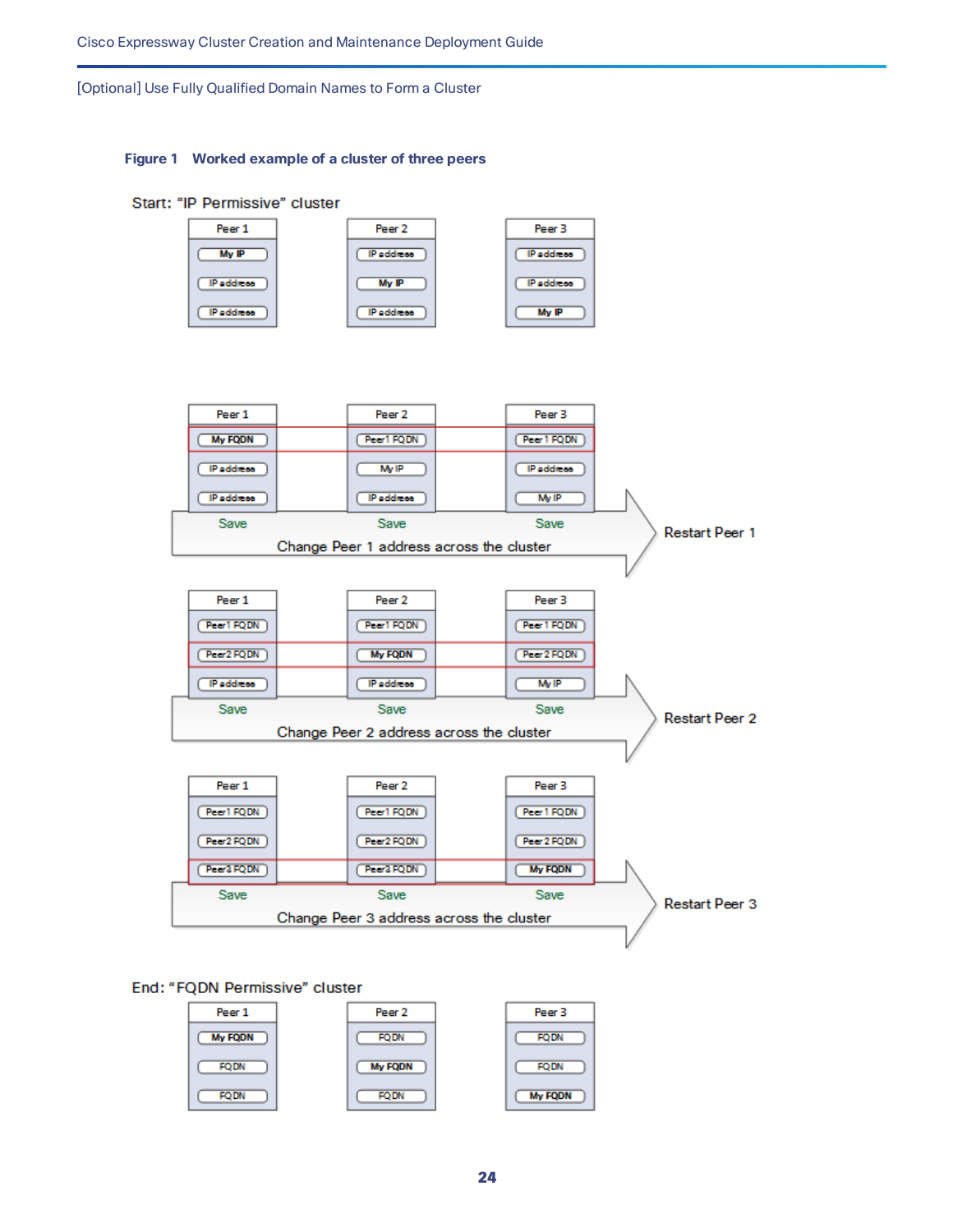**Figure 1 Worked example of a cluster of three peers**

Start: "IP Permissive" cluster

| Peer 1 | Peer 2 | Peer 3 |
|---|---|---|
| My IP | IP address | IP address |
| IP address | My IP | IP address |
| IP address | IP address | My IP |

| Peer 1 | Peer 2 | Peer 3 |
|---|---|---|
| My FQDN | Peer1 FQDN | Peer1 FQDN |
| IP address | My IP | IP address |
| IP address | IP address | My IP |
| Save | Save | Save |

Change Peer 1 address across the cluster → Restart Peer 1

| Peer 1 | Peer 2 | Peer 3 |
|---|---|---|
| Peer1 FQDN | Peer1 FQDN | Peer1 FQDN |
| Peer2 FQDN | My FQDN | Peer2 FQDN |
| IP address | IP address | My IP |
| Save | Save | Save |

Change Peer 2 address across the cluster → Restart Peer 2

| Peer 1 | Peer 2 | Peer 3 |
|---|---|---|
| Peer1 FQDN | Peer1 FQDN | Peer1 FQDN |
| Peer2 FQDN | Peer2 FQDN | Peer2 FQDN |
| Peer3 FQDN | Peer3 FQDN | My FQDN |
| Save | Save | Save |

Change Peer 3 address across the cluster → Restart Peer 3

End: "FQDN Permissive" cluster

| Peer 1 | Peer 2 | Peer 3 |
|---|---|---|
| My FQDN | FQDN | FQDN |
| FQDN | My FQDN | FQDN |
| FQDN | FQDN | My FQDN |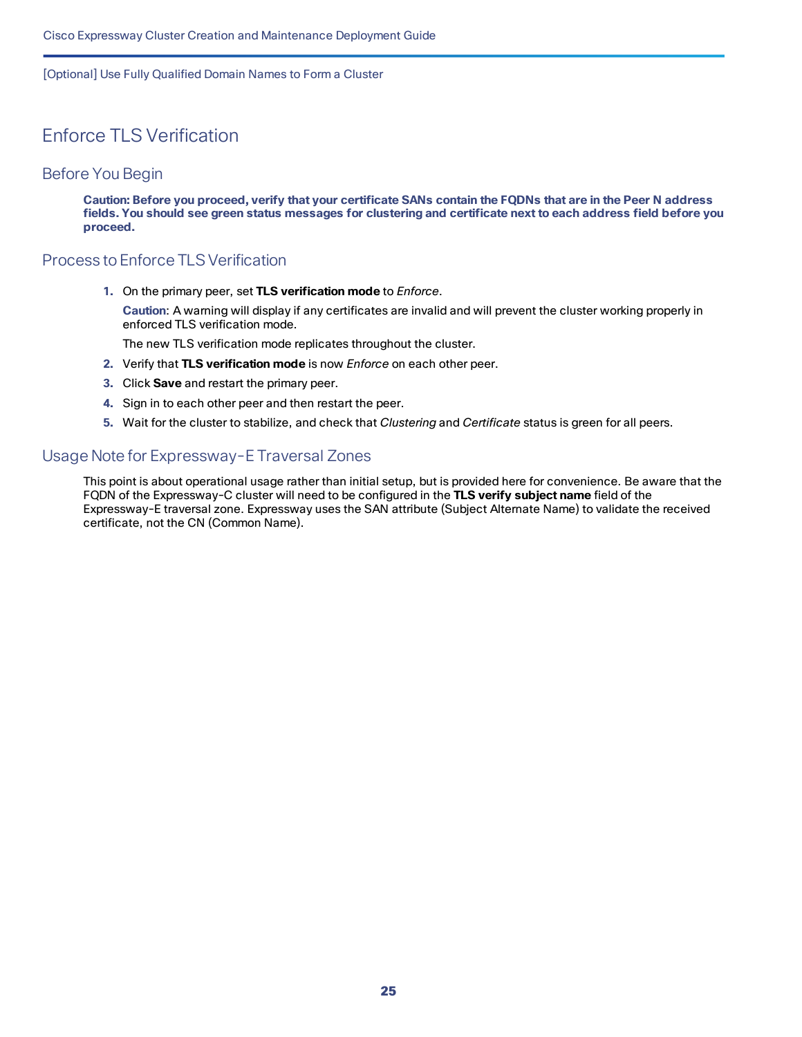# Enforce TLS Verification

## Before You Begin

**Caution: Before you proceed, verify that your certificate SANs contain the FQDNs that are in the Peer N address fields. You should see green status messages for clustering and certificate next to each address field before you proceed.**

## Process to Enforce TLS Verification

1. On the primary peer, set **TLS verification mode** to *Enforce*.

   **Caution**: A warning will display if any certificates are invalid and will prevent the cluster working properly in enforced TLS verification mode.

   The new TLS verification mode replicates throughout the cluster.
2. Verify that **TLS verification mode** is now *Enforce* on each other peer.
3. Click **Save** and restart the primary peer.
4. Sign in to each other peer and then restart the peer.
5. Wait for the cluster to stabilize, and check that *Clustering* and *Certificate* status is green for all peers.

## Usage Note for Expressway-E Traversal Zones

This point is about operational usage rather than initial setup, but is provided here for convenience. Be aware that the FQDN of the Expressway-C cluster will need to be configured in the **TLS verify subject name** field of the Expressway-E traversal zone. Expressway uses the SAN attribute (Subject Alternate Name) to validate the received certificate, not the CN (Common Name).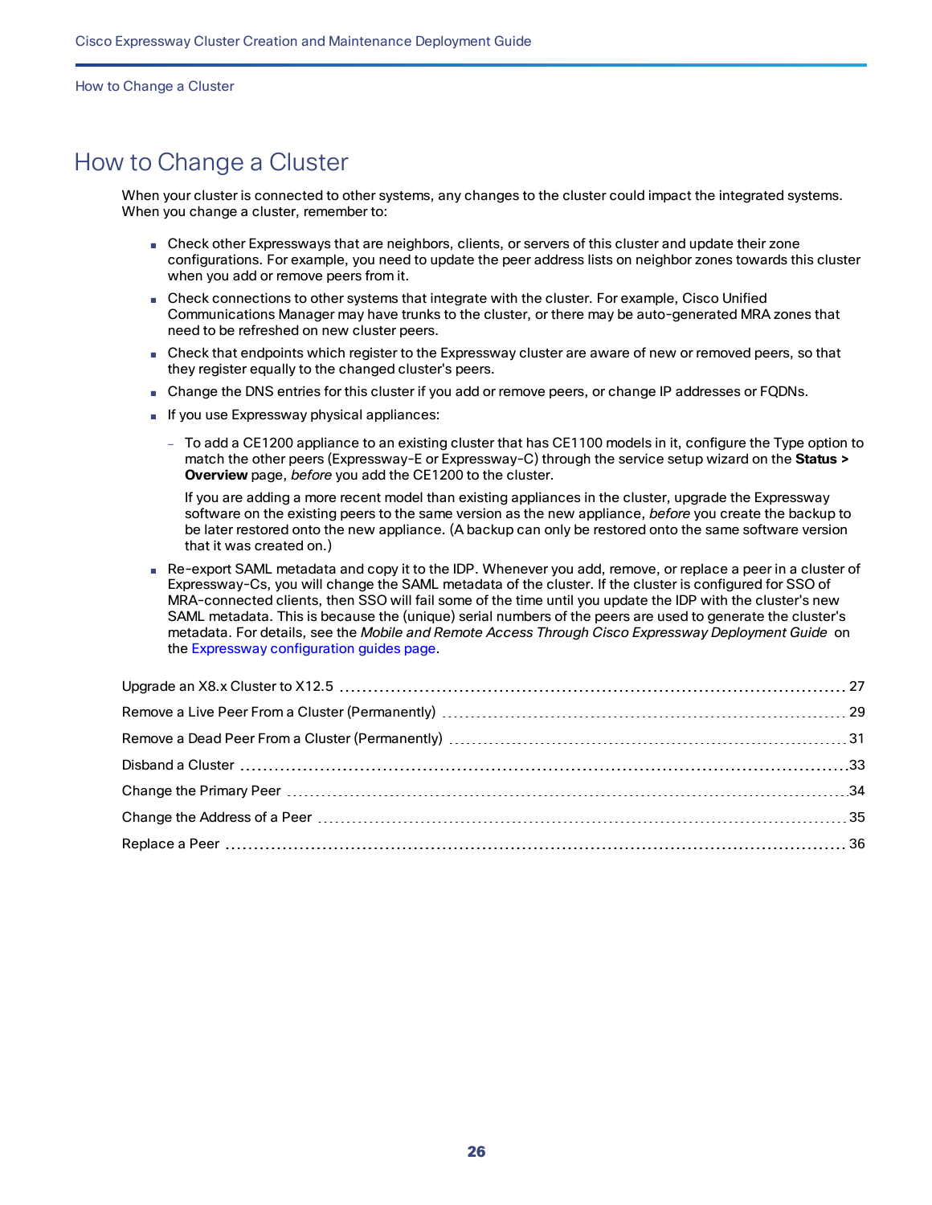# How to Change a Cluster

When your cluster is connected to other systems, any changes to the cluster could impact the integrated systems. When you change a cluster, remember to:

- Check other Expressways that are neighbors, clients, or servers of this cluster and update their zone configurations. For example, you need to update the peer address lists on neighbor zones towards this cluster when you add or remove peers from it.
- Check connections to other systems that integrate with the cluster. For example, Cisco Unified Communications Manager may have trunks to the cluster, or there may be auto-generated MRA zones that need to be refreshed on new cluster peers.
- Check that endpoints which register to the Expressway cluster are aware of new or removed peers, so that they register equally to the changed cluster's peers.
- Change the DNS entries for this cluster if you add or remove peers, or change IP addresses or FQDNs.
- If you use Expressway physical appliances:
  - To add a CE1200 appliance to an existing cluster that has CE1100 models in it, configure the Type option to match the other peers (Expressway-E or Expressway-C) through the service setup wizard on the **Status > Overview** page, *before* you add the CE1200 to the cluster.

    If you are adding a more recent model than existing appliances in the cluster, upgrade the Expressway software on the existing peers to the same version as the new appliance, *before* you create the backup to be later restored onto the new appliance. (A backup can only be restored onto the same software version that it was created on.)
- Re-export SAML metadata and copy it to the IDP. Whenever you add, remove, or replace a peer in a cluster of Expressway-Cs, you will change the SAML metadata of the cluster. If the cluster is configured for SSO of MRA-connected clients, then SSO will fail some of the time until you update the IDP with the cluster's new SAML metadata. This is because the (unique) serial numbers of the peers are used to generate the cluster's metadata. For details, see the *Mobile and Remote Access Through Cisco Expressway Deployment Guide* on the Expressway configuration guides page.

Upgrade an X8.x Cluster to X12.5 ........ 27

Remove a Live Peer From a Cluster (Permanently) ........ 29

Remove a Dead Peer From a Cluster (Permanently) ........ 31

Disband a Cluster ........ 33

Change the Primary Peer ........ 34

Change the Address of a Peer ........ 35

Replace a Peer ........ 36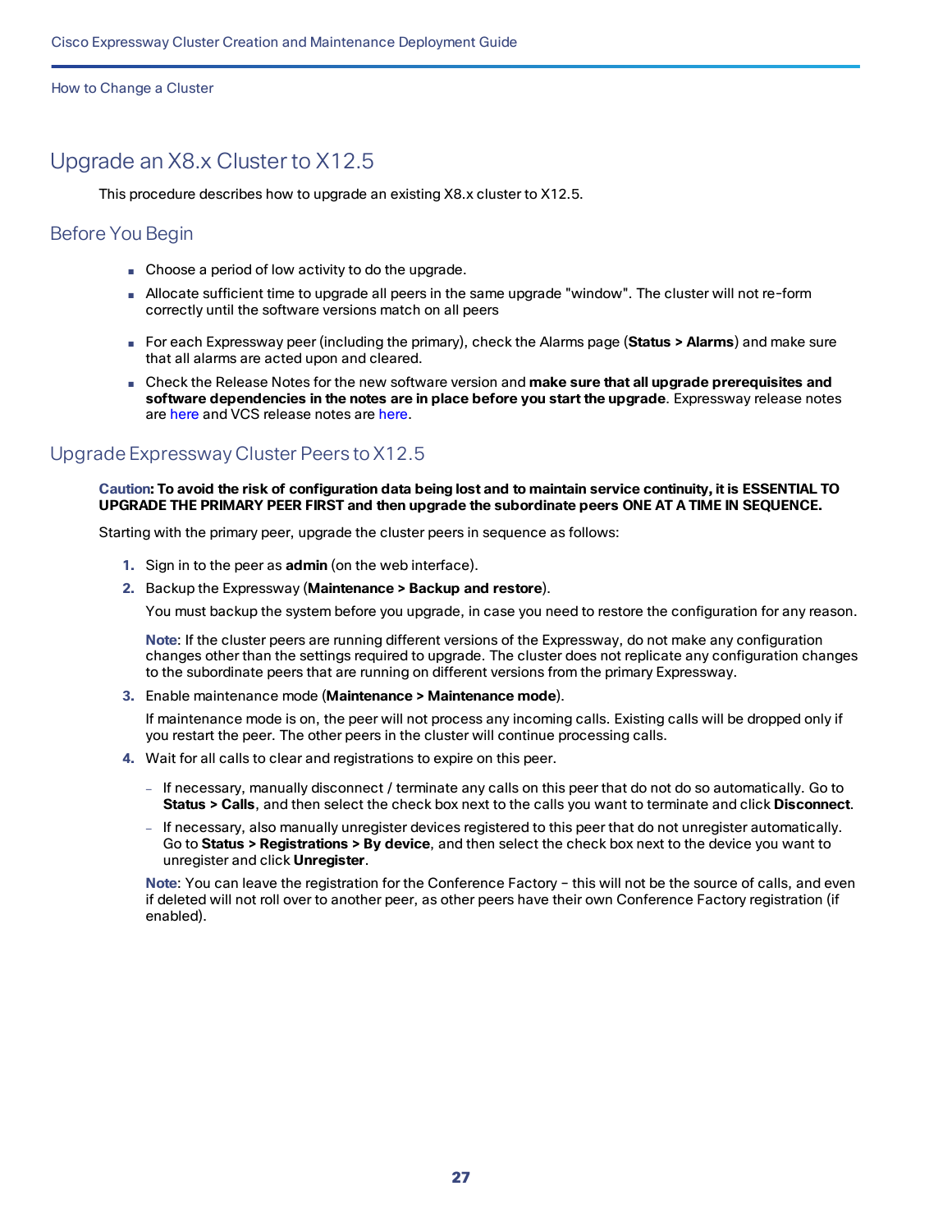# Upgrade an X8.x Cluster to X12.5

This procedure describes how to upgrade an existing X8.x cluster to X12.5.

## Before You Begin

- Choose a period of low activity to do the upgrade.
- Allocate sufficient time to upgrade all peers in the same upgrade "window". The cluster will not re-form correctly until the software versions match on all peers
- For each Expressway peer (including the primary), check the Alarms page (**Status > Alarms**) and make sure that all alarms are acted upon and cleared.
- Check the Release Notes for the new software version and **make sure that all upgrade prerequisites and software dependencies in the notes are in place before you start the upgrade**. Expressway release notes are here and VCS release notes are here.

## Upgrade Expressway Cluster Peers to X12.5

**Caution: To avoid the risk of configuration data being lost and to maintain service continuity, it is ESSENTIAL TO UPGRADE THE PRIMARY PEER FIRST and then upgrade the subordinate peers ONE AT A TIME IN SEQUENCE.**

Starting with the primary peer, upgrade the cluster peers in sequence as follows:

1. Sign in to the peer as **admin** (on the web interface).
2. Backup the Expressway (**Maintenance > Backup and restore**).

   You must backup the system before you upgrade, in case you need to restore the configuration for any reason.

   **Note**: If the cluster peers are running different versions of the Expressway, do not make any configuration changes other than the settings required to upgrade. The cluster does not replicate any configuration changes to the subordinate peers that are running on different versions from the primary Expressway.
3. Enable maintenance mode (**Maintenance > Maintenance mode**).

   If maintenance mode is on, the peer will not process any incoming calls. Existing calls will be dropped only if you restart the peer. The other peers in the cluster will continue processing calls.
4. Wait for all calls to clear and registrations to expire on this peer.
   - If necessary, manually disconnect / terminate any calls on this peer that do not do so automatically. Go to **Status > Calls**, and then select the check box next to the calls you want to terminate and click **Disconnect**.
   - If necessary, also manually unregister devices registered to this peer that do not unregister automatically. Go to **Status > Registrations > By device**, and then select the check box next to the device you want to unregister and click **Unregister**.

   **Note**: You can leave the registration for the Conference Factory – this will not be the source of calls, and even if deleted will not roll over to another peer, as other peers have their own Conference Factory registration (if enabled).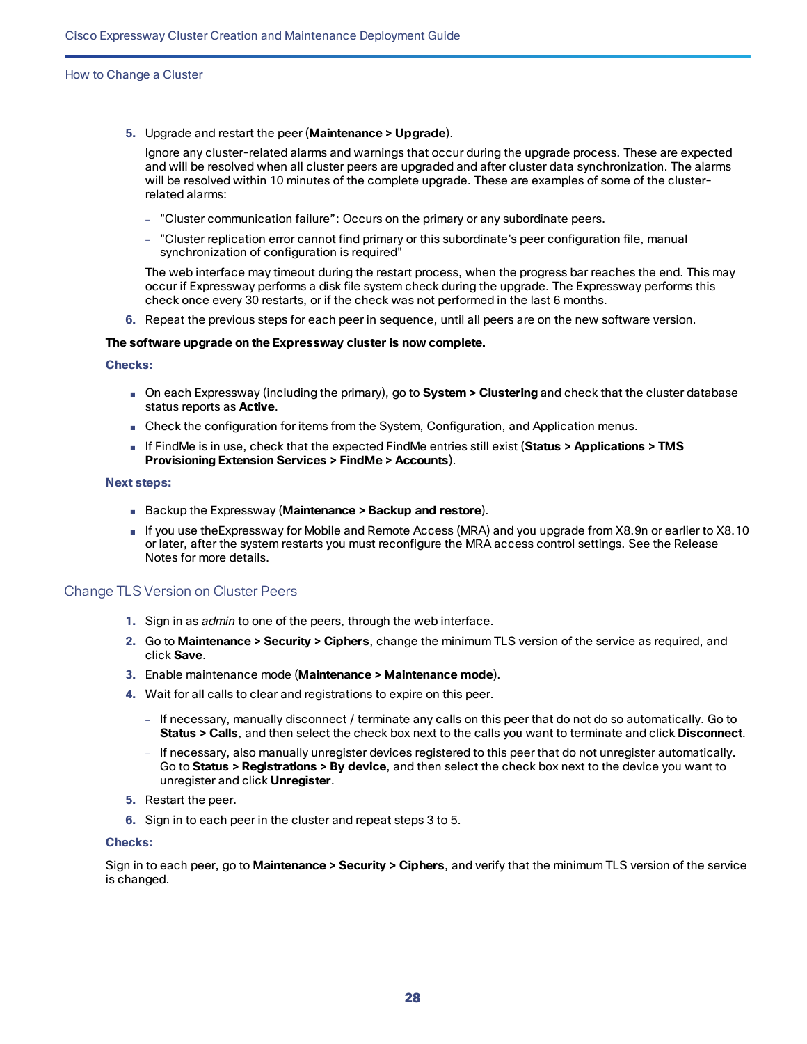5. Upgrade and restart the peer (**Maintenance > Upgrade**).

   Ignore any cluster-related alarms and warnings that occur during the upgrade process. These are expected and will be resolved when all cluster peers are upgraded and after cluster data synchronization. The alarms will be resolved within 10 minutes of the complete upgrade. These are examples of some of the cluster-related alarms:

   - "Cluster communication failure": Occurs on the primary or any subordinate peers.
   - "Cluster replication error cannot find primary or this subordinate's peer configuration file, manual synchronization of configuration is required"

   The web interface may timeout during the restart process, when the progress bar reaches the end. This may occur if Expressway performs a disk file system check during the upgrade. The Expressway performs this check once every 30 restarts, or if the check was not performed in the last 6 months.

6. Repeat the previous steps for each peer in sequence, until all peers are on the new software version.

**The software upgrade on the Expressway cluster is now complete.**

**Checks:**

- On each Expressway (including the primary), go to **System > Clustering** and check that the cluster database status reports as **Active**.
- Check the configuration for items from the System, Configuration, and Application menus.
- If FindMe is in use, check that the expected FindMe entries still exist (**Status > Applications > TMS Provisioning Extension Services > FindMe > Accounts**).

**Next steps:**

- Backup the Expressway (**Maintenance > Backup and restore**).
- If you use theExpressway for Mobile and Remote Access (MRA) and you upgrade from X8.9n or earlier to X8.10 or later, after the system restarts you must reconfigure the MRA access control settings. See the Release Notes for more details.

## Change TLS Version on Cluster Peers

1. Sign in as *admin* to one of the peers, through the web interface.
2. Go to **Maintenance > Security > Ciphers**, change the minimum TLS version of the service as required, and click **Save**.
3. Enable maintenance mode (**Maintenance > Maintenance mode**).
4. Wait for all calls to clear and registrations to expire on this peer.
   - If necessary, manually disconnect / terminate any calls on this peer that do not do so automatically. Go to **Status > Calls**, and then select the check box next to the calls you want to terminate and click **Disconnect**.
   - If necessary, also manually unregister devices registered to this peer that do not unregister automatically. Go to **Status > Registrations > By device**, and then select the check box next to the device you want to unregister and click **Unregister**.
5. Restart the peer.
6. Sign in to each peer in the cluster and repeat steps 3 to 5.

**Checks:**

Sign in to each peer, go to **Maintenance > Security > Ciphers**, and verify that the minimum TLS version of the service is changed.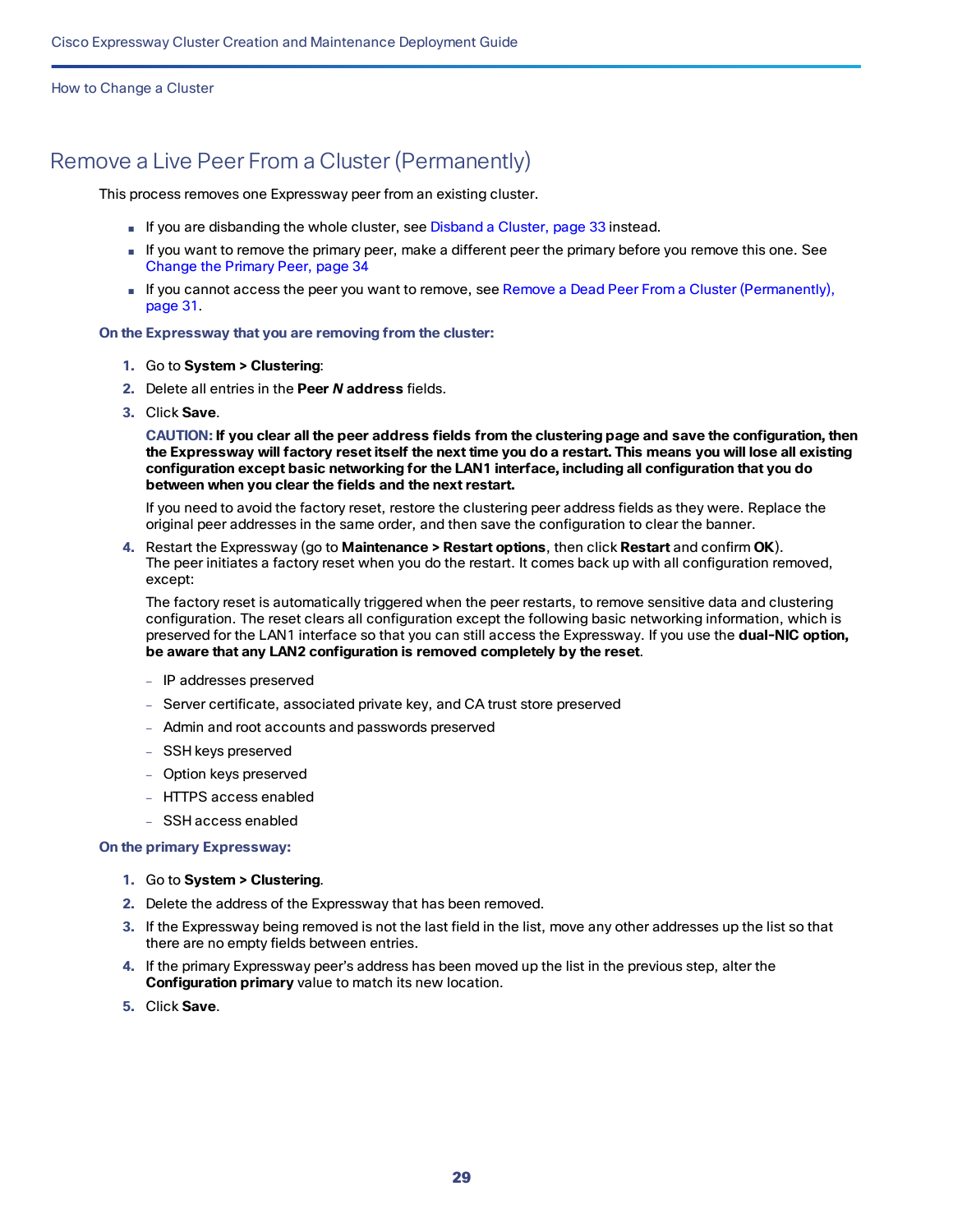# Remove a Live Peer From a Cluster (Permanently)

This process removes one Expressway peer from an existing cluster.

- If you are disbanding the whole cluster, see Disband a Cluster, page 33 instead.
- If you want to remove the primary peer, make a different peer the primary before you remove this one. See Change the Primary Peer, page 34
- If you cannot access the peer you want to remove, see Remove a Dead Peer From a Cluster (Permanently), page 31.

**On the Expressway that you are removing from the cluster:**

1. Go to **System > Clustering**:
2. Delete all entries in the **Peer *N* address** fields.
3. Click **Save**.

   **CAUTION: If you clear all the peer address fields from the clustering page and save the configuration, then the Expressway will factory reset itself the next time you do a restart. This means you will lose all existing configuration except basic networking for the LAN1 interface, including all configuration that you do between when you clear the fields and the next restart.**

   If you need to avoid the factory reset, restore the clustering peer address fields as they were. Replace the original peer addresses in the same order, and then save the configuration to clear the banner.

4. Restart the Expressway (go to **Maintenance > Restart options**, then click **Restart** and confirm **OK**).
   The peer initiates a factory reset when you do the restart. It comes back up with all configuration removed, except:

   The factory reset is automatically triggered when the peer restarts, to remove sensitive data and clustering configuration. The reset clears all configuration except the following basic networking information, which is preserved for the LAN1 interface so that you can still access the Expressway. If you use the **dual-NIC option, be aware that any LAN2 configuration is removed completely by the reset**.

   - IP addresses preserved
   - Server certificate, associated private key, and CA trust store preserved
   - Admin and root accounts and passwords preserved
   - SSH keys preserved
   - Option keys preserved
   - HTTPS access enabled
   - SSH access enabled

**On the primary Expressway:**

1. Go to **System > Clustering**.
2. Delete the address of the Expressway that has been removed.
3. If the Expressway being removed is not the last field in the list, move any other addresses up the list so that there are no empty fields between entries.
4. If the primary Expressway peer's address has been moved up the list in the previous step, alter the **Configuration primary** value to match its new location.
5. Click **Save**.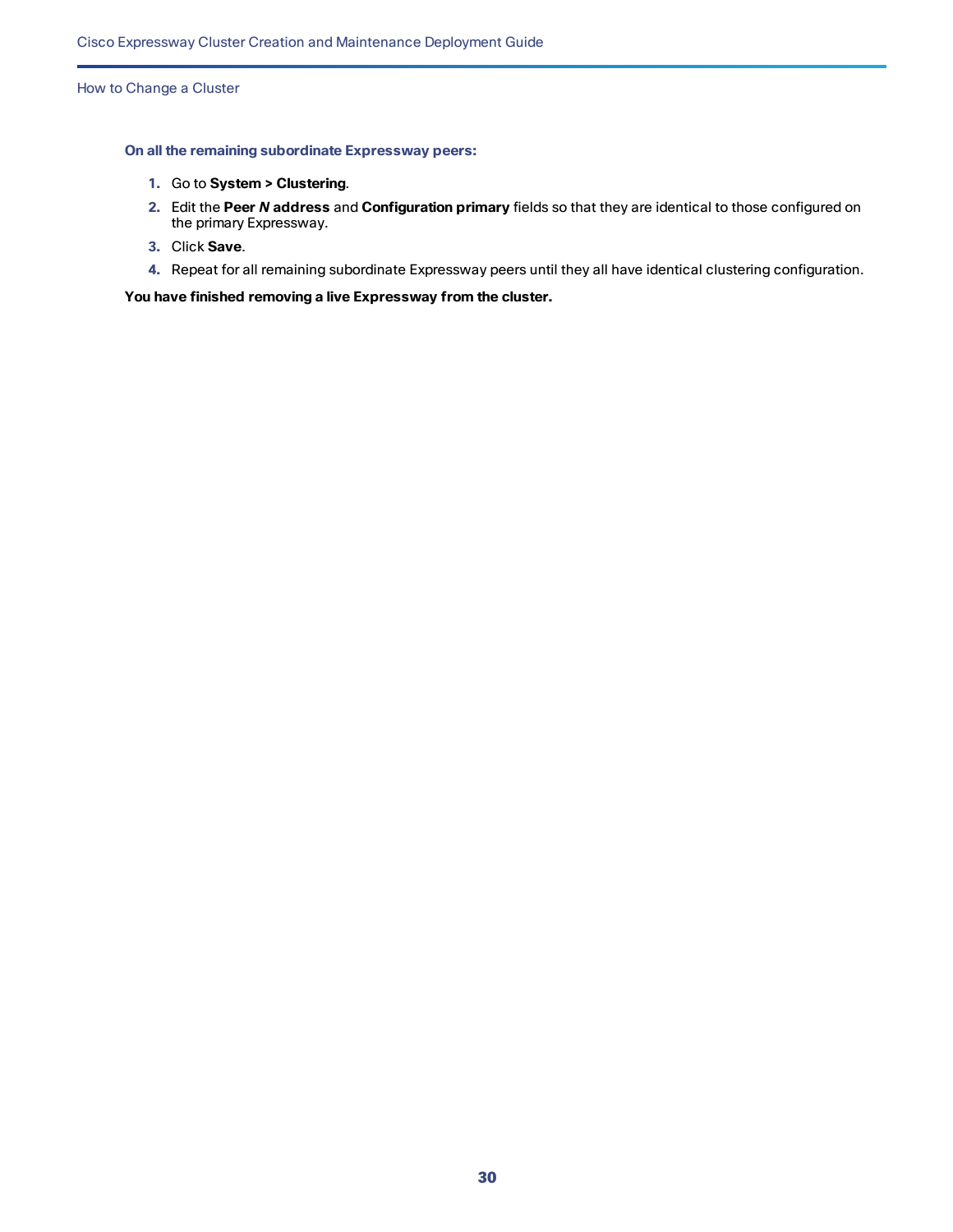**On all the remaining subordinate Expressway peers:**

1. Go to **System > Clustering**.
2. Edit the **Peer *N* address** and **Configuration primary** fields so that they are identical to those configured on the primary Expressway.
3. Click **Save**.
4. Repeat for all remaining subordinate Expressway peers until they all have identical clustering configuration.

**You have finished removing a live Expressway from the cluster.**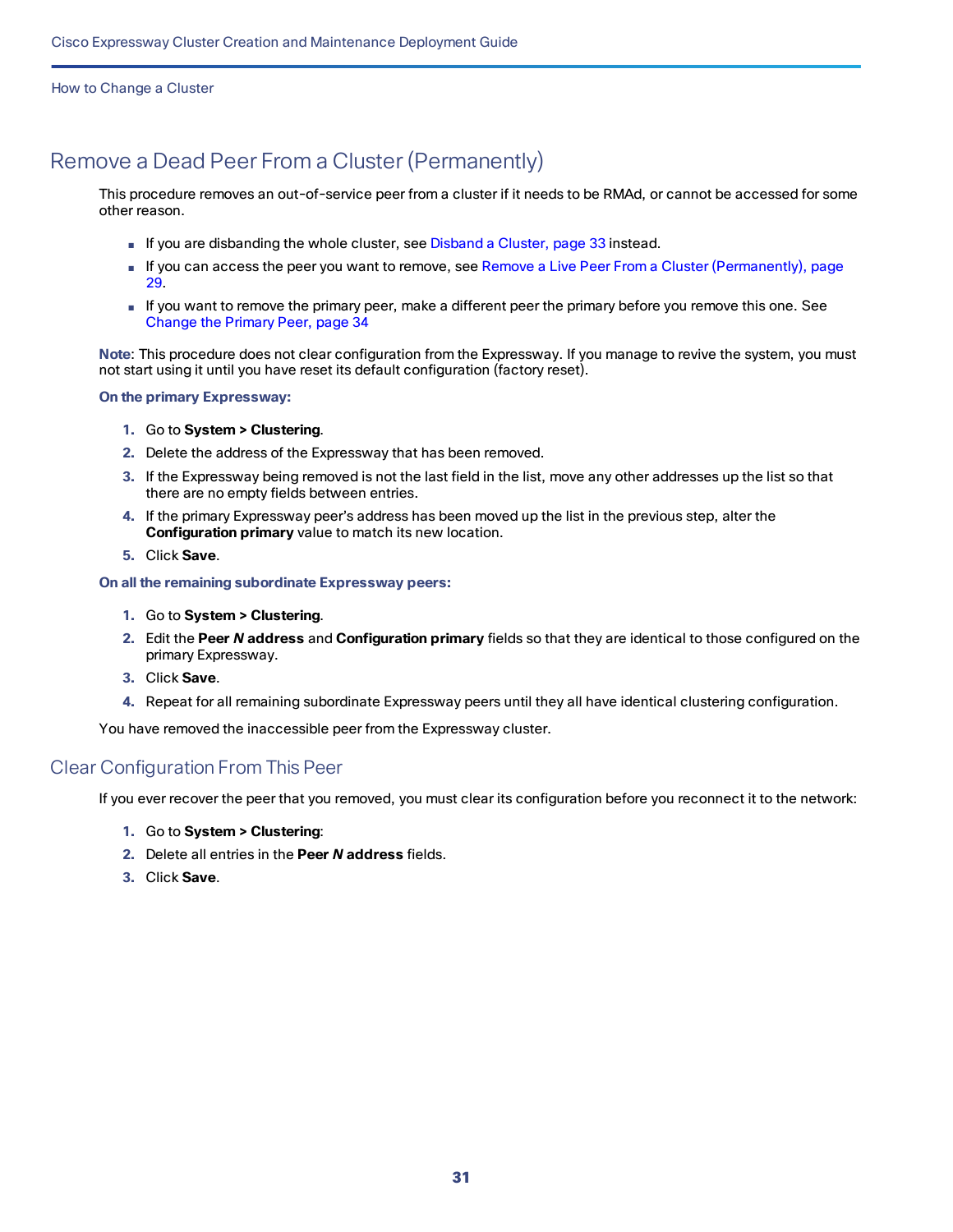## Remove a Dead Peer From a Cluster (Permanently)

This procedure removes an out-of-service peer from a cluster if it needs to be RMAd, or cannot be accessed for some other reason.

- If you are disbanding the whole cluster, see Disband a Cluster, page 33 instead.
- If you can access the peer you want to remove, see Remove a Live Peer From a Cluster (Permanently), page 29.
- If you want to remove the primary peer, make a different peer the primary before you remove this one. See Change the Primary Peer, page 34

**Note**: This procedure does not clear configuration from the Expressway. If you manage to revive the system, you must not start using it until you have reset its default configuration (factory reset).

**On the primary Expressway:**

1. Go to **System > Clustering**.
2. Delete the address of the Expressway that has been removed.
3. If the Expressway being removed is not the last field in the list, move any other addresses up the list so that there are no empty fields between entries.
4. If the primary Expressway peer's address has been moved up the list in the previous step, alter the **Configuration primary** value to match its new location.
5. Click **Save**.

**On all the remaining subordinate Expressway peers:**

1. Go to **System > Clustering**.
2. Edit the **Peer *N* address** and **Configuration primary** fields so that they are identical to those configured on the primary Expressway.
3. Click **Save**.
4. Repeat for all remaining subordinate Expressway peers until they all have identical clustering configuration.

You have removed the inaccessible peer from the Expressway cluster.

### Clear Configuration From This Peer

If you ever recover the peer that you removed, you must clear its configuration before you reconnect it to the network:

1. Go to **System > Clustering**:
2. Delete all entries in the **Peer *N* address** fields.
3. Click **Save**.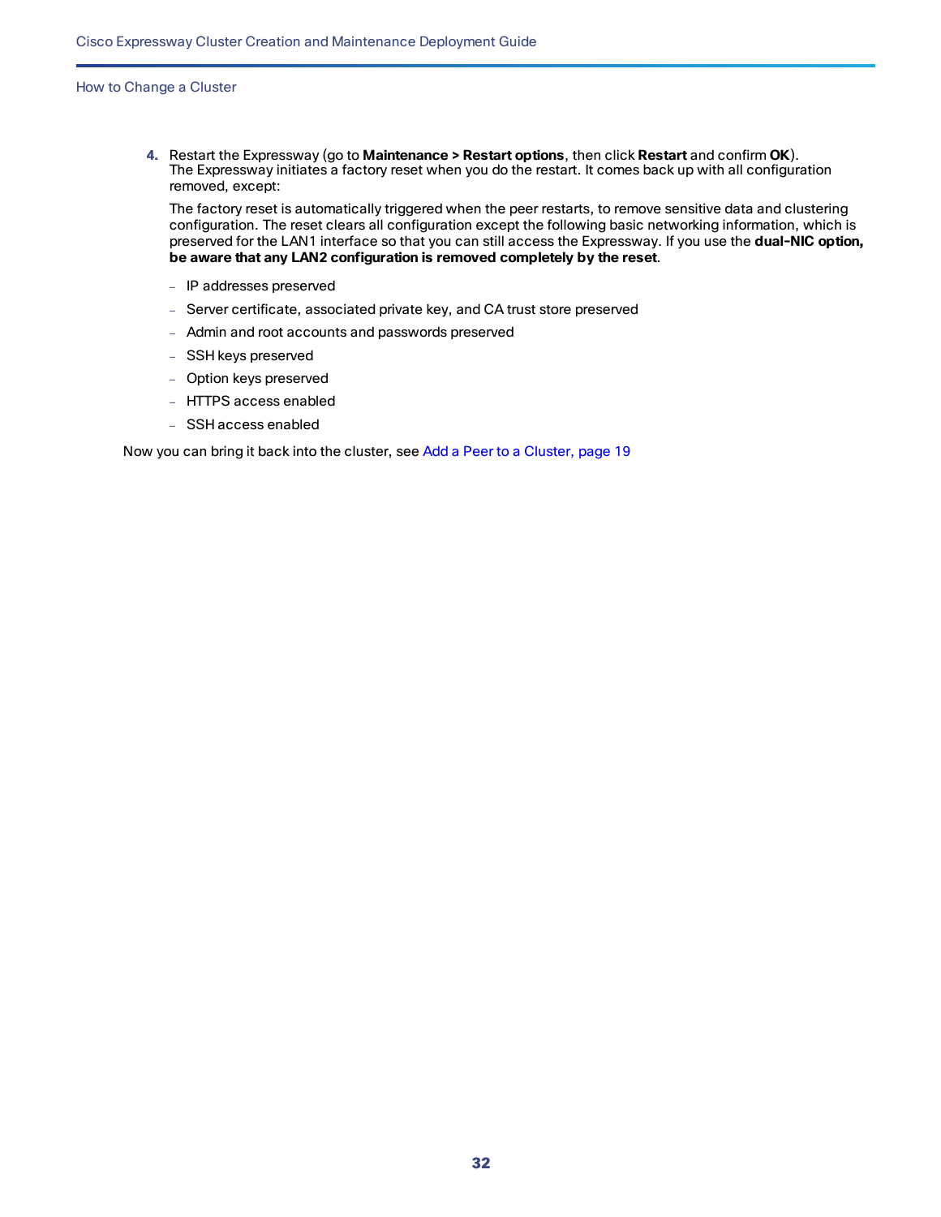4. Restart the Expressway (go to **Maintenance > Restart options**, then click **Restart** and confirm **OK**).
   The Expressway initiates a factory reset when you do the restart. It comes back up with all configuration removed, except:

   The factory reset is automatically triggered when the peer restarts, to remove sensitive data and clustering configuration. The reset clears all configuration except the following basic networking information, which is preserved for the LAN1 interface so that you can still access the Expressway. If you use the **dual-NIC option, be aware that any LAN2 configuration is removed completely by the reset**.

   - IP addresses preserved
   - Server certificate, associated private key, and CA trust store preserved
   - Admin and root accounts and passwords preserved
   - SSH keys preserved
   - Option keys preserved
   - HTTPS access enabled
   - SSH access enabled

Now you can bring it back into the cluster, see Add a Peer to a Cluster, page 19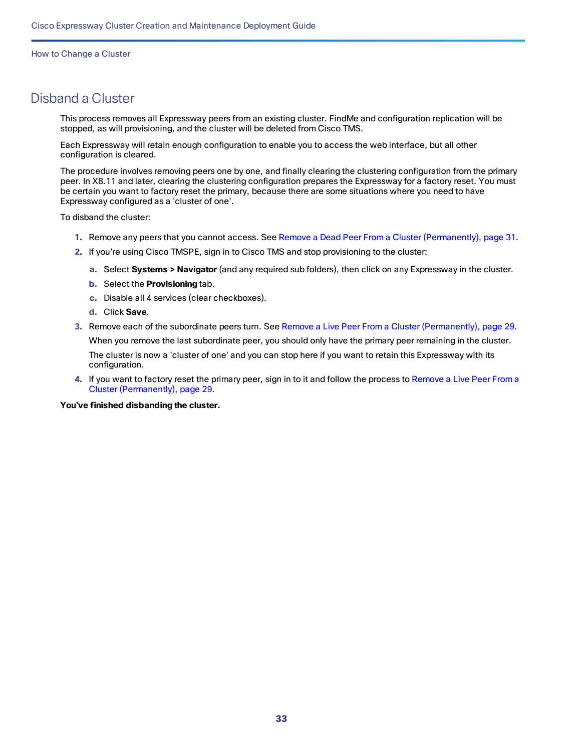# Disband a Cluster

This process removes all Expressway peers from an existing cluster. FindMe and configuration replication will be stopped, as will provisioning, and the cluster will be deleted from Cisco TMS.

Each Expressway will retain enough configuration to enable you to access the web interface, but all other configuration is cleared.

The procedure involves removing peers one by one, and finally clearing the clustering configuration from the primary peer. In X8.11 and later, clearing the clustering configuration prepares the Expressway for a factory reset. You must be certain you want to factory reset the primary, because there are some situations where you need to have Expressway configured as a 'cluster of one'.

To disband the cluster:

1. Remove any peers that you cannot access. See Remove a Dead Peer From a Cluster (Permanently), page 31.
2. If you're using Cisco TMSPE, sign in to Cisco TMS and stop provisioning to the cluster:
   a. Select **Systems > Navigator** (and any required sub folders), then click on any Expressway in the cluster.
   b. Select the **Provisioning** tab.
   c. Disable all 4 services (clear checkboxes).
   d. Click **Save**.
3. Remove each of the subordinate peers turn. See Remove a Live Peer From a Cluster (Permanently), page 29.

   When you remove the last subordinate peer, you should only have the primary peer remaining in the cluster.

   The cluster is now a 'cluster of one' and you can stop here if you want to retain this Expressway with its configuration.
4. If you want to factory reset the primary peer, sign in to it and follow the process to Remove a Live Peer From a Cluster (Permanently), page 29.

**You've finished disbanding the cluster.**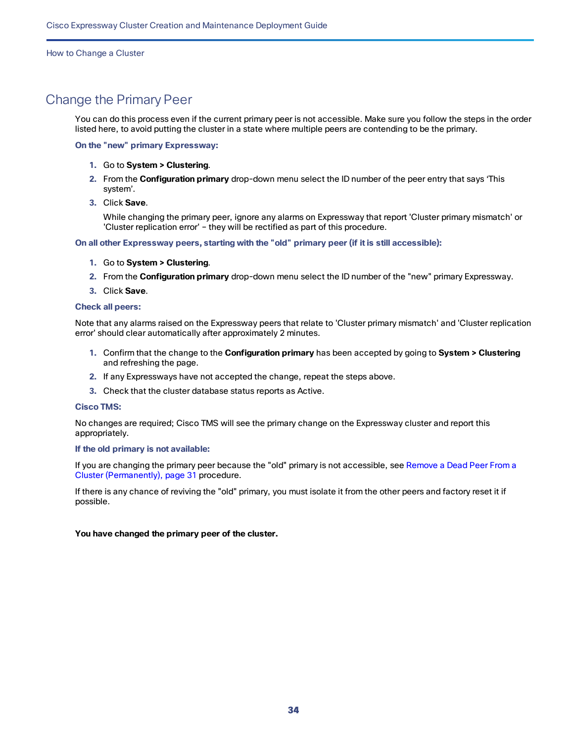## Change the Primary Peer

You can do this process even if the current primary peer is not accessible. Make sure you follow the steps in the order listed here, to avoid putting the cluster in a state where multiple peers are contending to be the primary.

**On the "new" primary Expressway:**

1. Go to **System > Clustering**.
2. From the **Configuration primary** drop-down menu select the ID number of the peer entry that says 'This system'.
3. Click **Save**.

   While changing the primary peer, ignore any alarms on Expressway that report 'Cluster primary mismatch' or 'Cluster replication error' – they will be rectified as part of this procedure.

**On all other Expressway peers, starting with the "old" primary peer (if it is still accessible):**

1. Go to **System > Clustering**.
2. From the **Configuration primary** drop-down menu select the ID number of the "new" primary Expressway.
3. Click **Save**.

**Check all peers:**

Note that any alarms raised on the Expressway peers that relate to 'Cluster primary mismatch' and 'Cluster replication error' should clear automatically after approximately 2 minutes.

1. Confirm that the change to the **Configuration primary** has been accepted by going to **System > Clustering** and refreshing the page.
2. If any Expressways have not accepted the change, repeat the steps above.
3. Check that the cluster database status reports as Active.

**Cisco TMS:**

No changes are required; Cisco TMS will see the primary change on the Expressway cluster and report this appropriately.

**If the old primary is not available:**

If you are changing the primary peer because the "old" primary is not accessible, see Remove a Dead Peer From a Cluster (Permanently), page 31 procedure.

If there is any chance of reviving the "old" primary, you must isolate it from the other peers and factory reset it if possible.

**You have changed the primary peer of the cluster.**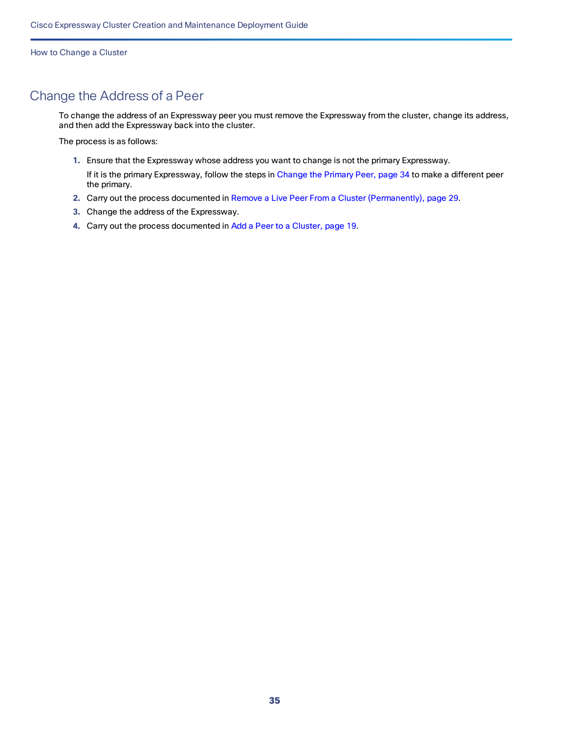# Change the Address of a Peer

To change the address of an Expressway peer you must remove the Expressway from the cluster, change its address, and then add the Expressway back into the cluster.

The process is as follows:

1. Ensure that the Expressway whose address you want to change is not the primary Expressway.

   If it is the primary Expressway, follow the steps in Change the Primary Peer, page 34 to make a different peer the primary.

2. Carry out the process documented in Remove a Live Peer From a Cluster (Permanently), page 29.
3. Change the address of the Expressway.
4. Carry out the process documented in Add a Peer to a Cluster, page 19.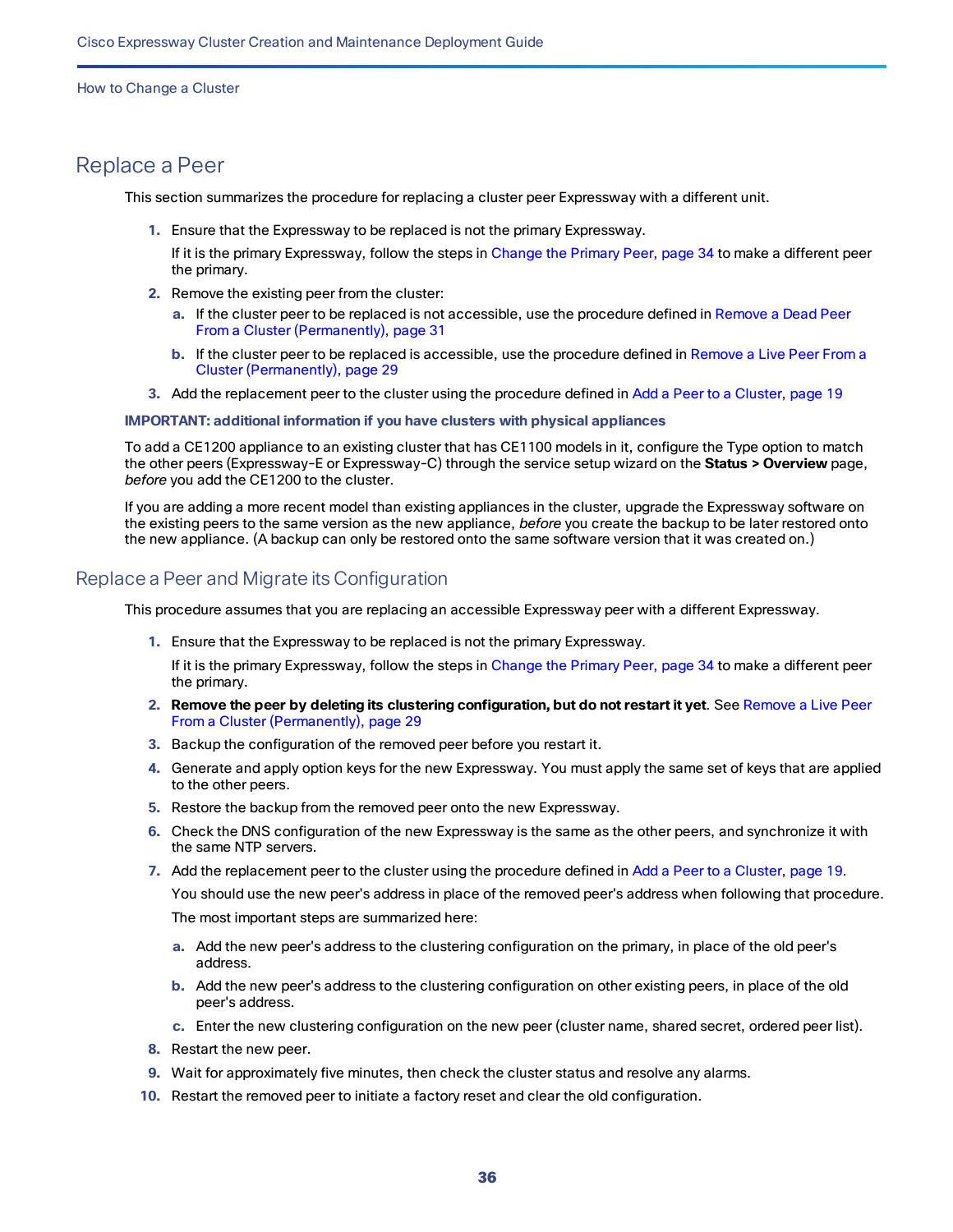## Replace a Peer

This section summarizes the procedure for replacing a cluster peer Expressway with a different unit.

1. Ensure that the Expressway to be replaced is not the primary Expressway.

   If it is the primary Expressway, follow the steps in Change the Primary Peer, page 34 to make a different peer the primary.
2. Remove the existing peer from the cluster:
   a. If the cluster peer to be replaced is not accessible, use the procedure defined in Remove a Dead Peer From a Cluster (Permanently), page 31
   b. If the cluster peer to be replaced is accessible, use the procedure defined in Remove a Live Peer From a Cluster (Permanently), page 29
3. Add the replacement peer to the cluster using the procedure defined in Add a Peer to a Cluster, page 19

**IMPORTANT: additional information if you have clusters with physical appliances**

To add a CE1200 appliance to an existing cluster that has CE1100 models in it, configure the Type option to match the other peers (Expressway-E or Expressway-C) through the service setup wizard on the **Status > Overview** page, *before* you add the CE1200 to the cluster.

If you are adding a more recent model than existing appliances in the cluster, upgrade the Expressway software on the existing peers to the same version as the new appliance, *before* you create the backup to be later restored onto the new appliance. (A backup can only be restored onto the same software version that it was created on.)

### Replace a Peer and Migrate its Configuration

This procedure assumes that you are replacing an accessible Expressway peer with a different Expressway.

1. Ensure that the Expressway to be replaced is not the primary Expressway.

   If it is the primary Expressway, follow the steps in Change the Primary Peer, page 34 to make a different peer the primary.
2. **Remove the peer by deleting its clustering configuration, but do not restart it yet**. See Remove a Live Peer From a Cluster (Permanently), page 29
3. Backup the configuration of the removed peer before you restart it.
4. Generate and apply option keys for the new Expressway. You must apply the same set of keys that are applied to the other peers.
5. Restore the backup from the removed peer onto the new Expressway.
6. Check the DNS configuration of the new Expressway is the same as the other peers, and synchronize it with the same NTP servers.
7. Add the replacement peer to the cluster using the procedure defined in Add a Peer to a Cluster, page 19.

   You should use the new peer's address in place of the removed peer's address when following that procedure.

   The most important steps are summarized here:

   a. Add the new peer's address to the clustering configuration on the primary, in place of the old peer's address.
   b. Add the new peer's address to the clustering configuration on other existing peers, in place of the old peer's address.
   c. Enter the new clustering configuration on the new peer (cluster name, shared secret, ordered peer list).
8. Restart the new peer.
9. Wait for approximately five minutes, then check the cluster status and resolve any alarms.
10. Restart the removed peer to initiate a factory reset and clear the old configuration.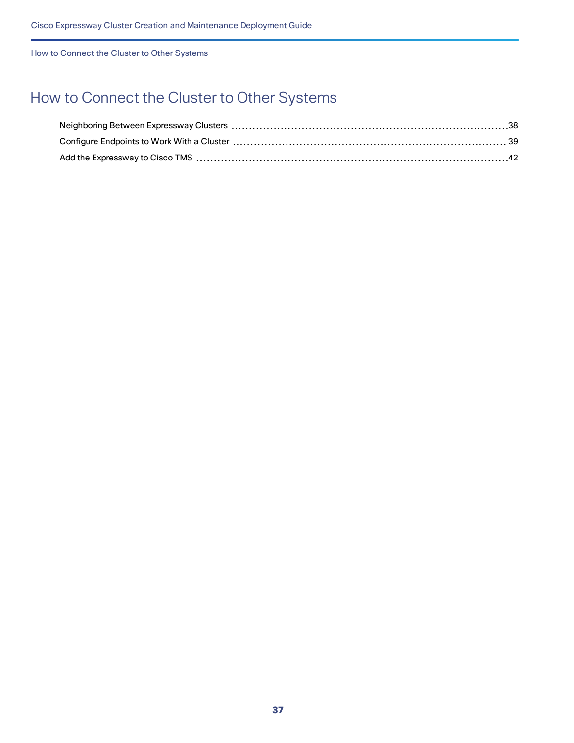# How to Connect the Cluster to Other Systems

Neighboring Between Expressway Clusters ... 38

Configure Endpoints to Work With a Cluster ... 39

Add the Expressway to Cisco TMS ... 42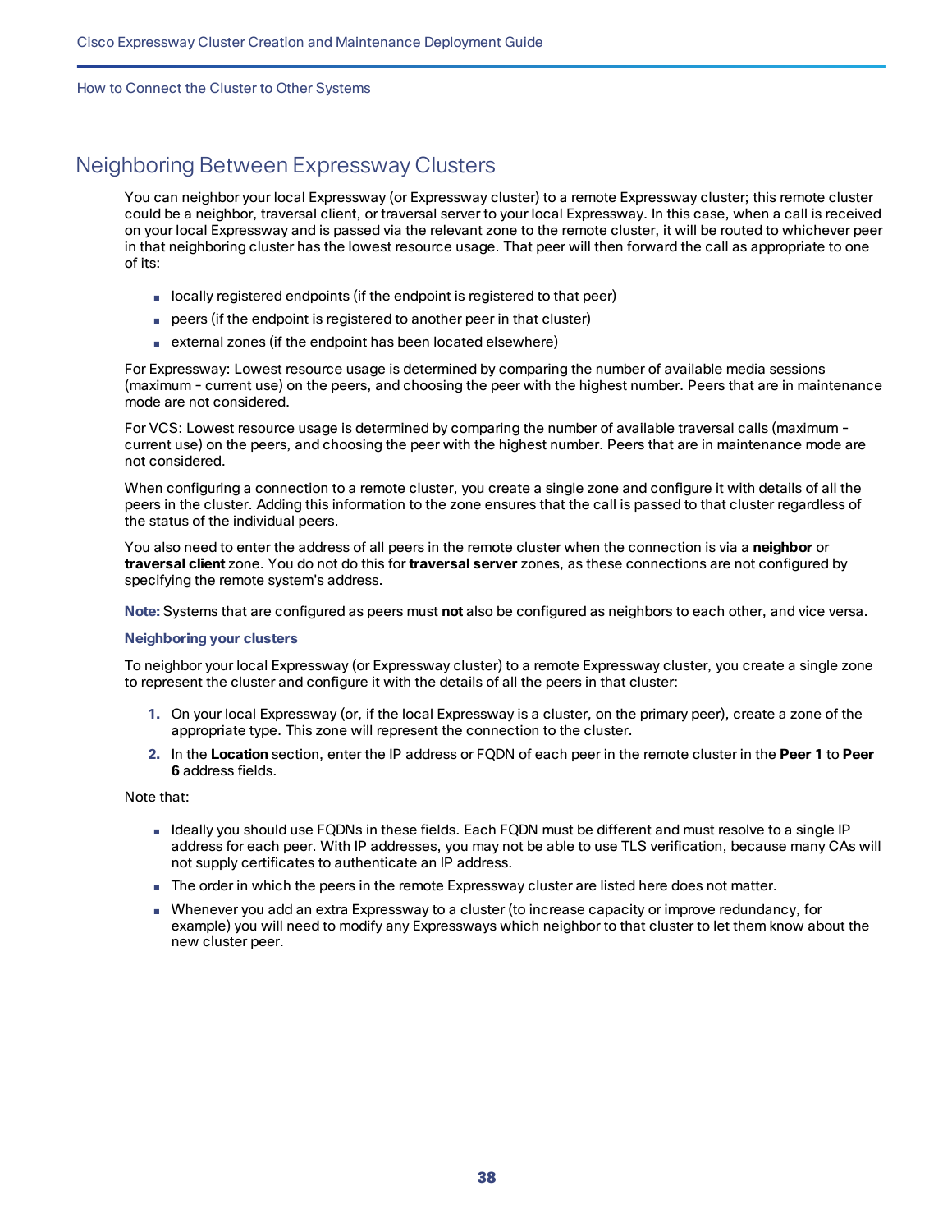## Neighboring Between Expressway Clusters

You can neighbor your local Expressway (or Expressway cluster) to a remote Expressway cluster; this remote cluster could be a neighbor, traversal client, or traversal server to your local Expressway. In this case, when a call is received on your local Expressway and is passed via the relevant zone to the remote cluster, it will be routed to whichever peer in that neighboring cluster has the lowest resource usage. That peer will then forward the call as appropriate to one of its:

- locally registered endpoints (if the endpoint is registered to that peer)
- peers (if the endpoint is registered to another peer in that cluster)
- external zones (if the endpoint has been located elsewhere)

For Expressway: Lowest resource usage is determined by comparing the number of available media sessions (maximum - current use) on the peers, and choosing the peer with the highest number. Peers that are in maintenance mode are not considered.

For VCS: Lowest resource usage is determined by comparing the number of available traversal calls (maximum - current use) on the peers, and choosing the peer with the highest number. Peers that are in maintenance mode are not considered.

When configuring a connection to a remote cluster, you create a single zone and configure it with details of all the peers in the cluster. Adding this information to the zone ensures that the call is passed to that cluster regardless of the status of the individual peers.

You also need to enter the address of all peers in the remote cluster when the connection is via a **neighbor** or **traversal client** zone. You do not do this for **traversal server** zones, as these connections are not configured by specifying the remote system's address.

**Note:** Systems that are configured as peers must **not** also be configured as neighbors to each other, and vice versa.

#### Neighboring your clusters

To neighbor your local Expressway (or Expressway cluster) to a remote Expressway cluster, you create a single zone to represent the cluster and configure it with the details of all the peers in that cluster:

1. On your local Expressway (or, if the local Expressway is a cluster, on the primary peer), create a zone of the appropriate type. This zone will represent the connection to the cluster.
2. In the **Location** section, enter the IP address or FQDN of each peer in the remote cluster in the **Peer 1** to **Peer 6** address fields.

Note that:

- Ideally you should use FQDNs in these fields. Each FQDN must be different and must resolve to a single IP address for each peer. With IP addresses, you may not be able to use TLS verification, because many CAs will not supply certificates to authenticate an IP address.
- The order in which the peers in the remote Expressway cluster are listed here does not matter.
- Whenever you add an extra Expressway to a cluster (to increase capacity or improve redundancy, for example) you will need to modify any Expressways which neighbor to that cluster to let them know about the new cluster peer.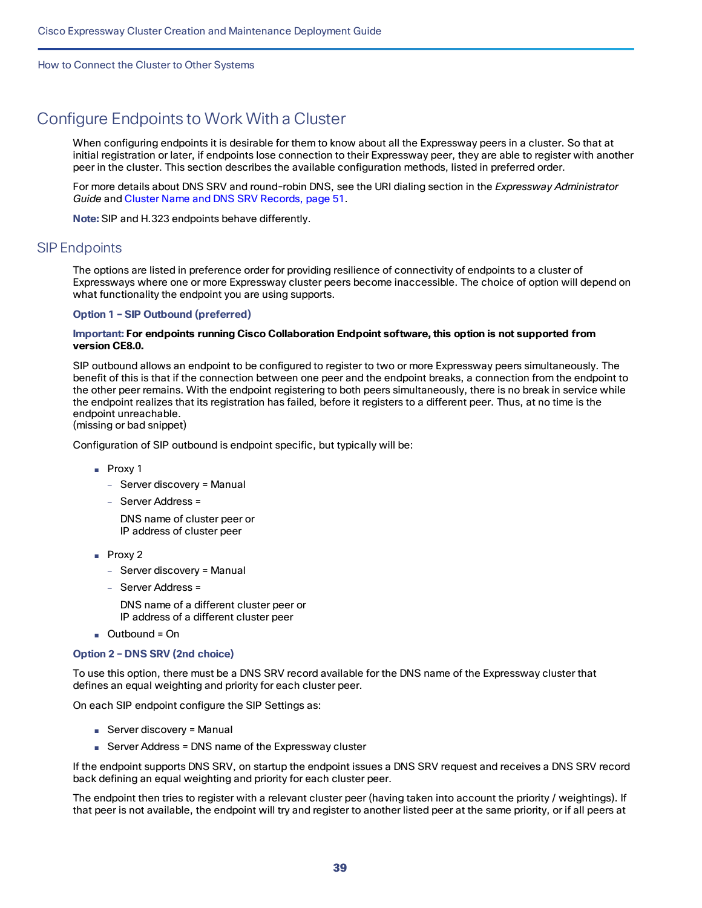## Configure Endpoints to Work With a Cluster

When configuring endpoints it is desirable for them to know about all the Expressway peers in a cluster. So that at initial registration or later, if endpoints lose connection to their Expressway peer, they are able to register with another peer in the cluster. This section describes the available configuration methods, listed in preferred order.

For more details about DNS SRV and round-robin DNS, see the URI dialing section in the *Expressway Administrator Guide* and Cluster Name and DNS SRV Records, page 51.

**Note:** SIP and H.323 endpoints behave differently.

### SIP Endpoints

The options are listed in preference order for providing resilience of connectivity of endpoints to a cluster of Expressways where one or more Expressway cluster peers become inaccessible. The choice of option will depend on what functionality the endpoint you are using supports.

#### Option 1 – SIP Outbound (preferred)

**Important: For endpoints running Cisco Collaboration Endpoint software, this option is not supported from version CE8.0.**

SIP outbound allows an endpoint to be configured to register to two or more Expressway peers simultaneously. The benefit of this is that if the connection between one peer and the endpoint breaks, a connection from the endpoint to the other peer remains. With the endpoint registering to both peers simultaneously, there is no break in service while the endpoint realizes that its registration has failed, before it registers to a different peer. Thus, at no time is the endpoint unreachable.
(missing or bad snippet)

Configuration of SIP outbound is endpoint specific, but typically will be:

- Proxy 1
  - Server discovery = Manual
  - Server Address =

    DNS name of cluster peer or
    IP address of cluster peer
- Proxy 2
  - Server discovery = Manual
  - Server Address =

    DNS name of a different cluster peer or
    IP address of a different cluster peer
- Outbound = On

#### Option 2 – DNS SRV (2nd choice)

To use this option, there must be a DNS SRV record available for the DNS name of the Expressway cluster that defines an equal weighting and priority for each cluster peer.

On each SIP endpoint configure the SIP Settings as:

- Server discovery = Manual
- Server Address = DNS name of the Expressway cluster

If the endpoint supports DNS SRV, on startup the endpoint issues a DNS SRV request and receives a DNS SRV record back defining an equal weighting and priority for each cluster peer.

The endpoint then tries to register with a relevant cluster peer (having taken into account the priority / weightings). If that peer is not available, the endpoint will try and register to another listed peer at the same priority, or if all peers at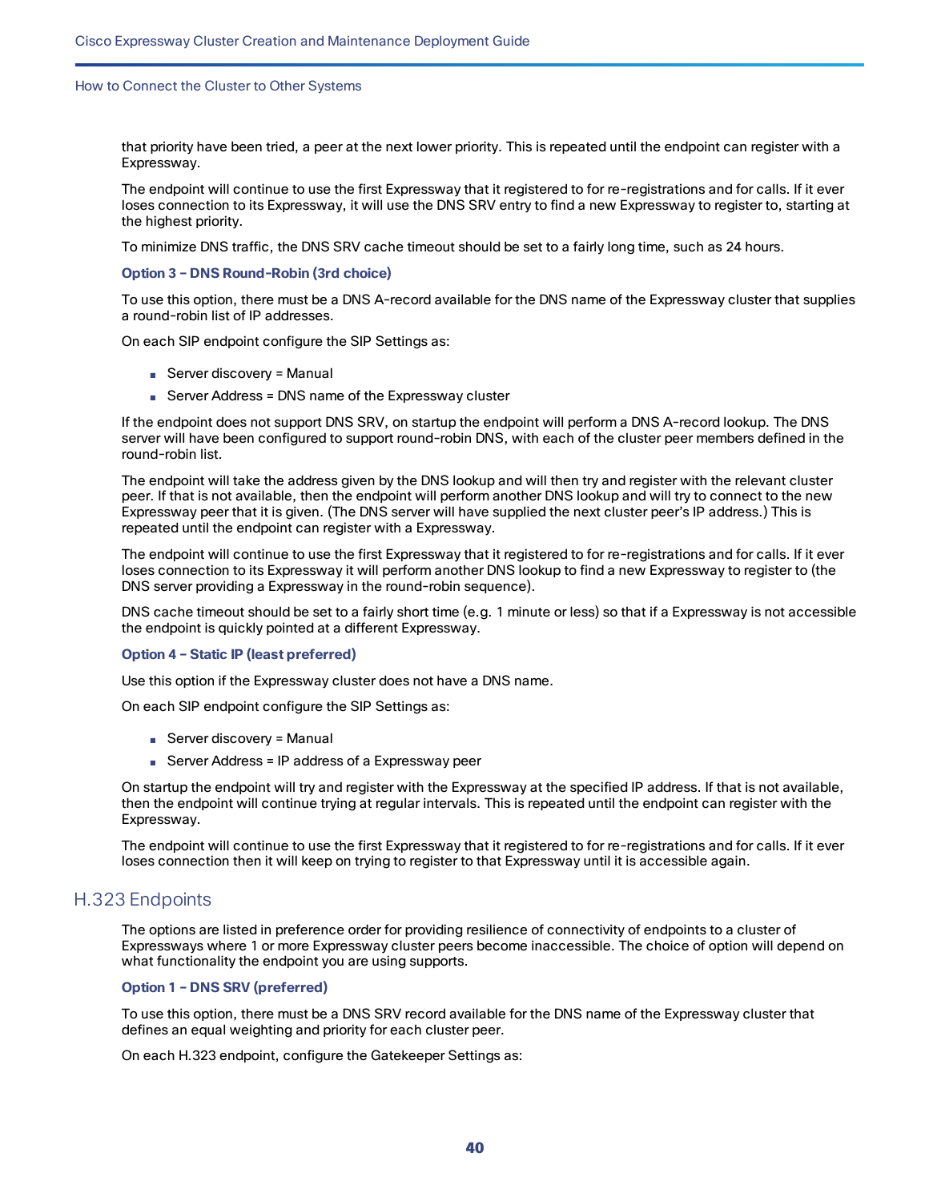that priority have been tried, a peer at the next lower priority. This is repeated until the endpoint can register with a Expressway.

The endpoint will continue to use the first Expressway that it registered to for re-registrations and for calls. If it ever loses connection to its Expressway, it will use the DNS SRV entry to find a new Expressway to register to, starting at the highest priority.

To minimize DNS traffic, the DNS SRV cache timeout should be set to a fairly long time, such as 24 hours.

#### Option 3 – DNS Round-Robin (3rd choice)

To use this option, there must be a DNS A-record available for the DNS name of the Expressway cluster that supplies a round-robin list of IP addresses.

On each SIP endpoint configure the SIP Settings as:

- Server discovery = Manual
- Server Address = DNS name of the Expressway cluster

If the endpoint does not support DNS SRV, on startup the endpoint will perform a DNS A-record lookup. The DNS server will have been configured to support round-robin DNS, with each of the cluster peer members defined in the round-robin list.

The endpoint will take the address given by the DNS lookup and will then try and register with the relevant cluster peer. If that is not available, then the endpoint will perform another DNS lookup and will try to connect to the new Expressway peer that it is given. (The DNS server will have supplied the next cluster peer's IP address.) This is repeated until the endpoint can register with a Expressway.

The endpoint will continue to use the first Expressway that it registered to for re-registrations and for calls. If it ever loses connection to its Expressway it will perform another DNS lookup to find a new Expressway to register to (the DNS server providing a Expressway in the round-robin sequence).

DNS cache timeout should be set to a fairly short time (e.g. 1 minute or less) so that if a Expressway is not accessible the endpoint is quickly pointed at a different Expressway.

#### Option 4 – Static IP (least preferred)

Use this option if the Expressway cluster does not have a DNS name.

On each SIP endpoint configure the SIP Settings as:

- Server discovery = Manual
- Server Address = IP address of a Expressway peer

On startup the endpoint will try and register with the Expressway at the specified IP address. If that is not available, then the endpoint will continue trying at regular intervals. This is repeated until the endpoint can register with the Expressway.

The endpoint will continue to use the first Expressway that it registered to for re-registrations and for calls. If it ever loses connection then it will keep on trying to register to that Expressway until it is accessible again.

## H.323 Endpoints

The options are listed in preference order for providing resilience of connectivity of endpoints to a cluster of Expressways where 1 or more Expressway cluster peers become inaccessible. The choice of option will depend on what functionality the endpoint you are using supports.

#### Option 1 – DNS SRV (preferred)

To use this option, there must be a DNS SRV record available for the DNS name of the Expressway cluster that defines an equal weighting and priority for each cluster peer.

On each H.323 endpoint, configure the Gatekeeper Settings as: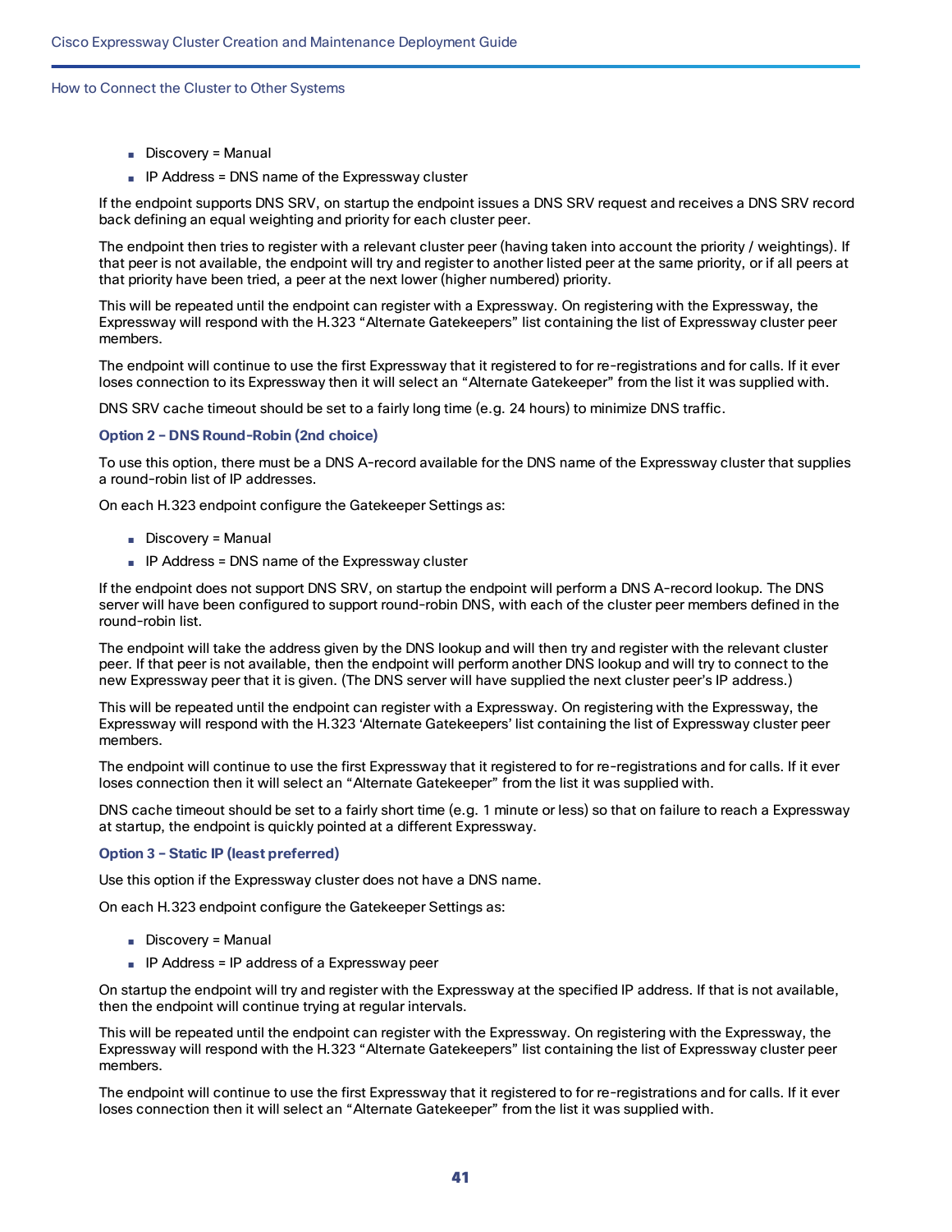- Discovery = Manual
- IP Address = DNS name of the Expressway cluster

If the endpoint supports DNS SRV, on startup the endpoint issues a DNS SRV request and receives a DNS SRV record back defining an equal weighting and priority for each cluster peer.

The endpoint then tries to register with a relevant cluster peer (having taken into account the priority / weightings). If that peer is not available, the endpoint will try and register to another listed peer at the same priority, or if all peers at that priority have been tried, a peer at the next lower (higher numbered) priority.

This will be repeated until the endpoint can register with a Expressway. On registering with the Expressway, the Expressway will respond with the H.323 "Alternate Gatekeepers" list containing the list of Expressway cluster peer members.

The endpoint will continue to use the first Expressway that it registered to for re-registrations and for calls. If it ever loses connection to its Expressway then it will select an "Alternate Gatekeeper" from the list it was supplied with.

DNS SRV cache timeout should be set to a fairly long time (e.g. 24 hours) to minimize DNS traffic.

#### Option 2 – DNS Round-Robin (2nd choice)

To use this option, there must be a DNS A-record available for the DNS name of the Expressway cluster that supplies a round-robin list of IP addresses.

On each H.323 endpoint configure the Gatekeeper Settings as:

- Discovery = Manual
- IP Address = DNS name of the Expressway cluster

If the endpoint does not support DNS SRV, on startup the endpoint will perform a DNS A-record lookup. The DNS server will have been configured to support round-robin DNS, with each of the cluster peer members defined in the round-robin list.

The endpoint will take the address given by the DNS lookup and will then try and register with the relevant cluster peer. If that peer is not available, then the endpoint will perform another DNS lookup and will try to connect to the new Expressway peer that it is given. (The DNS server will have supplied the next cluster peer's IP address.)

This will be repeated until the endpoint can register with a Expressway. On registering with the Expressway, the Expressway will respond with the H.323 'Alternate Gatekeepers' list containing the list of Expressway cluster peer members.

The endpoint will continue to use the first Expressway that it registered to for re-registrations and for calls. If it ever loses connection then it will select an "Alternate Gatekeeper" from the list it was supplied with.

DNS cache timeout should be set to a fairly short time (e.g. 1 minute or less) so that on failure to reach a Expressway at startup, the endpoint is quickly pointed at a different Expressway.

#### Option 3 – Static IP (least preferred)

Use this option if the Expressway cluster does not have a DNS name.

On each H.323 endpoint configure the Gatekeeper Settings as:

- Discovery = Manual
- IP Address = IP address of a Expressway peer

On startup the endpoint will try and register with the Expressway at the specified IP address. If that is not available, then the endpoint will continue trying at regular intervals.

This will be repeated until the endpoint can register with the Expressway. On registering with the Expressway, the Expressway will respond with the H.323 "Alternate Gatekeepers" list containing the list of Expressway cluster peer members.

The endpoint will continue to use the first Expressway that it registered to for re-registrations and for calls. If it ever loses connection then it will select an "Alternate Gatekeeper" from the list it was supplied with.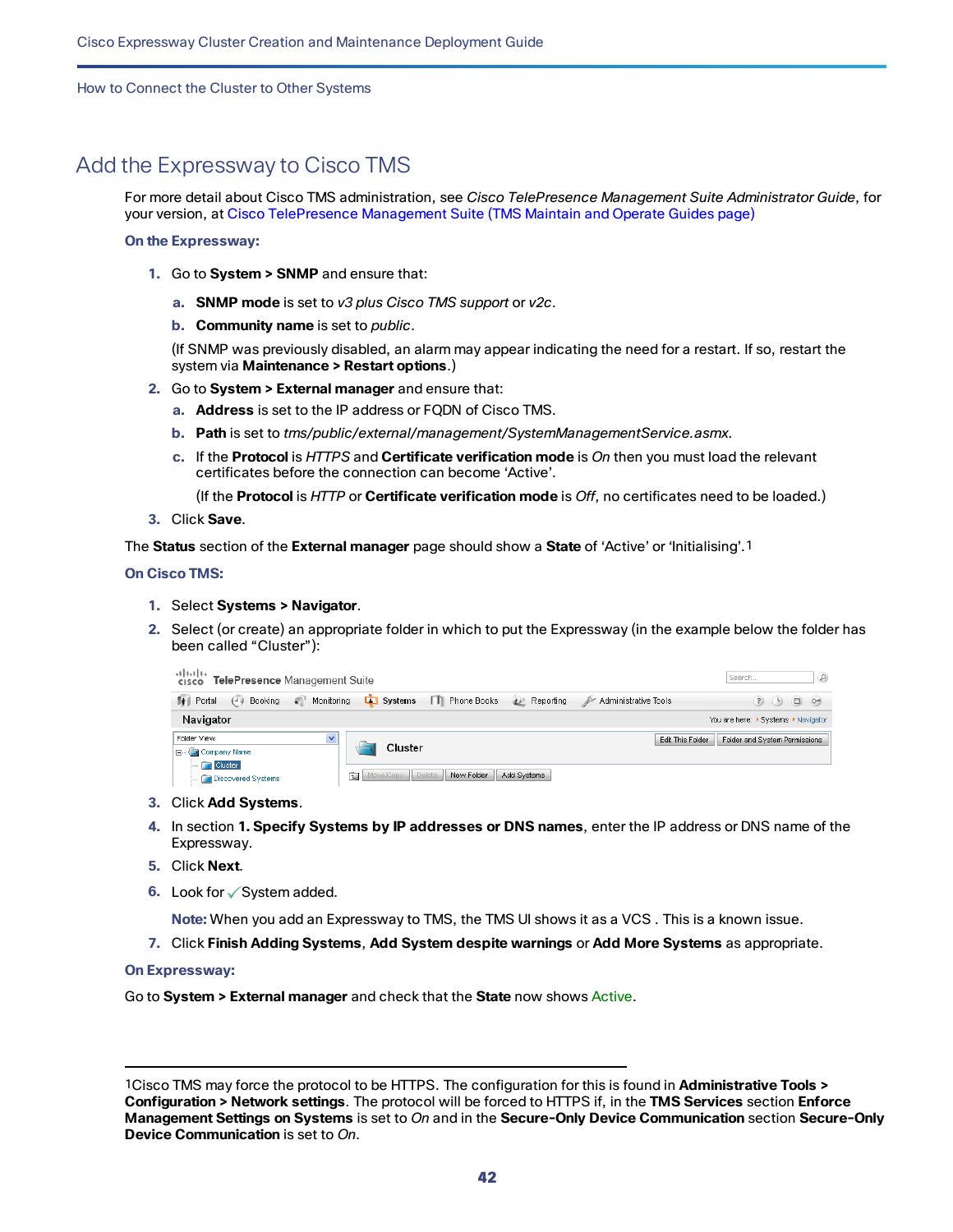# Add the Expressway to Cisco TMS

For more detail about Cisco TMS administration, see *Cisco TelePresence Management Suite Administrator Guide*, for your version, at Cisco TelePresence Management Suite (TMS Maintain and Operate Guides page)

**On the Expressway:**

1. Go to **System > SNMP** and ensure that:
   a. **SNMP mode** is set to *v3 plus Cisco TMS support* or *v2c*.
   b. **Community name** is set to *public*.

   (If SNMP was previously disabled, an alarm may appear indicating the need for a restart. If so, restart the system via **Maintenance > Restart options**.)
2. Go to **System > External manager** and ensure that:
   a. **Address** is set to the IP address or FQDN of Cisco TMS.
   b. **Path** is set to *tms/public/external/management/SystemManagementService.asmx*.
   c. If the **Protocol** is *HTTPS* and **Certificate verification mode** is *On* then you must load the relevant certificates before the connection can become 'Active'.

      (If the **Protocol** is *HTTP* or **Certificate verification mode** is *Off*, no certificates need to be loaded.)
3. Click **Save**.

The **Status** section of the **External manager** page should show a **State** of 'Active' or 'Initialising'.[1]

**On Cisco TMS:**

1. Select **Systems > Navigator**.
2. Select (or create) an appropriate folder in which to put the Expressway (in the example below the folder has been called "Cluster"):
3. Click **Add Systems**.
4. In section **1. Specify Systems by IP addresses or DNS names**, enter the IP address or DNS name of the Expressway.
5. Click **Next**.
6. Look for ✓System added.

   **Note:** When you add an Expressway to TMS, the TMS UI shows it as a VCS . This is a known issue.
7. Click **Finish Adding Systems**, **Add System despite warnings** or **Add More Systems** as appropriate.

**On Expressway:**

Go to **System > External manager** and check that the **State** now shows Active.

---

[1]Cisco TMS may force the protocol to be HTTPS. The configuration for this is found in **Administrative Tools > Configuration > Network settings**. The protocol will be forced to HTTPS if, in the **TMS Services** section **Enforce Management Settings on Systems** is set to *On* and in the **Secure-Only Device Communication** section **Secure-Only Device Communication** is set to *On*.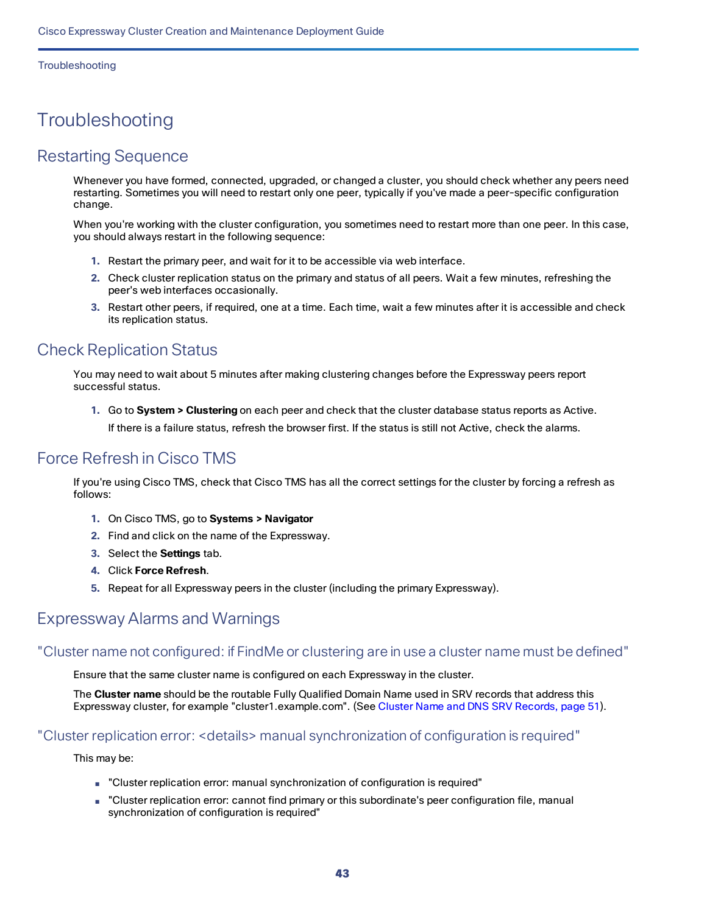# Troubleshooting

## Restarting Sequence

Whenever you have formed, connected, upgraded, or changed a cluster, you should check whether any peers need restarting. Sometimes you will need to restart only one peer, typically if you've made a peer-specific configuration change.

When you're working with the cluster configuration, you sometimes need to restart more than one peer. In this case, you should always restart in the following sequence:

1. Restart the primary peer, and wait for it to be accessible via web interface.
2. Check cluster replication status on the primary and status of all peers. Wait a few minutes, refreshing the peer's web interfaces occasionally.
3. Restart other peers, if required, one at a time. Each time, wait a few minutes after it is accessible and check its replication status.

## Check Replication Status

You may need to wait about 5 minutes after making clustering changes before the Expressway peers report successful status.

1. Go to **System > Clustering** on each peer and check that the cluster database status reports as Active.

   If there is a failure status, refresh the browser first. If the status is still not Active, check the alarms.

## Force Refresh in Cisco TMS

If you're using Cisco TMS, check that Cisco TMS has all the correct settings for the cluster by forcing a refresh as follows:

1. On Cisco TMS, go to **Systems > Navigator**
2. Find and click on the name of the Expressway.
3. Select the **Settings** tab.
4. Click **Force Refresh**.
5. Repeat for all Expressway peers in the cluster (including the primary Expressway).

## Expressway Alarms and Warnings

### "Cluster name not configured: if FindMe or clustering are in use a cluster name must be defined"

Ensure that the same cluster name is configured on each Expressway in the cluster.

The **Cluster name** should be the routable Fully Qualified Domain Name used in SRV records that address this Expressway cluster, for example "cluster1.example.com". (See Cluster Name and DNS SRV Records, page 51).

### "Cluster replication error: <details> manual synchronization of configuration is required"

This may be:

- "Cluster replication error: manual synchronization of configuration is required"
- "Cluster replication error: cannot find primary or this subordinate's peer configuration file, manual synchronization of configuration is required"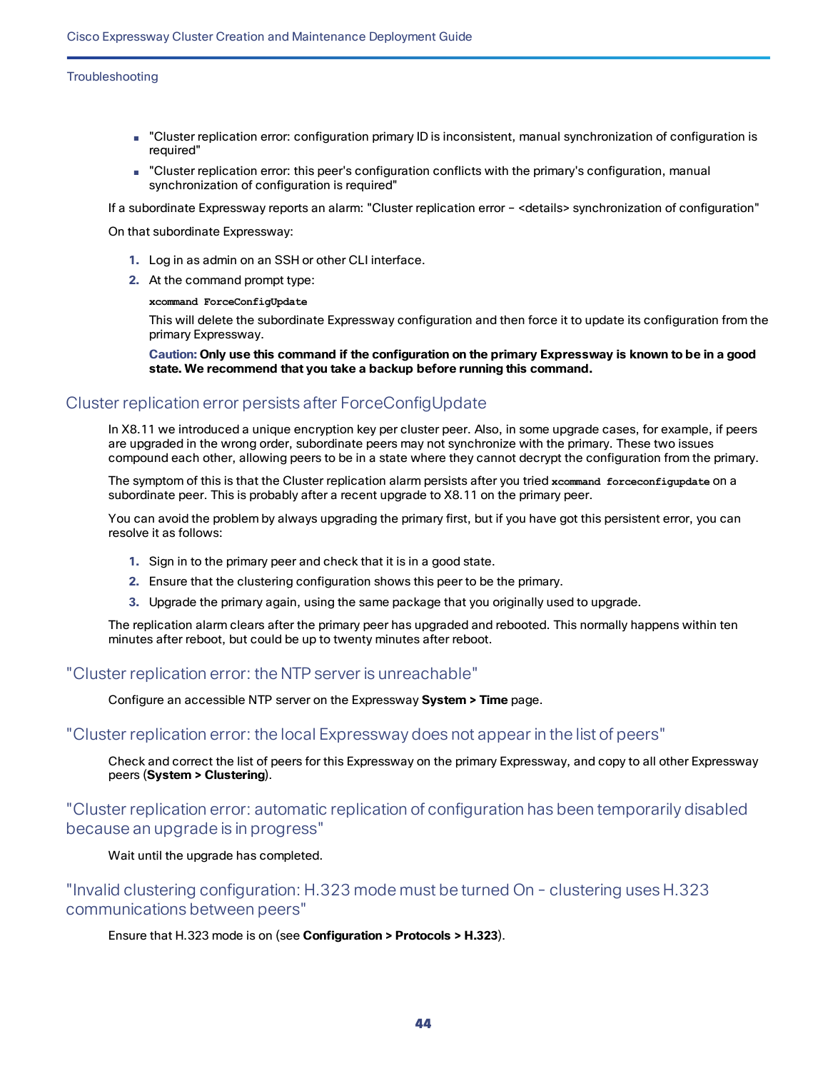- "Cluster replication error: configuration primary ID is inconsistent, manual synchronization of configuration is required"
- "Cluster replication error: this peer's configuration conflicts with the primary's configuration, manual synchronization of configuration is required"

If a subordinate Expressway reports an alarm: "Cluster replication error – <details> synchronization of configuration"

On that subordinate Expressway:

1. Log in as admin on an SSH or other CLI interface.
2. At the command prompt type:

   ```
   xcommand ForceConfigUpdate
   ```

   This will delete the subordinate Expressway configuration and then force it to update its configuration from the primary Expressway.

   **Caution: Only use this command if the configuration on the primary Expressway is known to be in a good state. We recommend that you take a backup before running this command.**

## Cluster replication error persists after ForceConfigUpdate

In X8.11 we introduced a unique encryption key per cluster peer. Also, in some upgrade cases, for example, if peers are upgraded in the wrong order, subordinate peers may not synchronize with the primary. These two issues compound each other, allowing peers to be in a state where they cannot decrypt the configuration from the primary.

The symptom of this is that the Cluster replication alarm persists after you tried `xcommand forceconfigupdate` on a subordinate peer. This is probably after a recent upgrade to X8.11 on the primary peer.

You can avoid the problem by always upgrading the primary first, but if you have got this persistent error, you can resolve it as follows:

1. Sign in to the primary peer and check that it is in a good state.
2. Ensure that the clustering configuration shows this peer to be the primary.
3. Upgrade the primary again, using the same package that you originally used to upgrade.

The replication alarm clears after the primary peer has upgraded and rebooted. This normally happens within ten minutes after reboot, but could be up to twenty minutes after reboot.

## "Cluster replication error: the NTP server is unreachable"

Configure an accessible NTP server on the Expressway **System > Time** page.

## "Cluster replication error: the local Expressway does not appear in the list of peers"

Check and correct the list of peers for this Expressway on the primary Expressway, and copy to all other Expressway peers (**System > Clustering**).

## "Cluster replication error: automatic replication of configuration has been temporarily disabled because an upgrade is in progress"

Wait until the upgrade has completed.

## "Invalid clustering configuration: H.323 mode must be turned On – clustering uses H.323 communications between peers"

Ensure that H.323 mode is on (see **Configuration > Protocols > H.323**).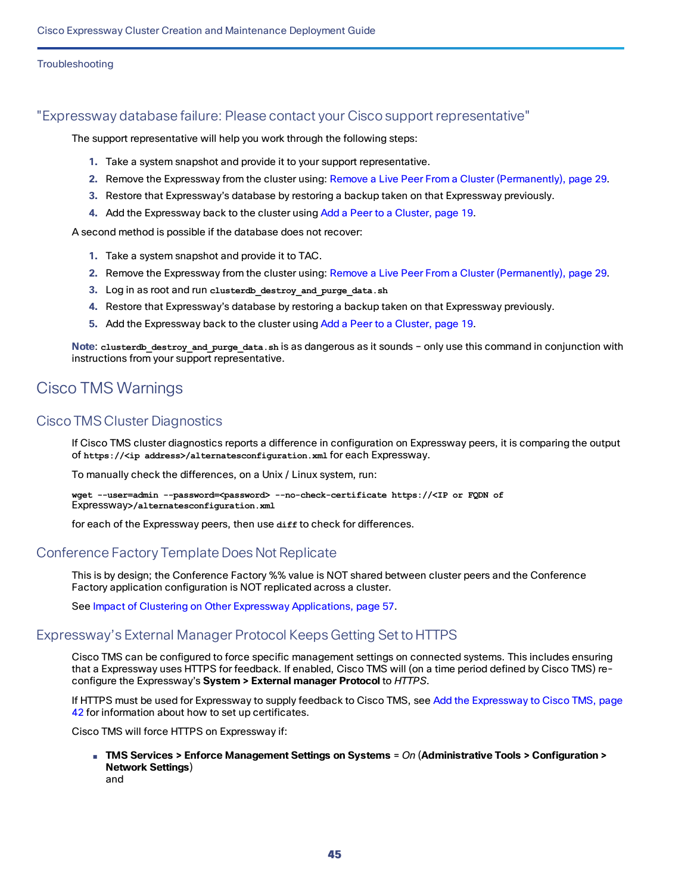## "Expressway database failure: Please contact your Cisco support representative"

The support representative will help you work through the following steps:

1. Take a system snapshot and provide it to your support representative.
2. Remove the Expressway from the cluster using: Remove a Live Peer From a Cluster (Permanently), page 29.
3. Restore that Expressway's database by restoring a backup taken on that Expressway previously.
4. Add the Expressway back to the cluster using Add a Peer to a Cluster, page 19.

A second method is possible if the database does not recover:

1. Take a system snapshot and provide it to TAC.
2. Remove the Expressway from the cluster using: Remove a Live Peer From a Cluster (Permanently), page 29.
3. Log in as root and run `clusterdb_destroy_and_purge_data.sh`
4. Restore that Expressway's database by restoring a backup taken on that Expressway previously.
5. Add the Expressway back to the cluster using Add a Peer to a Cluster, page 19.

**Note**: `clusterdb_destroy_and_purge_data.sh` is as dangerous as it sounds – only use this command in conjunction with instructions from your support representative.

# Cisco TMS Warnings

## Cisco TMS Cluster Diagnostics

If Cisco TMS cluster diagnostics reports a difference in configuration on Expressway peers, it is comparing the output of `https://<ip address>/alternatesconfiguration.xml` for each Expressway.

To manually check the differences, on a Unix / Linux system, run:

```
wget --user=admin --password=<password> --no-check-certificate https://<IP or FQDN of Expressway>/alternatesconfiguration.xml
```

for each of the Expressway peers, then use `diff` to check for differences.

## Conference Factory Template Does Not Replicate

This is by design; the Conference Factory %% value is NOT shared between cluster peers and the Conference Factory application configuration is NOT replicated across a cluster.

See Impact of Clustering on Other Expressway Applications, page 57.

## Expressway's External Manager Protocol Keeps Getting Set to HTTPS

Cisco TMS can be configured to force specific management settings on connected systems. This includes ensuring that a Expressway uses HTTPS for feedback. If enabled, Cisco TMS will (on a time period defined by Cisco TMS) re-configure the Expressway's **System > External manager Protocol** to *HTTPS*.

If HTTPS must be used for Expressway to supply feedback to Cisco TMS, see Add the Expressway to Cisco TMS, page 42 for information about how to set up certificates.

Cisco TMS will force HTTPS on Expressway if:

- **TMS Services > Enforce Management Settings on Systems** = *On* (**Administrative Tools > Configuration > Network Settings**)
  and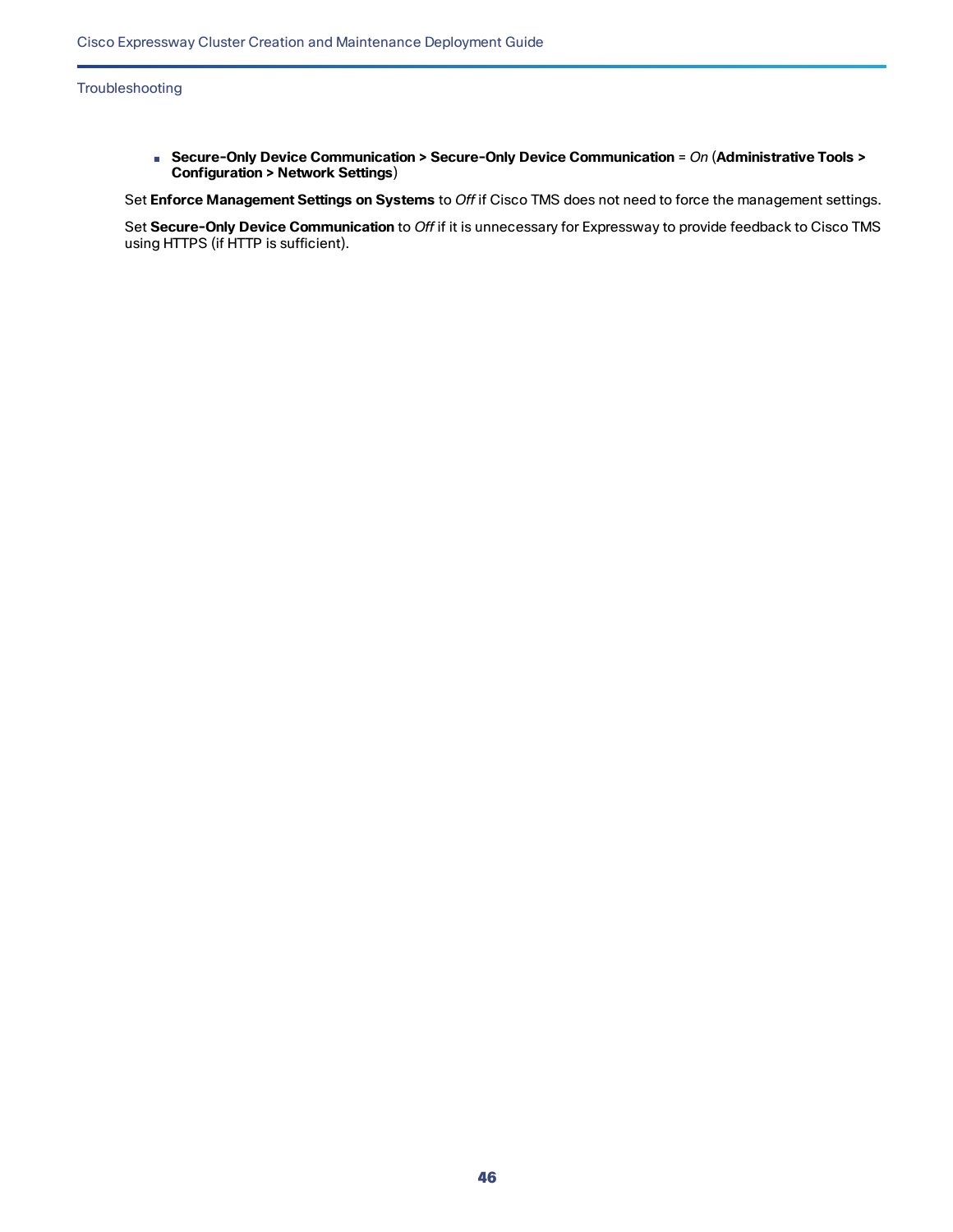- **Secure-Only Device Communication > Secure-Only Device Communication** = *On* (**Administrative Tools > Configuration > Network Settings**)

Set **Enforce Management Settings on Systems** to *Off* if Cisco TMS does not need to force the management settings.

Set **Secure-Only Device Communication** to *Off* if it is unnecessary for Expressway to provide feedback to Cisco TMS using HTTPS (if HTTP is sufficient).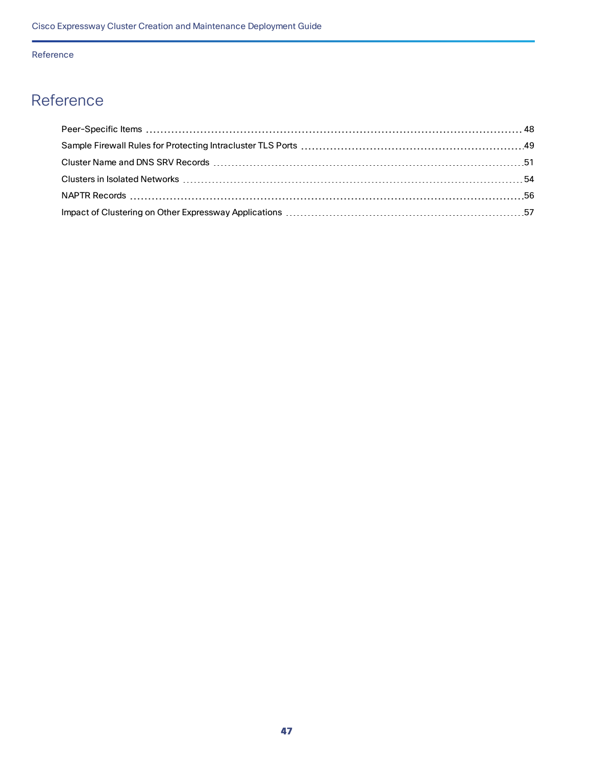# Reference

- Peer-Specific Items ........ 48
- Sample Firewall Rules for Protecting Intracluster TLS Ports ........ 49
- Cluster Name and DNS SRV Records ........ 51
- Clusters in Isolated Networks ........ 54
- NAPTR Records ........ 56
- Impact of Clustering on Other Expressway Applications ........ 57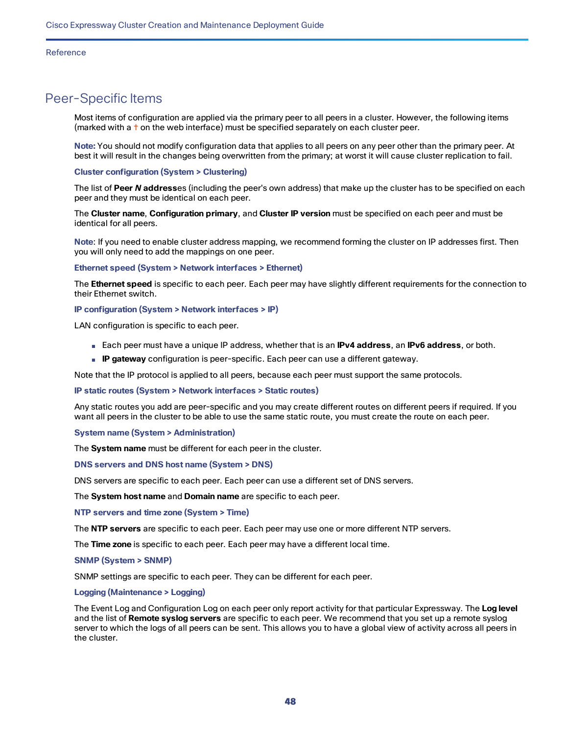## Peer-Specific Items

Most items of configuration are applied via the primary peer to all peers in a cluster. However, the following items (marked with a † on the web interface) must be specified separately on each cluster peer.

**Note:** You should not modify configuration data that applies to all peers on any peer other than the primary peer. At best it will result in the changes being overwritten from the primary; at worst it will cause cluster replication to fail.

#### Cluster configuration (System > Clustering)

The list of **Peer *N* address**es (including the peer's own address) that make up the cluster has to be specified on each peer and they must be identical on each peer.

The **Cluster name**, **Configuration primary**, and **Cluster IP version** must be specified on each peer and must be identical for all peers.

**Note**: If you need to enable cluster address mapping, we recommend forming the cluster on IP addresses first. Then you will only need to add the mappings on one peer.

#### Ethernet speed (System > Network interfaces > Ethernet)

The **Ethernet speed** is specific to each peer. Each peer may have slightly different requirements for the connection to their Ethernet switch.

#### IP configuration (System > Network interfaces > IP)

LAN configuration is specific to each peer.

- Each peer must have a unique IP address, whether that is an **IPv4 address**, an **IPv6 address**, or both.
- **IP gateway** configuration is peer-specific. Each peer can use a different gateway.

Note that the IP protocol is applied to all peers, because each peer must support the same protocols.

#### IP static routes (System > Network interfaces > Static routes)

Any static routes you add are peer-specific and you may create different routes on different peers if required. If you want all peers in the cluster to be able to use the same static route, you must create the route on each peer.

#### System name (System > Administration)

The **System name** must be different for each peer in the cluster.

#### DNS servers and DNS host name (System > DNS)

DNS servers are specific to each peer. Each peer can use a different set of DNS servers.

The **System host name** and **Domain name** are specific to each peer.

#### NTP servers and time zone (System > Time)

The **NTP servers** are specific to each peer. Each peer may use one or more different NTP servers.

The **Time zone** is specific to each peer. Each peer may have a different local time.

#### SNMP (System > SNMP)

SNMP settings are specific to each peer. They can be different for each peer.

#### Logging (Maintenance > Logging)

The Event Log and Configuration Log on each peer only report activity for that particular Expressway. The **Log level** and the list of **Remote syslog servers** are specific to each peer. We recommend that you set up a remote syslog server to which the logs of all peers can be sent. This allows you to have a global view of activity across all peers in the cluster.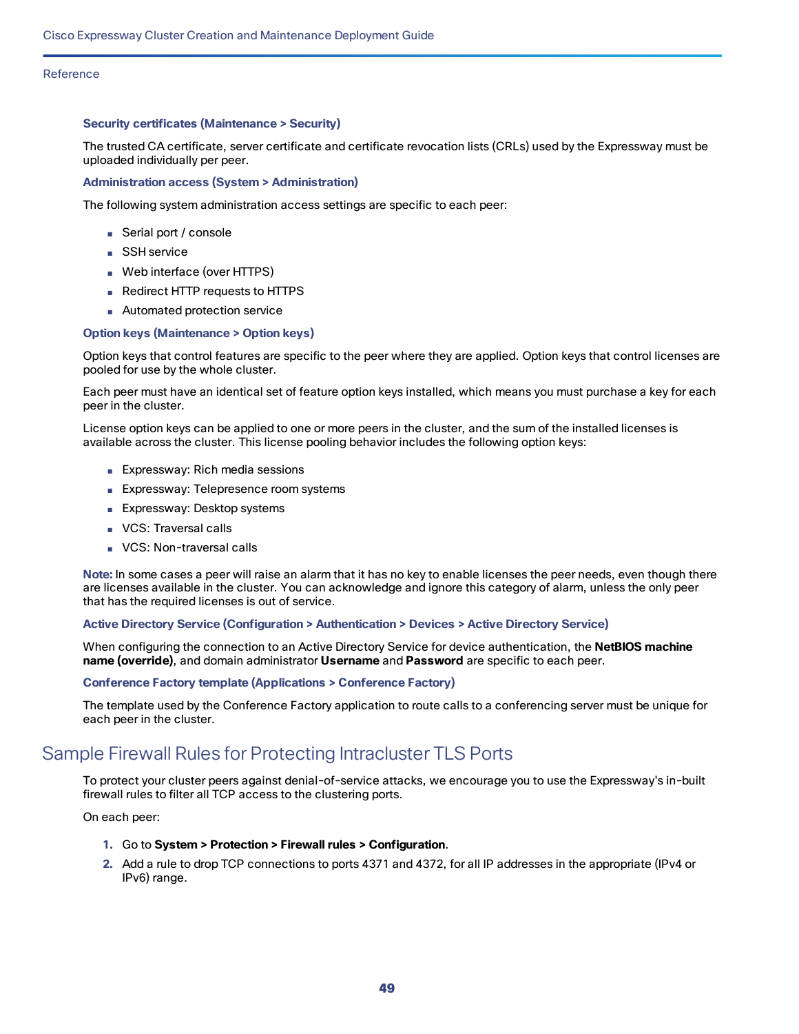#### Security certificates (Maintenance > Security)

The trusted CA certificate, server certificate and certificate revocation lists (CRLs) used by the Expressway must be uploaded individually per peer.

#### Administration access (System > Administration)

The following system administration access settings are specific to each peer:

- Serial port / console
- SSH service
- Web interface (over HTTPS)
- Redirect HTTP requests to HTTPS
- Automated protection service

#### Option keys (Maintenance > Option keys)

Option keys that control features are specific to the peer where they are applied. Option keys that control licenses are pooled for use by the whole cluster.

Each peer must have an identical set of feature option keys installed, which means you must purchase a key for each peer in the cluster.

License option keys can be applied to one or more peers in the cluster, and the sum of the installed licenses is available across the cluster. This license pooling behavior includes the following option keys:

- Expressway: Rich media sessions
- Expressway: Telepresence room systems
- Expressway: Desktop systems
- VCS: Traversal calls
- VCS: Non-traversal calls

**Note:** In some cases a peer will raise an alarm that it has no key to enable licenses the peer needs, even though there are licenses available in the cluster. You can acknowledge and ignore this category of alarm, unless the only peer that has the required licenses is out of service.

#### Active Directory Service (Configuration > Authentication > Devices > Active Directory Service)

When configuring the connection to an Active Directory Service for device authentication, the **NetBIOS machine name (override)**, and domain administrator **Username** and **Password** are specific to each peer.

#### Conference Factory template (Applications > Conference Factory)

The template used by the Conference Factory application to route calls to a conferencing server must be unique for each peer in the cluster.

## Sample Firewall Rules for Protecting Intracluster TLS Ports

To protect your cluster peers against denial-of-service attacks, we encourage you to use the Expressway's in-built firewall rules to filter all TCP access to the clustering ports.

On each peer:

1. Go to **System > Protection > Firewall rules > Configuration**.
2. Add a rule to drop TCP connections to ports 4371 and 4372, for all IP addresses in the appropriate (IPv4 or IPv6) range.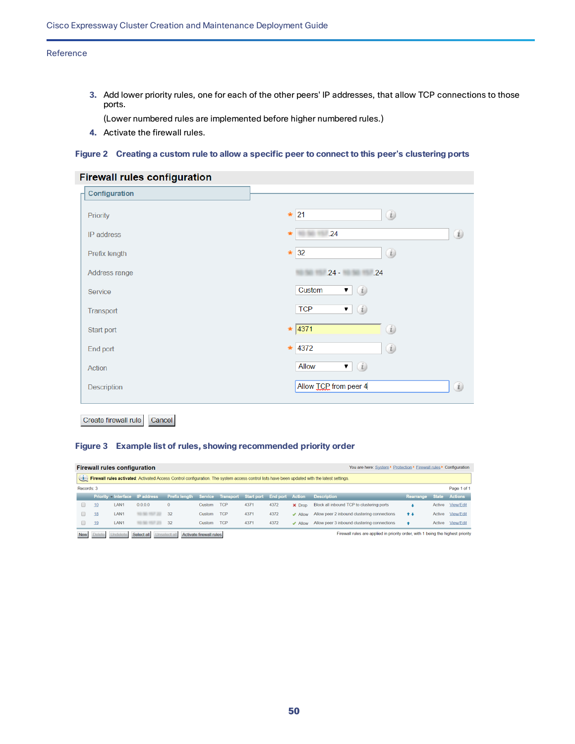3. Add lower priority rules, one for each of the other peers' IP addresses, that allow TCP connections to those ports.

   (Lower numbered rules are implemented before higher numbered rules.)

4. Activate the firewall rules.

**Figure 2 Creating a custom rule to allow a specific peer to connect to this peer's clustering ports**

**Firewall rules configuration**

**Configuration**

| Field | Value |
|---|---|
| Priority * | 21 |
| IP address * | .24 |
| Prefix length * | 32 |
| Address range | .24 - .24 |
| Service | Custom |
| Transport | TCP |
| Start port * | 4371 |
| End port * | 4372 |
| Action | Allow |
| Description | Allow TCP from peer 4 |

Create firewall rule | Cancel

**Figure 3 Example list of rules, showing recommended priority order**

**Firewall rules configuration**

You are here: System • Protection • Firewall rules • Configuration

Firewall rules activated: Activated Access Control configuration. The system access control lists have been updated with the latest settings.

Records: 3 Page 1 of 1

| Priority | Interface | IP address | Prefix length | Service | Transport | Start port | End port | Action | Description | Rearrange | State | Actions |
|---|---|---|---|---|---|---|---|---|---|---|---|---|
| 10 | LAN1 | 0.0.0.0 | 0 | Custom | TCP | 4371 | 4372 | Drop | Block all inbound TCP to clustering ports | ↓ | Active | View/Edit |
| 18 | LAN1 | | 32 | Custom | TCP | 4371 | 4372 | Allow | Allow peer 2 inbound clustering connections | ↑↓ | Active | View/Edit |
| 19 | LAN1 | | 32 | Custom | TCP | 4371 | 4372 | Allow | Allow peer 3 inbound clustering connections | ↑ | Active | View/Edit |

New | Delete | Undelete | Select all | Unselect all | Activate firewall rules

Firewall rules are applied in priority order, with 1 being the highest priority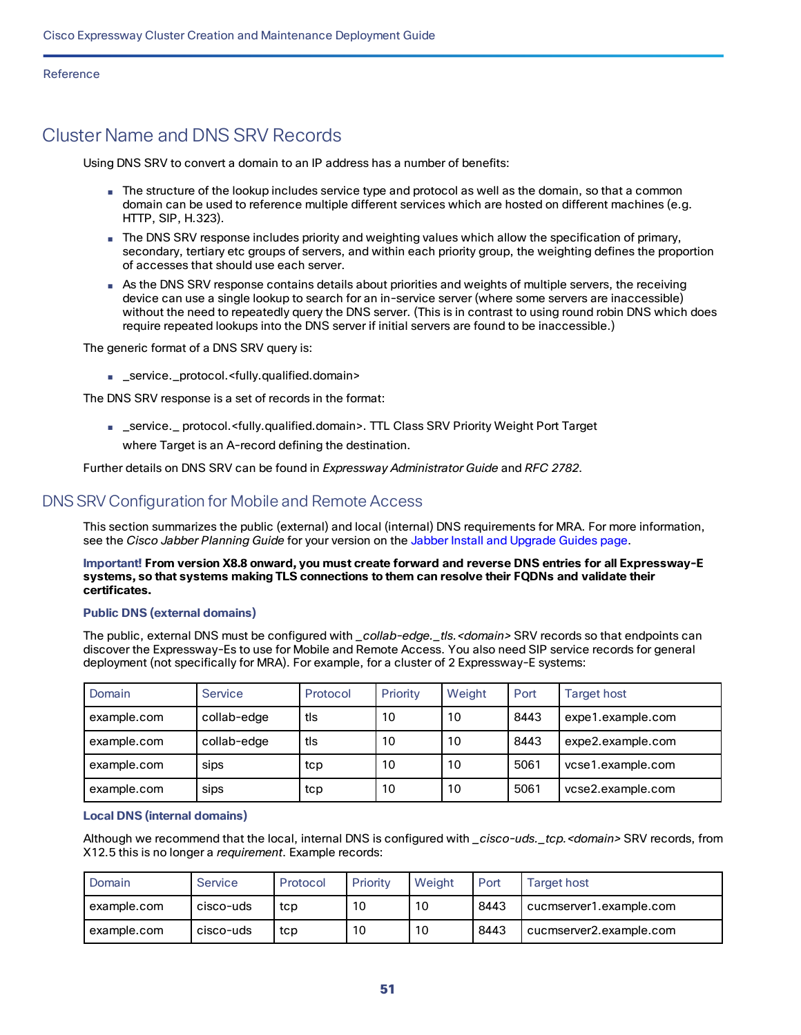# Cluster Name and DNS SRV Records

Using DNS SRV to convert a domain to an IP address has a number of benefits:

- The structure of the lookup includes service type and protocol as well as the domain, so that a common domain can be used to reference multiple different services which are hosted on different machines (e.g. HTTP, SIP, H.323).
- The DNS SRV response includes priority and weighting values which allow the specification of primary, secondary, tertiary etc groups of servers, and within each priority group, the weighting defines the proportion of accesses that should use each server.
- As the DNS SRV response contains details about priorities and weights of multiple servers, the receiving device can use a single lookup to search for an in-service server (where some servers are inaccessible) without the need to repeatedly query the DNS server. (This is in contrast to using round robin DNS which does require repeated lookups into the DNS server if initial servers are found to be inaccessible.)

The generic format of a DNS SRV query is:

- _service._protocol.<fully.qualified.domain>

The DNS SRV response is a set of records in the format:

- _service._ protocol.<fully.qualified.domain>. TTL Class SRV Priority Weight Port Target

  where Target is an A-record defining the destination.

Further details on DNS SRV can be found in *Expressway Administrator Guide* and *RFC 2782*.

## DNS SRV Configuration for Mobile and Remote Access

This section summarizes the public (external) and local (internal) DNS requirements for MRA. For more information, see the *Cisco Jabber Planning Guide* for your version on the Jabber Install and Upgrade Guides page.

**Important! From version X8.8 onward, you must create forward and reverse DNS entries for all Expressway-E systems, so that systems making TLS connections to them can resolve their FQDNs and validate their certificates.**

### Public DNS (external domains)

The public, external DNS must be configured with *_collab-edge._tls.<domain>* SRV records so that endpoints can discover the Expressway-Es to use for Mobile and Remote Access. You also need SIP service records for general deployment (not specifically for MRA). For example, for a cluster of 2 Expressway-E systems:

| Domain | Service | Protocol | Priority | Weight | Port | Target host |
|---|---|---|---|---|---|---|
| example.com | collab-edge | tls | 10 | 10 | 8443 | expe1.example.com |
| example.com | collab-edge | tls | 10 | 10 | 8443 | expe2.example.com |
| example.com | sips | tcp | 10 | 10 | 5061 | vcse1.example.com |
| example.com | sips | tcp | 10 | 10 | 5061 | vcse2.example.com |

### Local DNS (internal domains)

Although we recommend that the local, internal DNS is configured with *_cisco-uds._tcp.<domain>* SRV records, from X12.5 this is no longer a *requirement*. Example records:

| Domain | Service | Protocol | Priority | Weight | Port | Target host |
|---|---|---|---|---|---|---|
| example.com | cisco-uds | tcp | 10 | 10 | 8443 | cucmserver1.example.com |
| example.com | cisco-uds | tcp | 10 | 10 | 8443 | cucmserver2.example.com |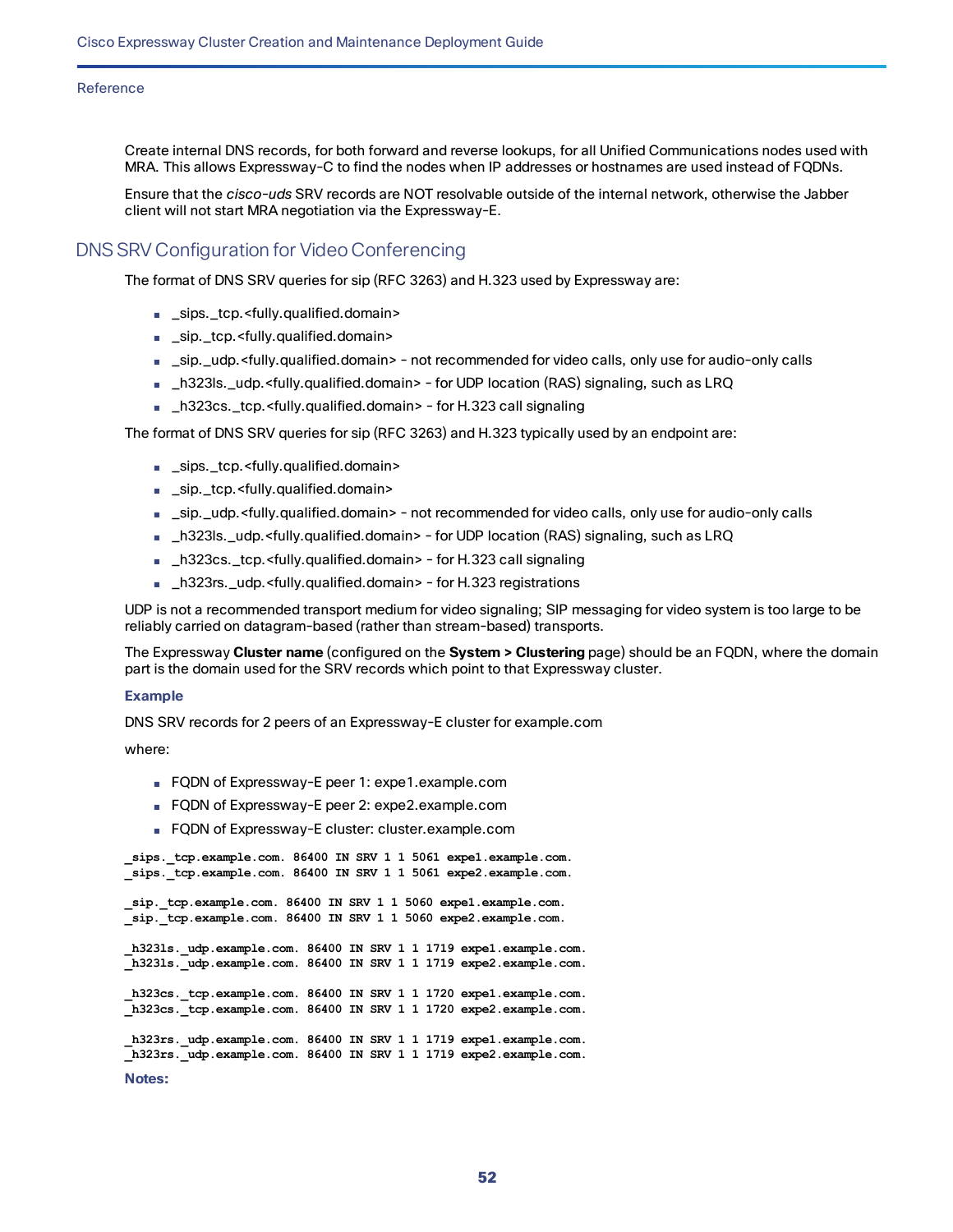Create internal DNS records, for both forward and reverse lookups, for all Unified Communications nodes used with MRA. This allows Expressway-C to find the nodes when IP addresses or hostnames are used instead of FQDNs.

Ensure that the *cisco-uds* SRV records are NOT resolvable outside of the internal network, otherwise the Jabber client will not start MRA negotiation via the Expressway-E.

## DNS SRV Configuration for Video Conferencing

The format of DNS SRV queries for sip (RFC 3263) and H.323 used by Expressway are:

- _sips._tcp.<fully.qualified.domain>
- _sip._tcp.<fully.qualified.domain>
- _sip._udp.<fully.qualified.domain> - not recommended for video calls, only use for audio-only calls
- _h323ls._udp.<fully.qualified.domain> - for UDP location (RAS) signaling, such as LRQ
- _h323cs._tcp.<fully.qualified.domain> - for H.323 call signaling

The format of DNS SRV queries for sip (RFC 3263) and H.323 typically used by an endpoint are:

- _sips._tcp.<fully.qualified.domain>
- _sip._tcp.<fully.qualified.domain>
- _sip._udp.<fully.qualified.domain> - not recommended for video calls, only use for audio-only calls
- _h323ls._udp.<fully.qualified.domain> - for UDP location (RAS) signaling, such as LRQ
- _h323cs._tcp.<fully.qualified.domain> - for H.323 call signaling
- _h323rs._udp.<fully.qualified.domain> - for H.323 registrations

UDP is not a recommended transport medium for video signaling; SIP messaging for video system is too large to be reliably carried on datagram-based (rather than stream-based) transports.

The Expressway **Cluster name** (configured on the **System > Clustering** page) should be an FQDN, where the domain part is the domain used for the SRV records which point to that Expressway cluster.

**Example**

DNS SRV records for 2 peers of an Expressway-E cluster for example.com

where:

- FQDN of Expressway-E peer 1: expe1.example.com
- FQDN of Expressway-E peer 2: expe2.example.com
- FQDN of Expressway-E cluster: cluster.example.com

```
_sips._tcp.example.com. 86400 IN SRV 1 1 5061 expe1.example.com.
_sips._tcp.example.com. 86400 IN SRV 1 1 5061 expe2.example.com.

_sip._tcp.example.com. 86400 IN SRV 1 1 5060 expe1.example.com.
_sip._tcp.example.com. 86400 IN SRV 1 1 5060 expe2.example.com.

_h323ls._udp.example.com. 86400 IN SRV 1 1 1719 expe1.example.com.
_h323ls._udp.example.com. 86400 IN SRV 1 1 1719 expe2.example.com.

_h323cs._tcp.example.com. 86400 IN SRV 1 1 1720 expe1.example.com.
_h323cs._tcp.example.com. 86400 IN SRV 1 1 1720 expe2.example.com.

_h323rs._udp.example.com. 86400 IN SRV 1 1 1719 expe1.example.com.
_h323rs._udp.example.com. 86400 IN SRV 1 1 1719 expe2.example.com.
```

**Notes:**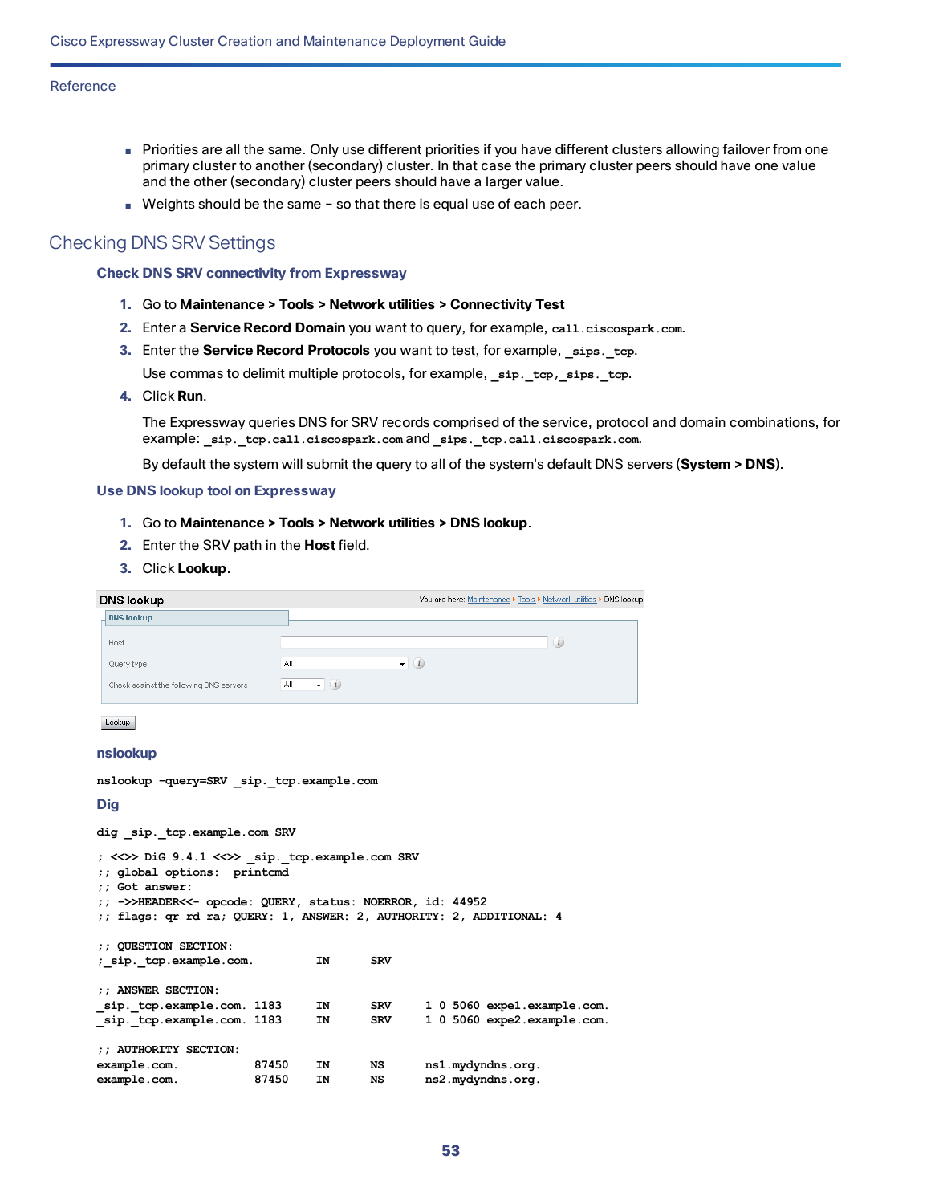- Priorities are all the same. Only use different priorities if you have different clusters allowing failover from one primary cluster to another (secondary) cluster. In that case the primary cluster peers should have one value and the other (secondary) cluster peers should have a larger value.
- Weights should be the same – so that there is equal use of each peer.

## Checking DNS SRV Settings

### Check DNS SRV connectivity from Expressway

1. Go to **Maintenance > Tools > Network utilities > Connectivity Test**
2. Enter a **Service Record Domain** you want to query, for example, `call.ciscospark.com`.
3. Enter the **Service Record Protocols** you want to test, for example, `_sips._tcp`.

   Use commas to delimit multiple protocols, for example, `_sip._tcp,_sips._tcp`.
4. Click **Run**.

   The Expressway queries DNS for SRV records comprised of the service, protocol and domain combinations, for example: `_sip._tcp.call.ciscospark.com` and `_sips._tcp.call.ciscospark.com`.

   By default the system will submit the query to all of the system's default DNS servers (**System > DNS**).

### Use DNS lookup tool on Expressway

1. Go to **Maintenance > Tools > Network utilities > DNS lookup**.
2. Enter the SRV path in the **Host** field.
3. Click **Lookup**.

DNS lookup

You are here: Maintenance ▸ Tools ▸ Network utilities ▸ DNS lookup

DNS lookup

Host

Query type: All

Check against the following DNS servers: All

Lookup

### nslookup

```
nslookup -query=SRV _sip._tcp.example.com
```

### Dig

```
dig _sip._tcp.example.com SRV
```

```
; <<>> DiG 9.4.1 <<>> _sip._tcp.example.com SRV
;; global options:  printcmd
;; Got answer:
;; ->>HEADER<<- opcode: QUERY, status: NOERROR, id: 44952
;; flags: qr rd ra; QUERY: 1, ANSWER: 2, AUTHORITY: 2, ADDITIONAL: 4

;; QUESTION SECTION:
;_sip._tcp.example.com.         IN      SRV

;; ANSWER SECTION:
_sip._tcp.example.com. 1183     IN      SRV     1 0 5060 expe1.example.com.
_sip._tcp.example.com. 1183     IN      SRV     1 0 5060 expe2.example.com.

;; AUTHORITY SECTION:
example.com.           87450    IN      NS      ns1.mydyndns.org.
example.com.           87450    IN      NS      ns2.mydyndns.org.
```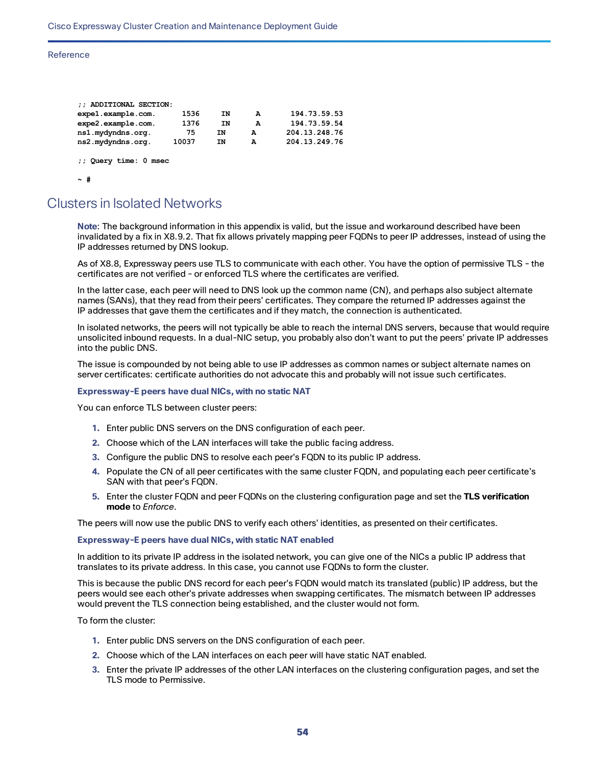```
;; ADDITIONAL SECTION:
expe1.example.com.      1536    IN      A       194.73.59.53
expe2.example.com.      1376    IN      A       194.73.59.54
ns1.mydyndns.org.       75      IN      A       204.13.248.76
ns2.mydyndns.org.       10037   IN      A       204.13.249.76

;; Query time: 0 msec

~ #
```

## Clusters in Isolated Networks

**Note**: The background information in this appendix is valid, but the issue and workaround described have been invalidated by a fix in X8.9.2. That fix allows privately mapping peer FQDNs to peer IP addresses, instead of using the IP addresses returned by DNS lookup.

As of X8.8, Expressway peers use TLS to communicate with each other. You have the option of permissive TLS - the certificates are not verified - or enforced TLS where the certificates are verified.

In the latter case, each peer will need to DNS look up the common name (CN), and perhaps also subject alternate names (SANs), that they read from their peers' certificates. They compare the returned IP addresses against the IP addresses that gave them the certificates and if they match, the connection is authenticated.

In isolated networks, the peers will not typically be able to reach the internal DNS servers, because that would require unsolicited inbound requests. In a dual-NIC setup, you probably also don't want to put the peers' private IP addresses into the public DNS.

The issue is compounded by not being able to use IP addresses as common names or subject alternate names on server certificates: certificate authorities do not advocate this and probably will not issue such certificates.

### Expressway-E peers have dual NICs, with no static NAT

You can enforce TLS between cluster peers:

1. Enter public DNS servers on the DNS configuration of each peer.
2. Choose which of the LAN interfaces will take the public facing address.
3. Configure the public DNS to resolve each peer's FQDN to its public IP address.
4. Populate the CN of all peer certificates with the same cluster FQDN, and populating each peer certificate's SAN with that peer's FQDN.
5. Enter the cluster FQDN and peer FQDNs on the clustering configuration page and set the **TLS verification mode** to *Enforce*.

The peers will now use the public DNS to verify each others' identities, as presented on their certificates.

### Expressway-E peers have dual NICs, with static NAT enabled

In addition to its private IP address in the isolated network, you can give one of the NICs a public IP address that translates to its private address. In this case, you cannot use FQDNs to form the cluster.

This is because the public DNS record for each peer's FQDN would match its translated (public) IP address, but the peers would see each other's private addresses when swapping certificates. The mismatch between IP addresses would prevent the TLS connection being established, and the cluster would not form.

To form the cluster:

1. Enter public DNS servers on the DNS configuration of each peer.
2. Choose which of the LAN interfaces on each peer will have static NAT enabled.
3. Enter the private IP addresses of the other LAN interfaces on the clustering configuration pages, and set the TLS mode to Permissive.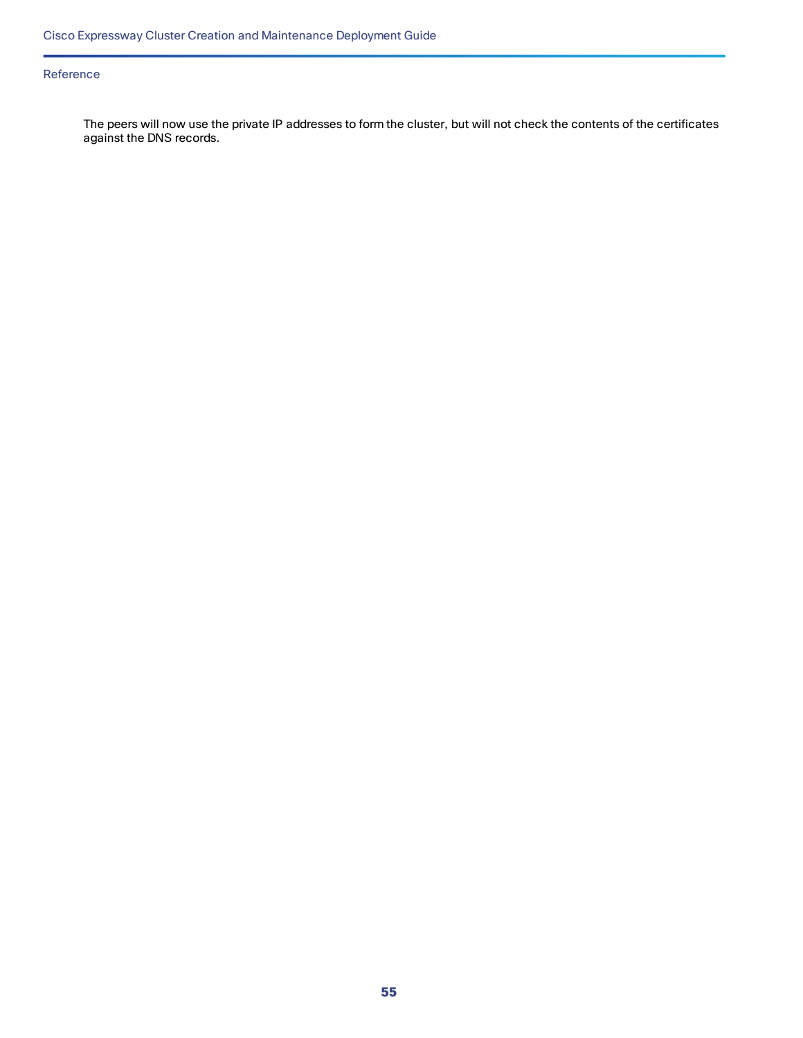The peers will now use the private IP addresses to form the cluster, but will not check the contents of the certificates against the DNS records.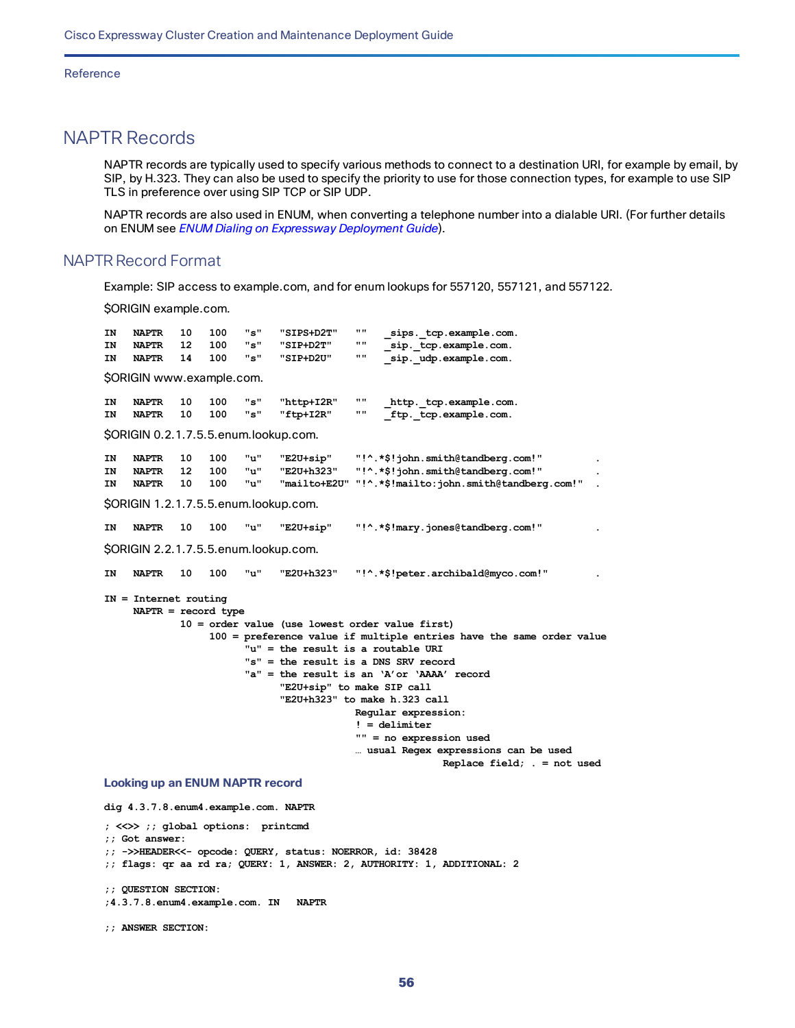# NAPTR Records

NAPTR records are typically used to specify various methods to connect to a destination URI, for example by email, by SIP, by H.323. They can also be used to specify the priority to use for those connection types, for example to use SIP TLS in preference over using SIP TCP or SIP UDP.

NAPTR records are also used in ENUM, when converting a telephone number into a dialable URI. (For further details on ENUM see *ENUM Dialing on Expressway Deployment Guide*).

## NAPTR Record Format

Example: SIP access to example.com, and for enum lookups for 557120, 557121, and 557122.

$ORIGIN example.com.

```
IN   NAPTR   10   100   "s"   "SIPS+D2T"   ""   _sips._tcp.example.com.
IN   NAPTR   12   100   "s"   "SIP+D2T"    ""   _sip._tcp.example.com.
IN   NAPTR   14   100   "s"   "SIP+D2U"    ""   _sip._udp.example.com.
```

$ORIGIN www.example.com.

```
IN   NAPTR   10   100   "s"   "http+I2R"   ""   _http._tcp.example.com.
IN   NAPTR   10   100   "s"   "ftp+I2R"    ""   _ftp._tcp.example.com.
```

$ORIGIN 0.2.1.7.5.5.enum.lookup.com.

```
IN   NAPTR   10   100   "u"   "E2U+sip"     "!^.*$!john.smith@tandberg.com!"          .
IN   NAPTR   12   100   "u"   "E2U+h323"    "!^.*$!john.smith@tandberg.com!"          .
IN   NAPTR   10   100   "u"   "mailto+E2U"  "!^.*$!mailto:john.smith@tandberg.com!"   .
```

$ORIGIN 1.2.1.7.5.5.enum.lookup.com.

```
IN   NAPTR   10   100   "u"   "E2U+sip"     "!^.*$!mary.jones@tandberg.com!"          .
```

$ORIGIN 2.2.1.7.5.5.enum.lookup.com.

```
IN   NAPTR   10   100   "u"   "E2U+h323"    "!^.*$!peter.archibald@myco.com!"         .

IN = Internet routing
     NAPTR = record type
             10 = order value (use lowest order value first)
                  100 = preference value if multiple entries have the same order value
                        "u" = the result is a routable URI
                        "s" = the result is a DNS SRV record
                        "a" = the result is an 'A'or 'AAAA' record
                              "E2U+sip" to make SIP call
                              "E2U+h323" to make h.323 call
                                          Regular expression:
                                          ! = delimiter
                                          "" = no expression used
                                          … usual Regex expressions can be used
                                                         Replace field; . = not used
```

### Looking up an ENUM NAPTR record

```
dig 4.3.7.8.enum4.example.com. NAPTR

; <<>> ;; global options:  printcmd
;; Got answer:
;; ->>HEADER<<- opcode: QUERY, status: NOERROR, id: 38428
;; flags: qr aa rd ra; QUERY: 1, ANSWER: 2, AUTHORITY: 1, ADDITIONAL: 2

;; QUESTION SECTION:
;4.3.7.8.enum4.example.com. IN   NAPTR

;; ANSWER SECTION:
```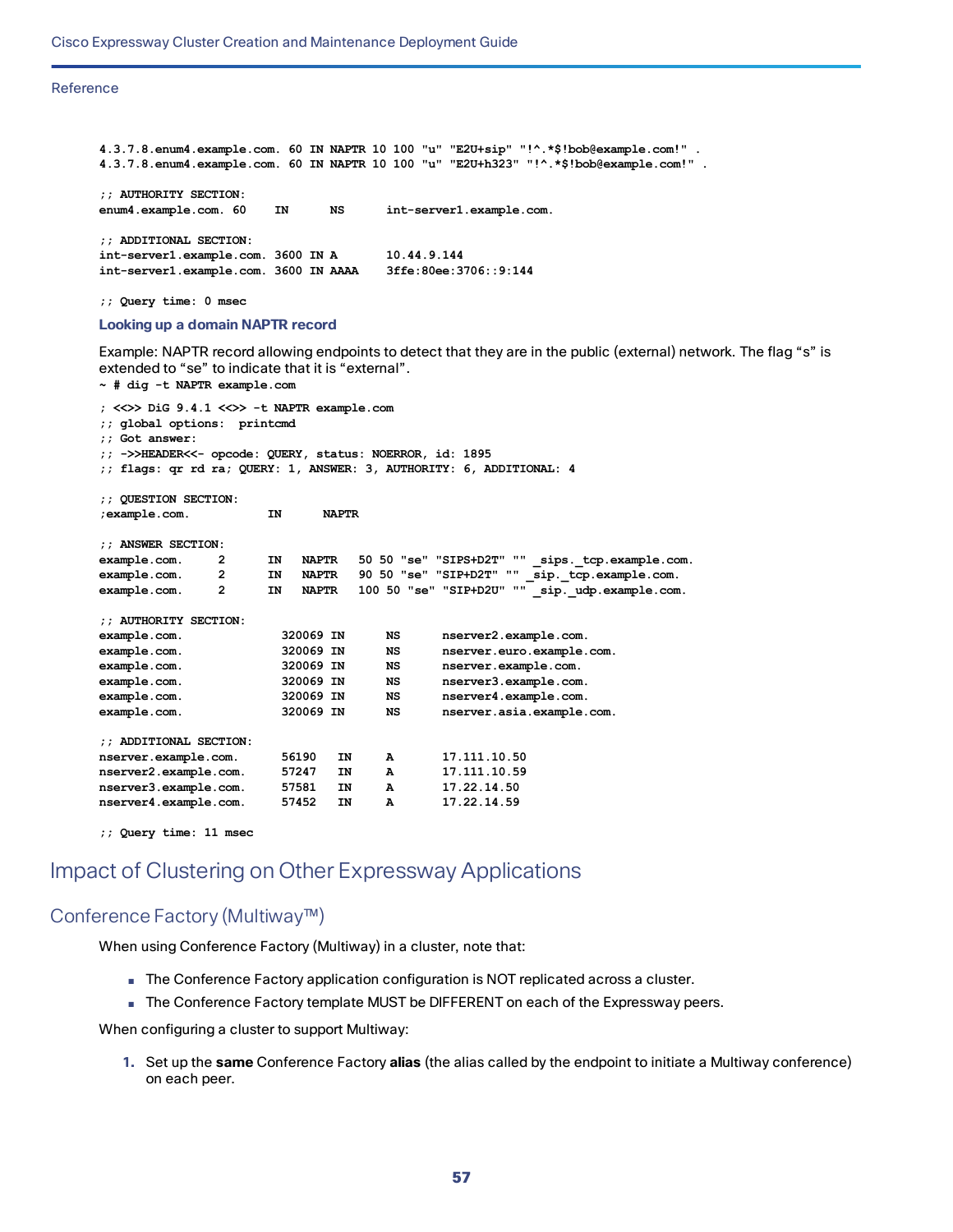```
4.3.7.8.enum4.example.com. 60 IN NAPTR 10 100 "u" "E2U+sip" "!^.*$!bob@example.com!" .
4.3.7.8.enum4.example.com. 60 IN NAPTR 10 100 "u" "E2U+h323" "!^.*$!bob@example.com!" .

;; AUTHORITY SECTION:
enum4.example.com. 60    IN      NS      int-server1.example.com.

;; ADDITIONAL SECTION:
int-server1.example.com. 3600 IN A       10.44.9.144
int-server1.example.com. 3600 IN AAAA    3ffe:80ee:3706::9:144

;; Query time: 0 msec
```

### Looking up a domain NAPTR record

Example: NAPTR record allowing endpoints to detect that they are in the public (external) network. The flag “s” is extended to “se” to indicate that it is “external”.

```
~ # dig -t NAPTR example.com
```

```
; <<>> DiG 9.4.1 <<>> -t NAPTR example.com
;; global options:  printcmd
;; Got answer:
;; ->>HEADER<<- opcode: QUERY, status: NOERROR, id: 1895
;; flags: qr rd ra; QUERY: 1, ANSWER: 3, AUTHORITY: 6, ADDITIONAL: 4

;; QUESTION SECTION:
;example.com.           IN      NAPTR

;; ANSWER SECTION:
example.com.     2      IN   NAPTR   50 50 "se" "SIPS+D2T" "" _sips._tcp.example.com.
example.com.     2      IN   NAPTR   90 50 "se" "SIP+D2T" "" _sip._tcp.example.com.
example.com.     2      IN   NAPTR   100 50 "se" "SIP+D2U" "" _sip._udp.example.com.

;; AUTHORITY SECTION:
example.com.             320069 IN      NS      nserver2.example.com.
example.com.             320069 IN      NS      nserver.euro.example.com.
example.com.             320069 IN      NS      nserver.example.com.
example.com.             320069 IN      NS      nserver3.example.com.
example.com.             320069 IN      NS      nserver4.example.com.
example.com.             320069 IN      NS      nserver.asia.example.com.

;; ADDITIONAL SECTION:
nserver.example.com.     56190   IN     A       17.111.10.50
nserver2.example.com.    57247   IN     A       17.111.10.59
nserver3.example.com.    57581   IN     A       17.22.14.50
nserver4.example.com.    57452   IN     A       17.22.14.59

;; Query time: 11 msec
```

# Impact of Clustering on Other Expressway Applications

## Conference Factory (Multiway™)

When using Conference Factory (Multiway) in a cluster, note that:

- The Conference Factory application configuration is NOT replicated across a cluster.
- The Conference Factory template MUST be DIFFERENT on each of the Expressway peers.

When configuring a cluster to support Multiway:

1. Set up the **same** Conference Factory **alias** (the alias called by the endpoint to initiate a Multiway conference) on each peer.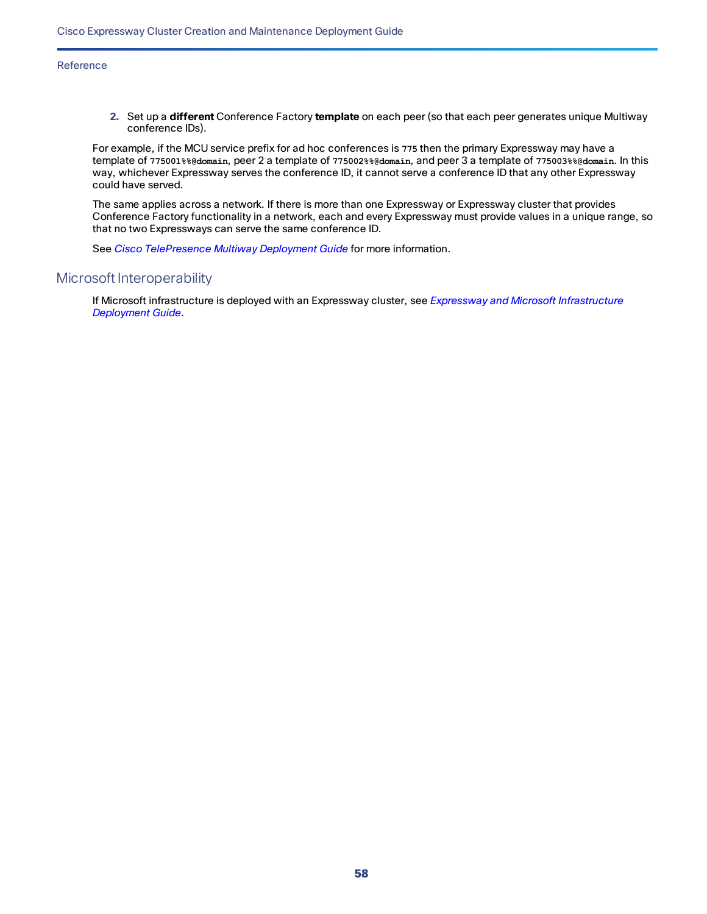2. Set up a **different** Conference Factory **template** on each peer (so that each peer generates unique Multiway conference IDs).

For example, if the MCU service prefix for ad hoc conferences is `775` then the primary Expressway may have a template of `775001%%@domain`, peer 2 a template of `775002%%@domain`, and peer 3 a template of `775003%%@domain`. In this way, whichever Expressway serves the conference ID, it cannot serve a conference ID that any other Expressway could have served.

The same applies across a network. If there is more than one Expressway or Expressway cluster that provides Conference Factory functionality in a network, each and every Expressway must provide values in a unique range, so that no two Expressways can serve the same conference ID.

See *Cisco TelePresence Multiway Deployment Guide* for more information.

## Microsoft Interoperability

If Microsoft infrastructure is deployed with an Expressway cluster, see *Expressway and Microsoft Infrastructure Deployment Guide*.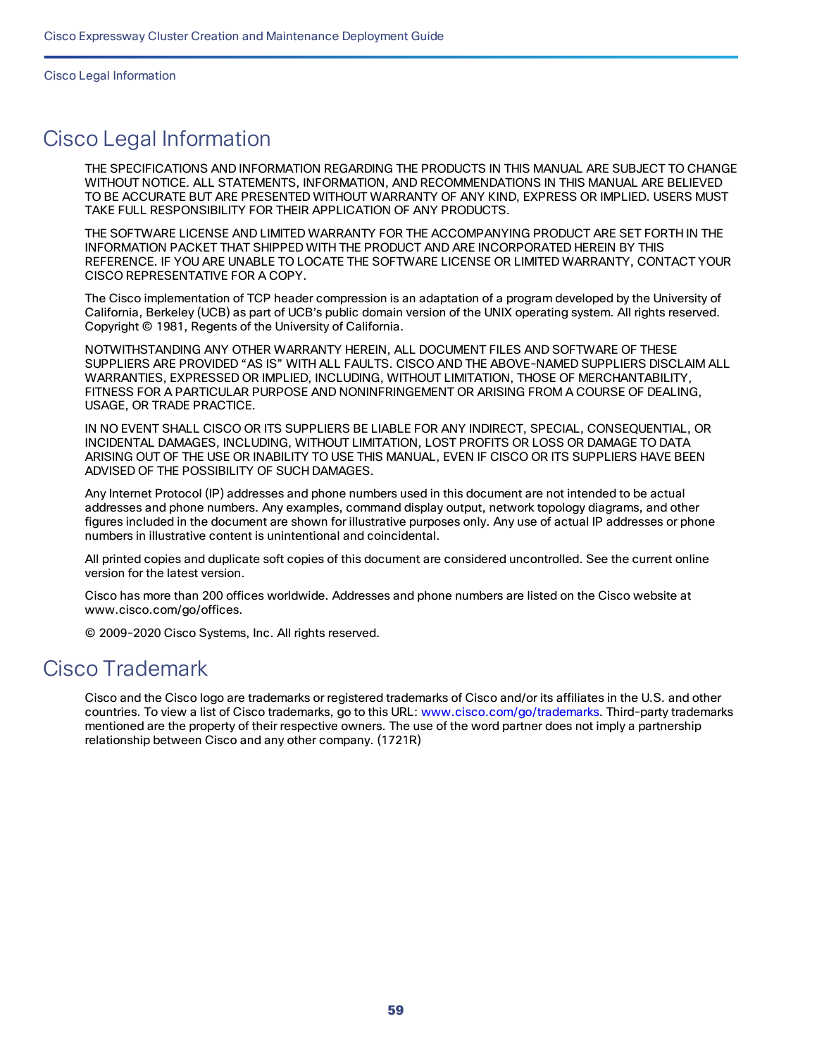# Cisco Legal Information

THE SPECIFICATIONS AND INFORMATION REGARDING THE PRODUCTS IN THIS MANUAL ARE SUBJECT TO CHANGE WITHOUT NOTICE. ALL STATEMENTS, INFORMATION, AND RECOMMENDATIONS IN THIS MANUAL ARE BELIEVED TO BE ACCURATE BUT ARE PRESENTED WITHOUT WARRANTY OF ANY KIND, EXPRESS OR IMPLIED. USERS MUST TAKE FULL RESPONSIBILITY FOR THEIR APPLICATION OF ANY PRODUCTS.

THE SOFTWARE LICENSE AND LIMITED WARRANTY FOR THE ACCOMPANYING PRODUCT ARE SET FORTH IN THE INFORMATION PACKET THAT SHIPPED WITH THE PRODUCT AND ARE INCORPORATED HEREIN BY THIS REFERENCE. IF YOU ARE UNABLE TO LOCATE THE SOFTWARE LICENSE OR LIMITED WARRANTY, CONTACT YOUR CISCO REPRESENTATIVE FOR A COPY.

The Cisco implementation of TCP header compression is an adaptation of a program developed by the University of California, Berkeley (UCB) as part of UCB's public domain version of the UNIX operating system. All rights reserved. Copyright © 1981, Regents of the University of California.

NOTWITHSTANDING ANY OTHER WARRANTY HEREIN, ALL DOCUMENT FILES AND SOFTWARE OF THESE SUPPLIERS ARE PROVIDED "AS IS" WITH ALL FAULTS. CISCO AND THE ABOVE-NAMED SUPPLIERS DISCLAIM ALL WARRANTIES, EXPRESSED OR IMPLIED, INCLUDING, WITHOUT LIMITATION, THOSE OF MERCHANTABILITY, FITNESS FOR A PARTICULAR PURPOSE AND NONINFRINGEMENT OR ARISING FROM A COURSE OF DEALING, USAGE, OR TRADE PRACTICE.

IN NO EVENT SHALL CISCO OR ITS SUPPLIERS BE LIABLE FOR ANY INDIRECT, SPECIAL, CONSEQUENTIAL, OR INCIDENTAL DAMAGES, INCLUDING, WITHOUT LIMITATION, LOST PROFITS OR LOSS OR DAMAGE TO DATA ARISING OUT OF THE USE OR INABILITY TO USE THIS MANUAL, EVEN IF CISCO OR ITS SUPPLIERS HAVE BEEN ADVISED OF THE POSSIBILITY OF SUCH DAMAGES.

Any Internet Protocol (IP) addresses and phone numbers used in this document are not intended to be actual addresses and phone numbers. Any examples, command display output, network topology diagrams, and other figures included in the document are shown for illustrative purposes only. Any use of actual IP addresses or phone numbers in illustrative content is unintentional and coincidental.

All printed copies and duplicate soft copies of this document are considered uncontrolled. See the current online version for the latest version.

Cisco has more than 200 offices worldwide. Addresses and phone numbers are listed on the Cisco website at www.cisco.com/go/offices.

© 2009-2020 Cisco Systems, Inc. All rights reserved.

# Cisco Trademark

Cisco and the Cisco logo are trademarks or registered trademarks of Cisco and/or its affiliates in the U.S. and other countries. To view a list of Cisco trademarks, go to this URL: www.cisco.com/go/trademarks. Third-party trademarks mentioned are the property of their respective owners. The use of the word partner does not imply a partnership relationship between Cisco and any other company. (1721R)